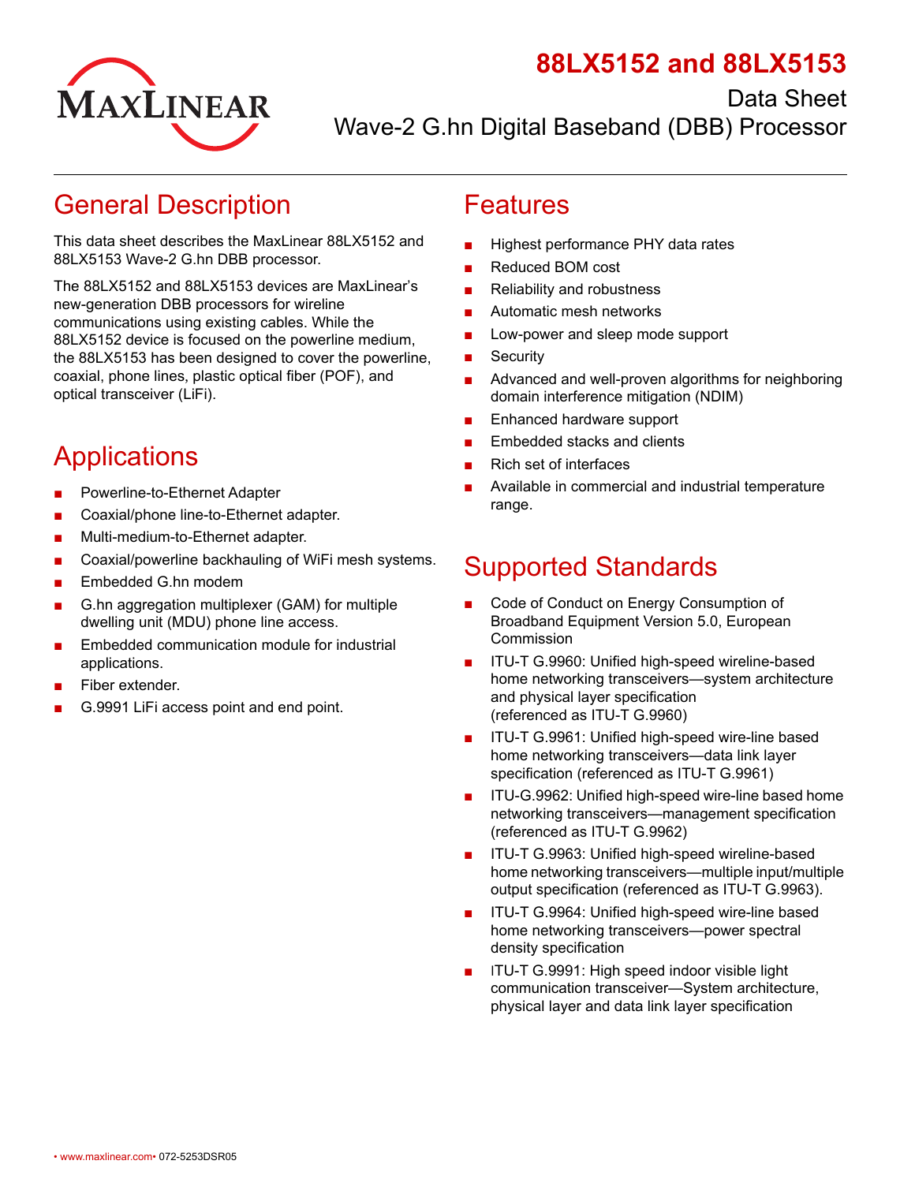# 88LX5152 and 88LX5153

Data Sheet
Wave-2 G.hn Digital Baseband (DBB) Processor

## General Description

This data sheet describes the MaxLinear 88LX5152 and 88LX5153 Wave-2 G.hn DBB processor.

The 88LX5152 and 88LX5153 devices are MaxLinear's new-generation DBB processors for wireline communications using existing cables. While the 88LX5152 device is focused on the powerline medium, the 88LX5153 has been designed to cover the powerline, coaxial, phone lines, plastic optical fiber (POF), and optical transceiver (LiFi).

## Applications

- Powerline-to-Ethernet Adapter
- Coaxial/phone line-to-Ethernet adapter.
- Multi-medium-to-Ethernet adapter.
- Coaxial/powerline backhauling of WiFi mesh systems.
- Embedded G.hn modem
- G.hn aggregation multiplexer (GAM) for multiple dwelling unit (MDU) phone line access.
- Embedded communication module for industrial applications.
- Fiber extender.
- G.9991 LiFi access point and end point.

## Features

- Highest performance PHY data rates
- Reduced BOM cost
- Reliability and robustness
- Automatic mesh networks
- Low-power and sleep mode support
- Security
- Advanced and well-proven algorithms for neighboring domain interference mitigation (NDIM)
- Enhanced hardware support
- Embedded stacks and clients
- Rich set of interfaces
- Available in commercial and industrial temperature range.

## Supported Standards

- Code of Conduct on Energy Consumption of Broadband Equipment Version 5.0, European Commission
- ITU-T G.9960: Unified high-speed wireline-based home networking transceivers—system architecture and physical layer specification (referenced as ITU-T G.9960)
- ITU-T G.9961: Unified high-speed wire-line based home networking transceivers—data link layer specification (referenced as ITU-T G.9961)
- ITU-G.9962: Unified high-speed wire-line based home networking transceivers—management specification (referenced as ITU-T G.9962)
- ITU-T G.9963: Unified high-speed wireline-based home networking transceivers—multiple input/multiple output specification (referenced as ITU-T G.9963).
- ITU-T G.9964: Unified high-speed wire-line based home networking transceivers—power spectral density specification
- ITU-T G.9991: High speed indoor visible light communication transceiver—System architecture, physical layer and data link layer specification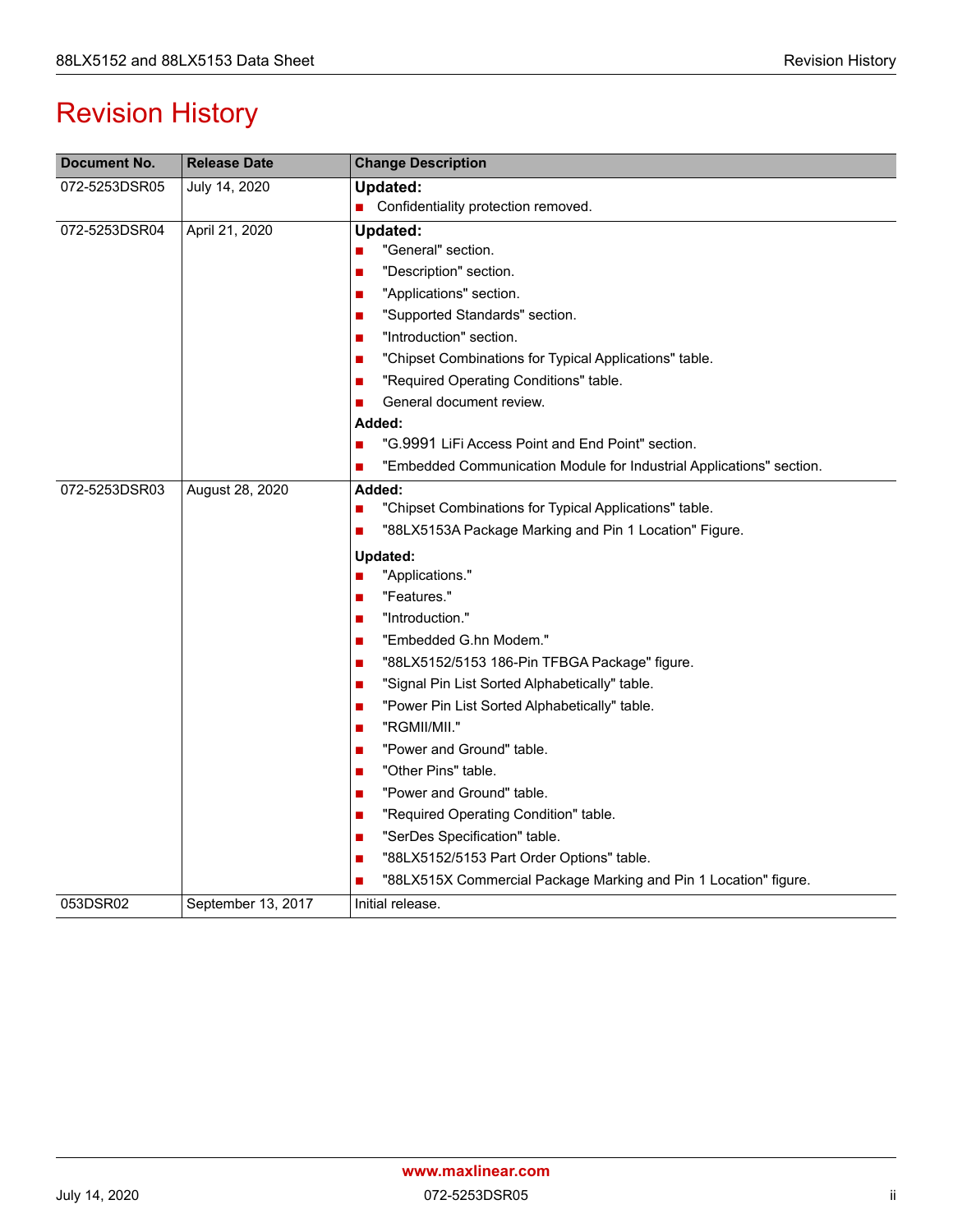# Revision History

| Document No. | Release Date | Change Description |
|---|---|---|
| 072-5253DSR05 | July 14, 2020 | **Updated:**<br>■ Confidentiality protection removed. |
| 072-5253DSR04 | April 21, 2020 | **Updated:**<br>■ "General" section.<br>■ "Description" section.<br>■ "Applications" section.<br>■ "Supported Standards" section.<br>■ "Introduction" section.<br>■ "Chipset Combinations for Typical Applications" table.<br>■ "Required Operating Conditions" table.<br>■ General document review.<br>**Added:**<br>■ "G.9991 LiFi Access Point and End Point" section.<br>■ "Embedded Communication Module for Industrial Applications" section. |
| 072-5253DSR03 | August 28, 2020 | **Added:**<br>■ "Chipset Combinations for Typical Applications" table.<br>■ "88LX5153A Package Marking and Pin 1 Location" Figure.<br>**Updated:**<br>■ "Applications."<br>■ "Features."<br>■ "Introduction."<br>■ "Embedded G.hn Modem."<br>■ "88LX5152/5153 186-Pin TFBGA Package" figure.<br>■ "Signal Pin List Sorted Alphabetically" table.<br>■ "Power Pin List Sorted Alphabetically" table.<br>■ "RGMII/MII."<br>■ "Power and Ground" table.<br>■ "Other Pins" table.<br>■ "Power and Ground" table.<br>■ "Required Operating Condition" table.<br>■ "SerDes Specification" table.<br>■ "88LX5152/5153 Part Order Options" table.<br>■ "88LX515X Commercial Package Marking and Pin 1 Location" figure. |
| 053DSR02 | September 13, 2017 | Initial release. |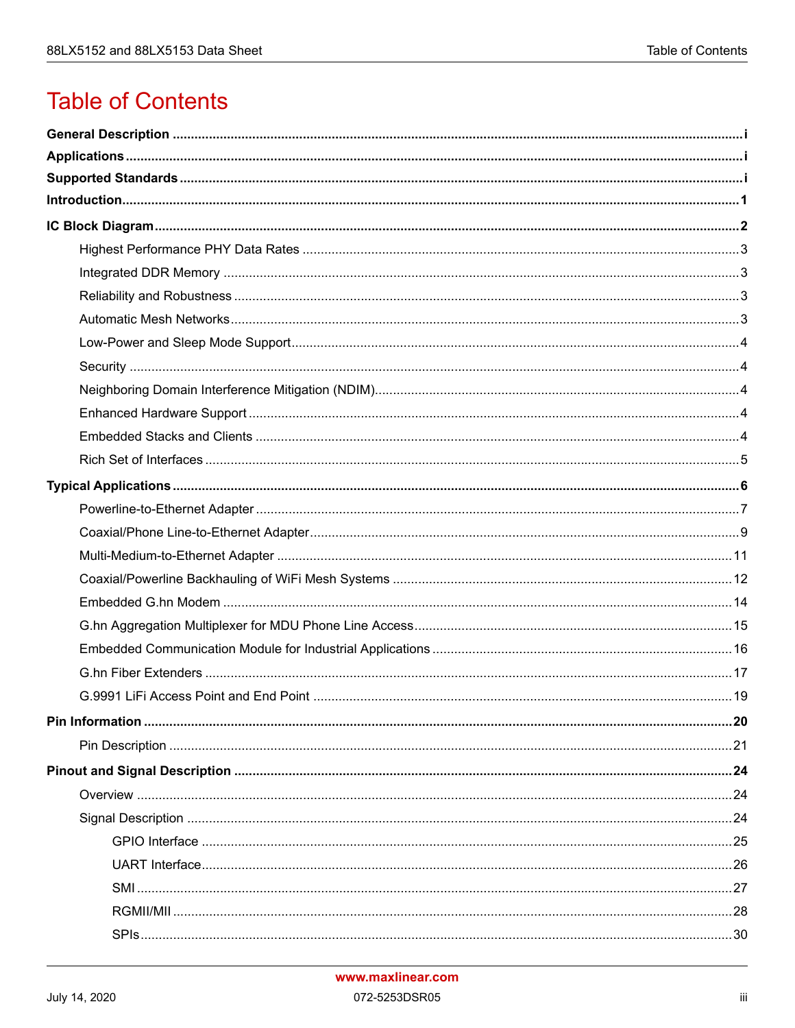# Table of Contents

**General Description** ..... i

**Applications** ..... i

**Supported Standards** ..... i

**Introduction** ..... 1

**IC Block Diagram** ..... 2

- Highest Performance PHY Data Rates ..... 3
- Integrated DDR Memory ..... 3
- Reliability and Robustness ..... 3
- Automatic Mesh Networks ..... 3
- Low-Power and Sleep Mode Support ..... 4
- Security ..... 4
- Neighboring Domain Interference Mitigation (NDIM) ..... 4
- Enhanced Hardware Support ..... 4
- Embedded Stacks and Clients ..... 4
- Rich Set of Interfaces ..... 5

**Typical Applications** ..... 6

- Powerline-to-Ethernet Adapter ..... 7
- Coaxial/Phone Line-to-Ethernet Adapter ..... 9
- Multi-Medium-to-Ethernet Adapter ..... 11
- Coaxial/Powerline Backhauling of WiFi Mesh Systems ..... 12
- Embedded G.hn Modem ..... 14
- G.hn Aggregation Multiplexer for MDU Phone Line Access ..... 15
- Embedded Communication Module for Industrial Applications ..... 16
- G.hn Fiber Extenders ..... 17
- G.9991 LiFi Access Point and End Point ..... 19

**Pin Information** ..... 20

- Pin Description ..... 21

**Pinout and Signal Description** ..... 24

- Overview ..... 24
- Signal Description ..... 24
  - GPIO Interface ..... 25
  - UART Interface ..... 26
  - SMI ..... 27
  - RGMII/MII ..... 28
  - SPIs ..... 30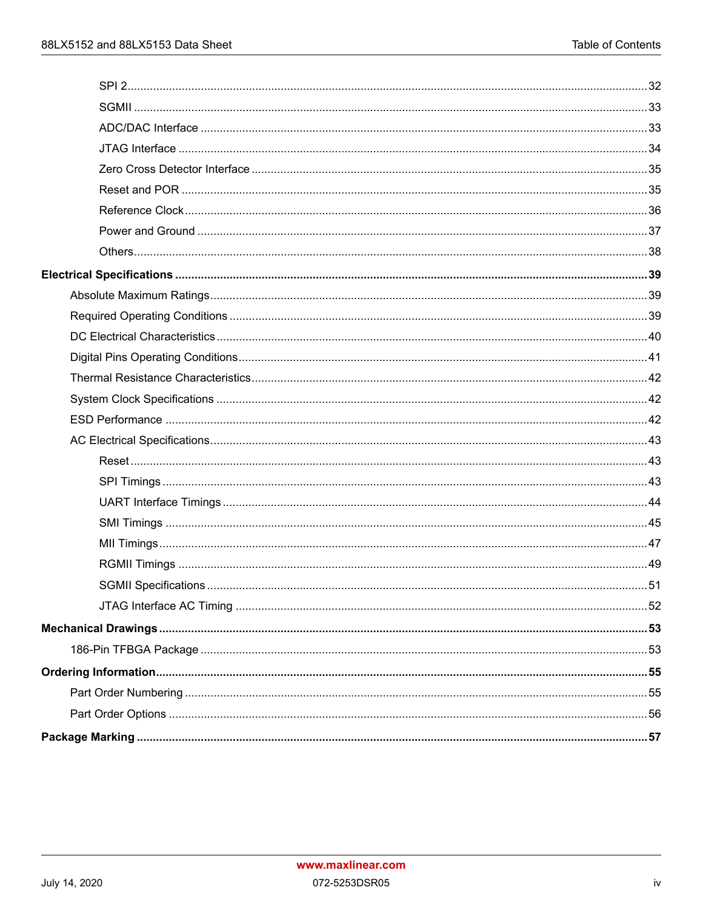SPI 2 .......... 32

SGMII .......... 33

ADC/DAC Interface .......... 33

JTAG Interface .......... 34

Zero Cross Detector Interface .......... 35

Reset and POR .......... 35

Reference Clock .......... 36

Power and Ground .......... 37

Others .......... 38

**Electrical Specifications .......... 39**

Absolute Maximum Ratings .......... 39

Required Operating Conditions .......... 39

DC Electrical Characteristics .......... 40

Digital Pins Operating Conditions .......... 41

Thermal Resistance Characteristics .......... 42

System Clock Specifications .......... 42

ESD Performance .......... 42

AC Electrical Specifications .......... 43

Reset .......... 43

SPI Timings .......... 43

UART Interface Timings .......... 44

SMI Timings .......... 45

MII Timings .......... 47

RGMII Timings .......... 49

SGMII Specifications .......... 51

JTAG Interface AC Timing .......... 52

**Mechanical Drawings .......... 53**

186-Pin TFBGA Package .......... 53

**Ordering Information .......... 55**

Part Order Numbering .......... 55

Part Order Options .......... 56

**Package Marking .......... 57**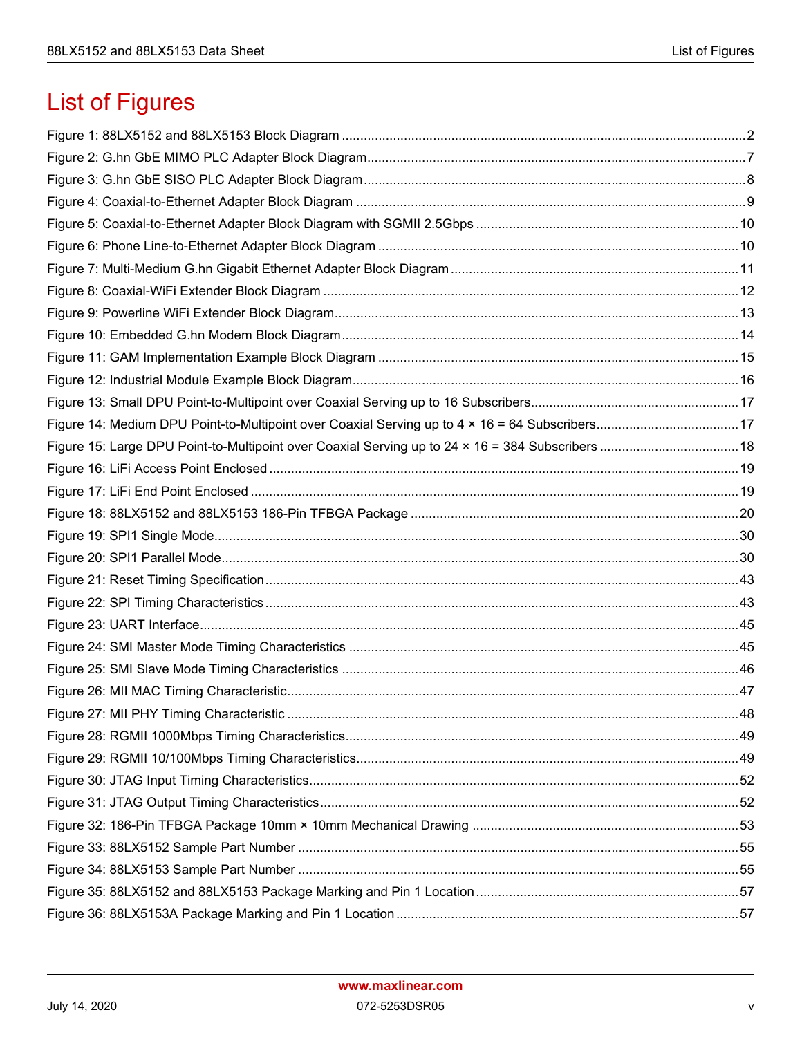# List of Figures

Figure 1: 88LX5152 and 88LX5153 Block Diagram ..... 2
Figure 2: G.hn GbE MIMO PLC Adapter Block Diagram ..... 7
Figure 3: G.hn GbE SISO PLC Adapter Block Diagram ..... 8
Figure 4: Coaxial-to-Ethernet Adapter Block Diagram ..... 9
Figure 5: Coaxial-to-Ethernet Adapter Block Diagram with SGMII 2.5Gbps ..... 10
Figure 6: Phone Line-to-Ethernet Adapter Block Diagram ..... 10
Figure 7: Multi-Medium G.hn Gigabit Ethernet Adapter Block Diagram ..... 11
Figure 8: Coaxial-WiFi Extender Block Diagram ..... 12
Figure 9: Powerline WiFi Extender Block Diagram ..... 13
Figure 10: Embedded G.hn Modem Block Diagram ..... 14
Figure 11: GAM Implementation Example Block Diagram ..... 15
Figure 12: Industrial Module Example Block Diagram ..... 16
Figure 13: Small DPU Point-to-Multipoint over Coaxial Serving up to 16 Subscribers ..... 17
Figure 14: Medium DPU Point-to-Multipoint over Coaxial Serving up to 4 × 16 = 64 Subscribers ..... 17
Figure 15: Large DPU Point-to-Multipoint over Coaxial Serving up to 24 × 16 = 384 Subscribers ..... 18
Figure 16: LiFi Access Point Enclosed ..... 19
Figure 17: LiFi End Point Enclosed ..... 19
Figure 18: 88LX5152 and 88LX5153 186-Pin TFBGA Package ..... 20
Figure 19: SPI1 Single Mode ..... 30
Figure 20: SPI1 Parallel Mode ..... 30
Figure 21: Reset Timing Specification ..... 43
Figure 22: SPI Timing Characteristics ..... 43
Figure 23: UART Interface ..... 45
Figure 24: SMI Master Mode Timing Characteristics ..... 45
Figure 25: SMI Slave Mode Timing Characteristics ..... 46
Figure 26: MII MAC Timing Characteristic ..... 47
Figure 27: MII PHY Timing Characteristic ..... 48
Figure 28: RGMII 1000Mbps Timing Characteristics ..... 49
Figure 29: RGMII 10/100Mbps Timing Characteristics ..... 49
Figure 30: JTAG Input Timing Characteristics ..... 52
Figure 31: JTAG Output Timing Characteristics ..... 52
Figure 32: 186-Pin TFBGA Package 10mm × 10mm Mechanical Drawing ..... 53
Figure 33: 88LX5152 Sample Part Number ..... 55
Figure 34: 88LX5153 Sample Part Number ..... 55
Figure 35: 88LX5152 and 88LX5153 Package Marking and Pin 1 Location ..... 57
Figure 36: 88LX5153A Package Marking and Pin 1 Location ..... 57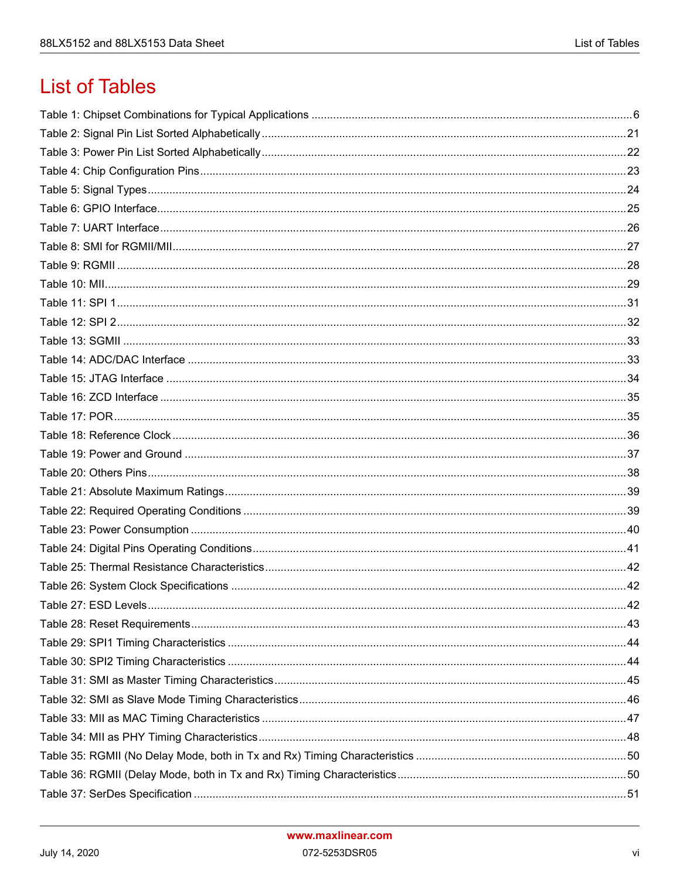# List of Tables

Table 1: Chipset Combinations for Typical Applications ....................................................6
Table 2: Signal Pin List Sorted Alphabetically ....................................................21
Table 3: Power Pin List Sorted Alphabetically ....................................................22
Table 4: Chip Configuration Pins ....................................................23
Table 5: Signal Types ....................................................24
Table 6: GPIO Interface ....................................................25
Table 7: UART Interface ....................................................26
Table 8: SMI for RGMII/MII ....................................................27
Table 9: RGMII ....................................................28
Table 10: MII ....................................................29
Table 11: SPI 1 ....................................................31
Table 12: SPI 2 ....................................................32
Table 13: SGMII ....................................................33
Table 14: ADC/DAC Interface ....................................................33
Table 15: JTAG Interface ....................................................34
Table 16: ZCD Interface ....................................................35
Table 17: POR ....................................................35
Table 18: Reference Clock ....................................................36
Table 19: Power and Ground ....................................................37
Table 20: Others Pins ....................................................38
Table 21: Absolute Maximum Ratings ....................................................39
Table 22: Required Operating Conditions ....................................................39
Table 23: Power Consumption ....................................................40
Table 24: Digital Pins Operating Conditions ....................................................41
Table 25: Thermal Resistance Characteristics ....................................................42
Table 26: System Clock Specifications ....................................................42
Table 27: ESD Levels ....................................................42
Table 28: Reset Requirements ....................................................43
Table 29: SPI1 Timing Characteristics ....................................................44
Table 30: SPI2 Timing Characteristics ....................................................44
Table 31: SMI as Master Timing Characteristics ....................................................45
Table 32: SMI as Slave Mode Timing Characteristics ....................................................46
Table 33: MII as MAC Timing Characteristics ....................................................47
Table 34: MII as PHY Timing Characteristics ....................................................48
Table 35: RGMII (No Delay Mode, both in Tx and Rx) Timing Characteristics ....................................................50
Table 36: RGMII (Delay Mode, both in Tx and Rx) Timing Characteristics ....................................................50
Table 37: SerDes Specification ....................................................51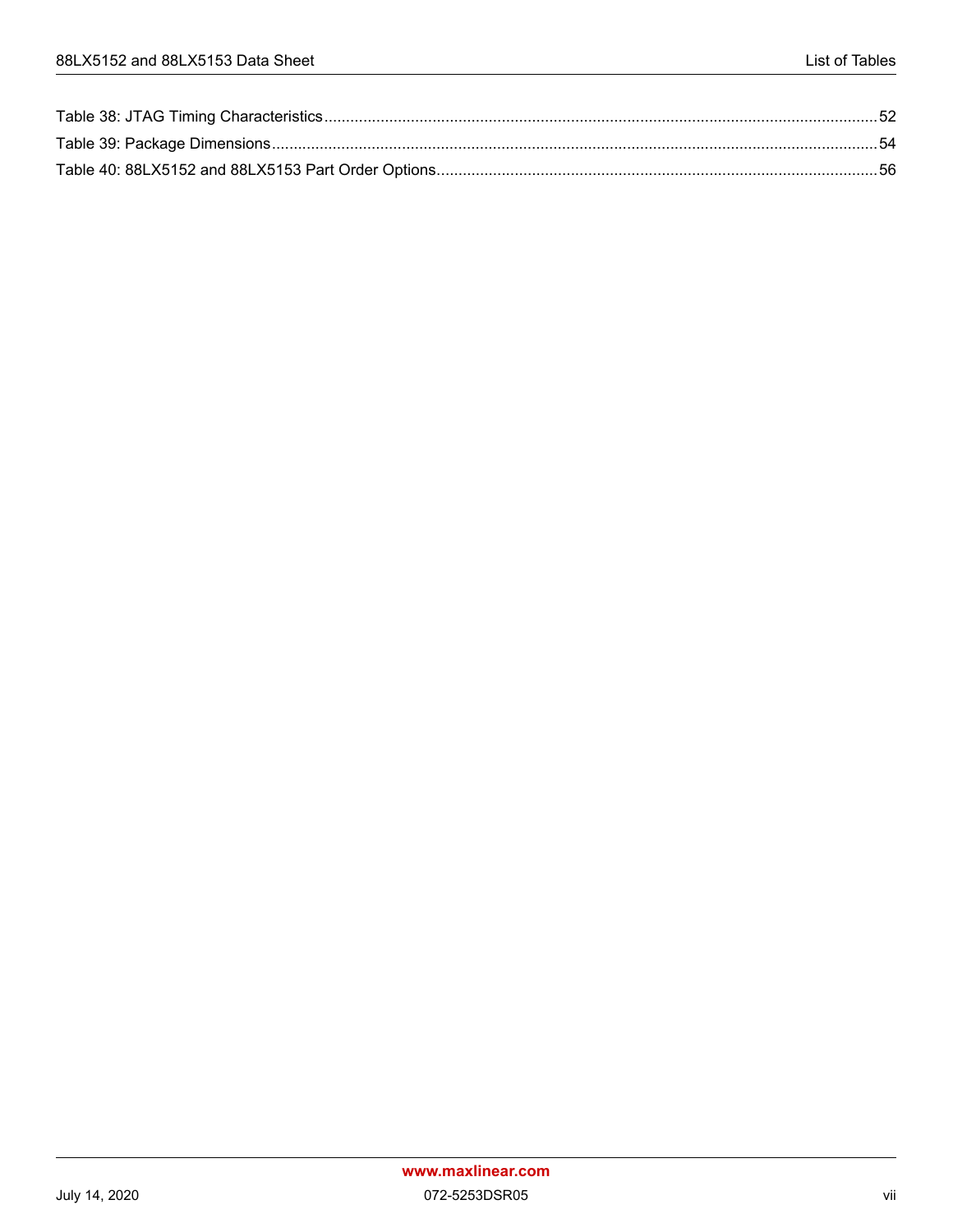Table 38: JTAG Timing Characteristics....................................................................................................................................52

Table 39: Package Dimensions..............................................................................................................................................54

Table 40: 88LX5152 and 88LX5153 Part Order Options.........................................................................................................56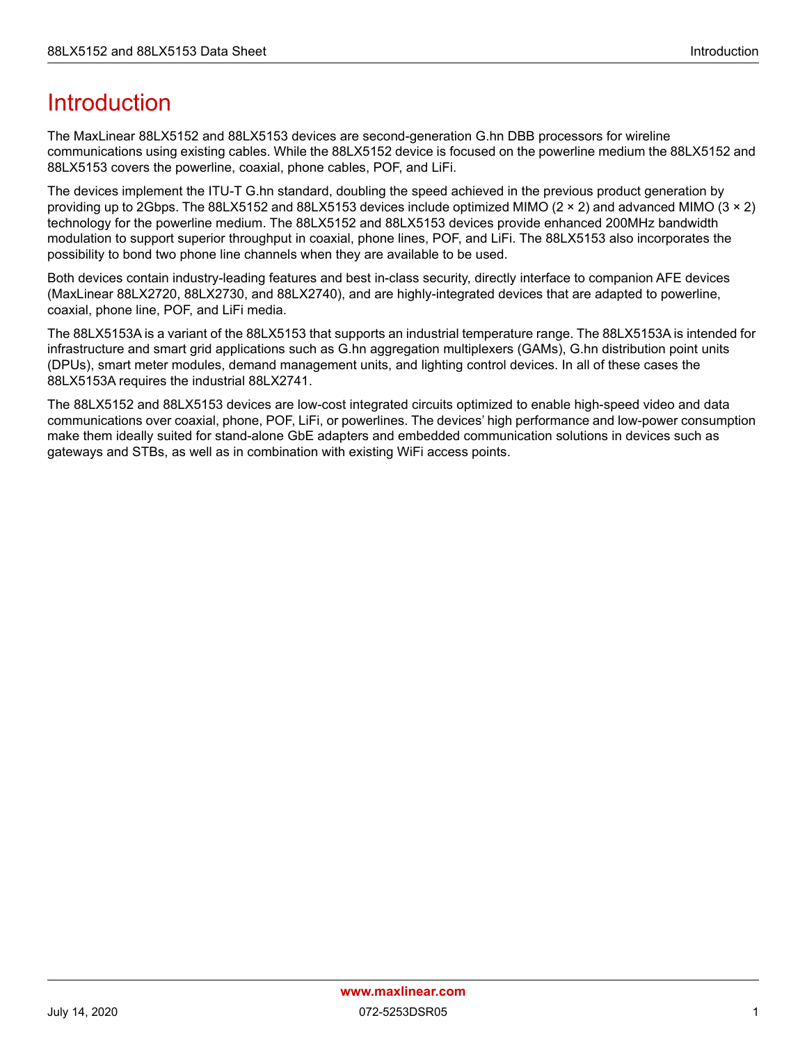# Introduction

The MaxLinear 88LX5152 and 88LX5153 devices are second-generation G.hn DBB processors for wireline communications using existing cables. While the 88LX5152 device is focused on the powerline medium the 88LX5152 and 88LX5153 covers the powerline, coaxial, phone cables, POF, and LiFi.

The devices implement the ITU-T G.hn standard, doubling the speed achieved in the previous product generation by providing up to 2Gbps. The 88LX5152 and 88LX5153 devices include optimized MIMO (2 × 2) and advanced MIMO (3 × 2) technology for the powerline medium. The 88LX5152 and 88LX5153 devices provide enhanced 200MHz bandwidth modulation to support superior throughput in coaxial, phone lines, POF, and LiFi. The 88LX5153 also incorporates the possibility to bond two phone line channels when they are available to be used.

Both devices contain industry-leading features and best in-class security, directly interface to companion AFE devices (MaxLinear 88LX2720, 88LX2730, and 88LX2740), and are highly-integrated devices that are adapted to powerline, coaxial, phone line, POF, and LiFi media.

The 88LX5153A is a variant of the 88LX5153 that supports an industrial temperature range. The 88LX5153A is intended for infrastructure and smart grid applications such as G.hn aggregation multiplexers (GAMs), G.hn distribution point units (DPUs), smart meter modules, demand management units, and lighting control devices. In all of these cases the 88LX5153A requires the industrial 88LX2741.

The 88LX5152 and 88LX5153 devices are low-cost integrated circuits optimized to enable high-speed video and data communications over coaxial, phone, POF, LiFi, or powerlines. The devices' high performance and low-power consumption make them ideally suited for stand-alone GbE adapters and embedded communication solutions in devices such as gateways and STBs, as well as in combination with existing WiFi access points.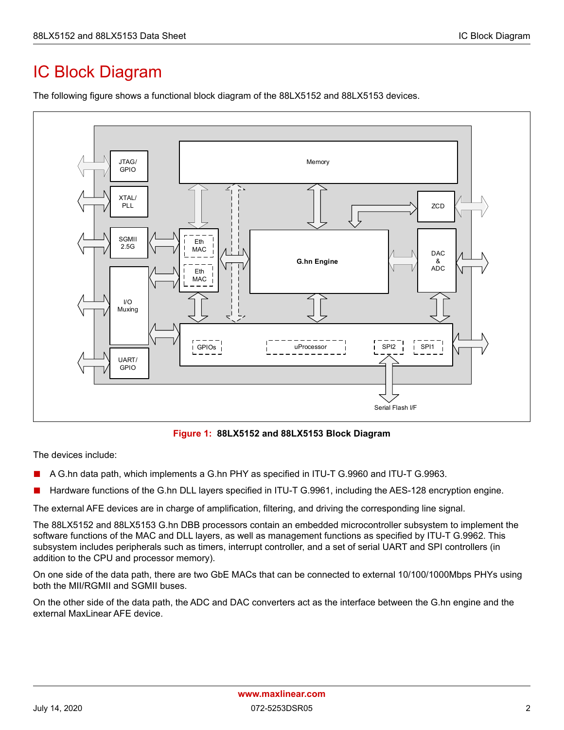# IC Block Diagram

The following figure shows a functional block diagram of the 88LX5152 and 88LX5153 devices.

**Figure 1: 88LX5152 and 88LX5153 Block Diagram**

The devices include:

- A G.hn data path, which implements a G.hn PHY as specified in ITU-T G.9960 and ITU-T G.9963.
- Hardware functions of the G.hn DLL layers specified in ITU-T G.9961, including the AES-128 encryption engine.

The external AFE devices are in charge of amplification, filtering, and driving the corresponding line signal.

The 88LX5152 and 88LX5153 G.hn DBB processors contain an embedded microcontroller subsystem to implement the software functions of the MAC and DLL layers, as well as management functions as specified by ITU-T G.9962. This subsystem includes peripherals such as timers, interrupt controller, and a set of serial UART and SPI controllers (in addition to the CPU and processor memory).

On one side of the data path, there are two GbE MACs that can be connected to external 10/100/1000Mbps PHYs using both the MII/RGMII and SGMII buses.

On the other side of the data path, the ADC and DAC converters act as the interface between the G.hn engine and the external MaxLinear AFE device.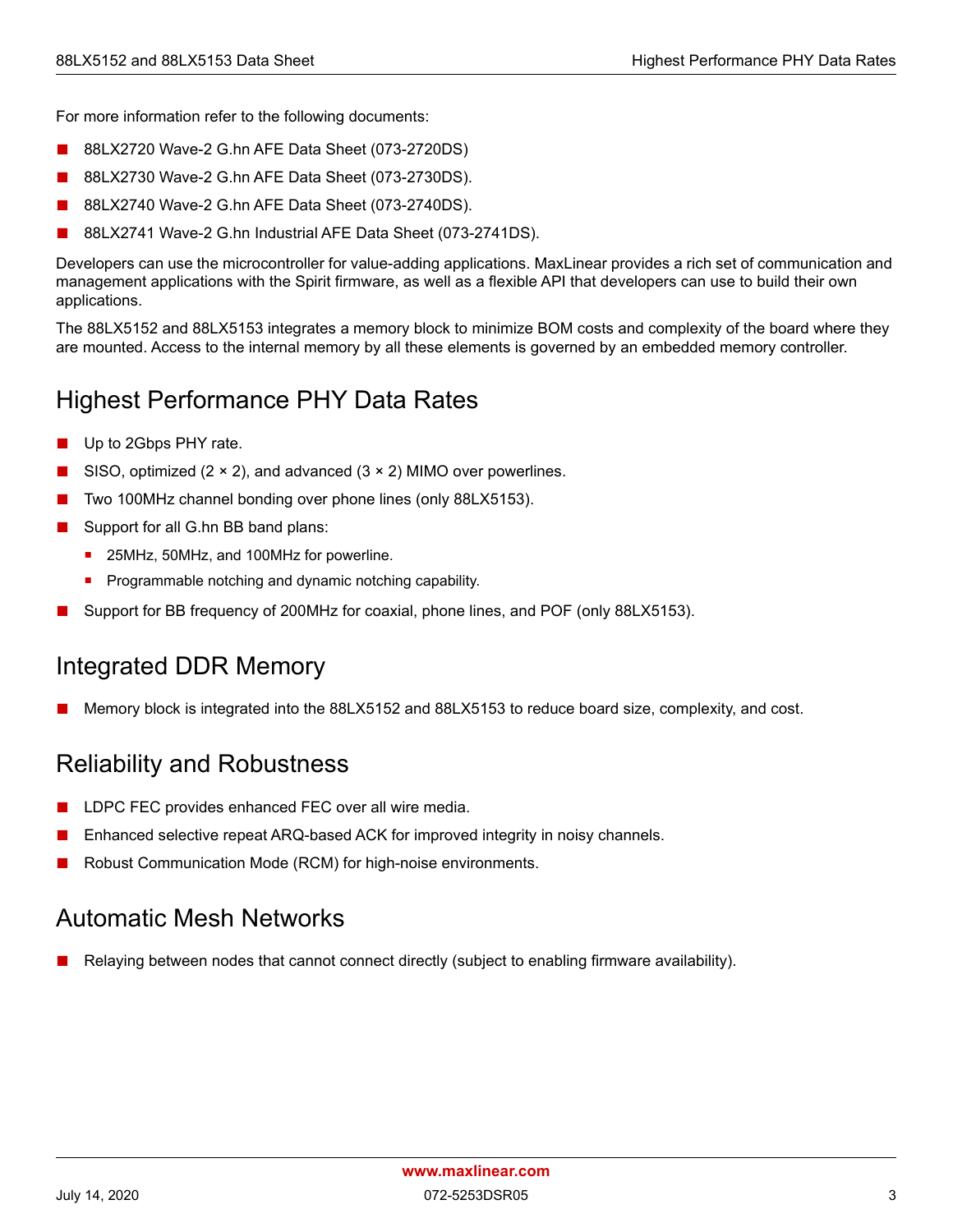For more information refer to the following documents:

- 88LX2720 Wave-2 G.hn AFE Data Sheet (073-2720DS)
- 88LX2730 Wave-2 G.hn AFE Data Sheet (073-2730DS).
- 88LX2740 Wave-2 G.hn AFE Data Sheet (073-2740DS).
- 88LX2741 Wave-2 G.hn Industrial AFE Data Sheet (073-2741DS).

Developers can use the microcontroller for value-adding applications. MaxLinear provides a rich set of communication and management applications with the Spirit firmware, as well as a flexible API that developers can use to build their own applications.

The 88LX5152 and 88LX5153 integrates a memory block to minimize BOM costs and complexity of the board where they are mounted. Access to the internal memory by all these elements is governed by an embedded memory controller.

## Highest Performance PHY Data Rates

- Up to 2Gbps PHY rate.
- SISO, optimized (2 × 2), and advanced (3 × 2) MIMO over powerlines.
- Two 100MHz channel bonding over phone lines (only 88LX5153).
- Support for all G.hn BB band plans:
  - 25MHz, 50MHz, and 100MHz for powerline.
  - Programmable notching and dynamic notching capability.
- Support for BB frequency of 200MHz for coaxial, phone lines, and POF (only 88LX5153).

## Integrated DDR Memory

- Memory block is integrated into the 88LX5152 and 88LX5153 to reduce board size, complexity, and cost.

## Reliability and Robustness

- LDPC FEC provides enhanced FEC over all wire media.
- Enhanced selective repeat ARQ-based ACK for improved integrity in noisy channels.
- Robust Communication Mode (RCM) for high-noise environments.

## Automatic Mesh Networks

- Relaying between nodes that cannot connect directly (subject to enabling firmware availability).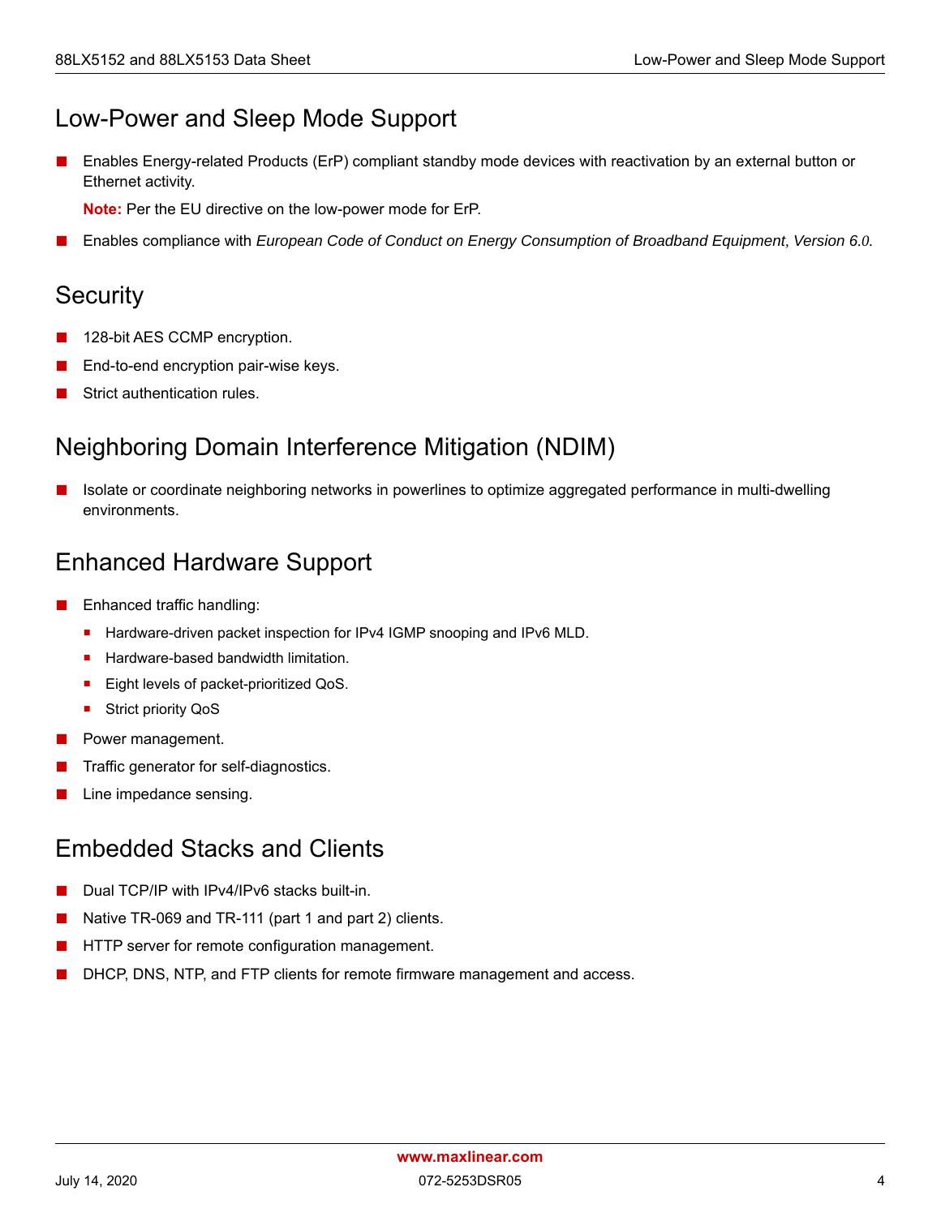## Low-Power and Sleep Mode Support

- Enables Energy-related Products (ErP) compliant standby mode devices with reactivation by an external button or Ethernet activity.

  **Note:** Per the EU directive on the low-power mode for ErP.

- Enables compliance with *European Code of Conduct on Energy Consumption of Broadband Equipment, Version 6.0*.

## Security

- 128-bit AES CCMP encryption.
- End-to-end encryption pair-wise keys.
- Strict authentication rules.

## Neighboring Domain Interference Mitigation (NDIM)

- Isolate or coordinate neighboring networks in powerlines to optimize aggregated performance in multi-dwelling environments.

## Enhanced Hardware Support

- Enhanced traffic handling:
  - Hardware-driven packet inspection for IPv4 IGMP snooping and IPv6 MLD.
  - Hardware-based bandwidth limitation.
  - Eight levels of packet-prioritized QoS.
  - Strict priority QoS
- Power management.
- Traffic generator for self-diagnostics.
- Line impedance sensing.

## Embedded Stacks and Clients

- Dual TCP/IP with IPv4/IPv6 stacks built-in.
- Native TR-069 and TR-111 (part 1 and part 2) clients.
- HTTP server for remote configuration management.
- DHCP, DNS, NTP, and FTP clients for remote firmware management and access.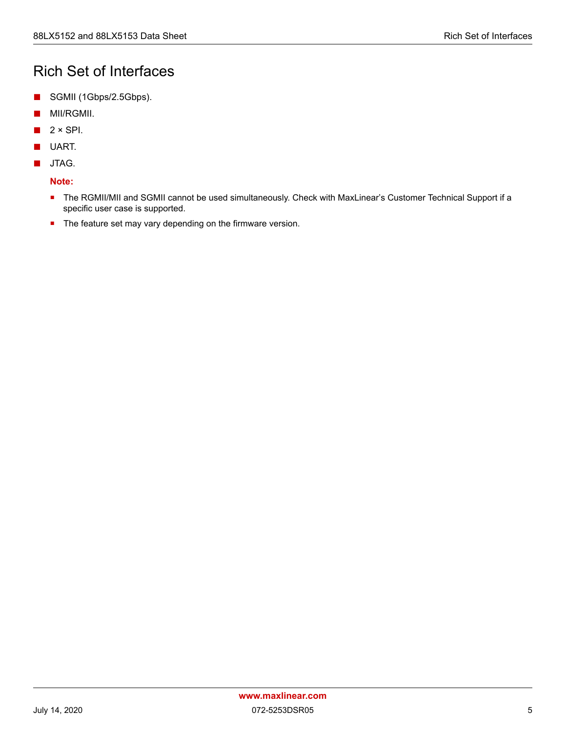# Rich Set of Interfaces

- SGMII (1Gbps/2.5Gbps).
- MII/RGMII.
- 2 × SPI.
- UART.
- JTAG.

**Note:**

- The RGMII/MII and SGMII cannot be used simultaneously. Check with MaxLinear's Customer Technical Support if a specific user case is supported.
- The feature set may vary depending on the firmware version.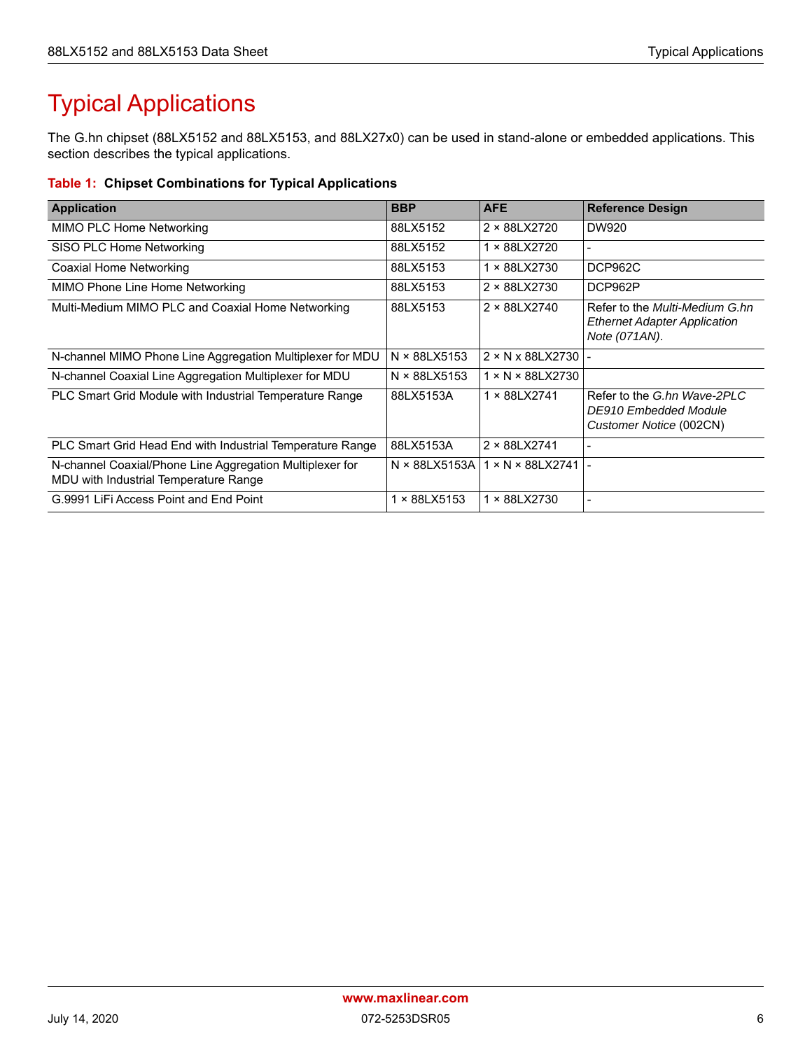# Typical Applications

The G.hn chipset (88LX5152 and 88LX5153, and 88LX27x0) can be used in stand-alone or embedded applications. This section describes the typical applications.

**Table 1: Chipset Combinations for Typical Applications**

| Application | BBP | AFE | Reference Design |
|---|---|---|---|
| MIMO PLC Home Networking | 88LX5152 | 2 × 88LX2720 | DW920 |
| SISO PLC Home Networking | 88LX5152 | 1 × 88LX2720 | - |
| Coaxial Home Networking | 88LX5153 | 1 × 88LX2730 | DCP962C |
| MIMO Phone Line Home Networking | 88LX5153 | 2 × 88LX2730 | DCP962P |
| Multi-Medium MIMO PLC and Coaxial Home Networking | 88LX5153 | 2 × 88LX2740 | Refer to the *Multi-Medium G.hn Ethernet Adapter Application Note (071AN)*. |
| N-channel MIMO Phone Line Aggregation Multiplexer for MDU | N × 88LX5153 | 2 × N x 88LX2730 | - |
| N-channel Coaxial Line Aggregation Multiplexer for MDU | N × 88LX5153 | 1 × N × 88LX2730 | |
| PLC Smart Grid Module with Industrial Temperature Range | 88LX5153A | 1 × 88LX2741 | Refer to the *G.hn Wave-2PLC DE910 Embedded Module Customer Notice* (002CN) |
| PLC Smart Grid Head End with Industrial Temperature Range | 88LX5153A | 2 × 88LX2741 | - |
| N-channel Coaxial/Phone Line Aggregation Multiplexer for MDU with Industrial Temperature Range | N × 88LX5153A | 1 × N × 88LX2741 | - |
| G.9991 LiFi Access Point and End Point | 1 × 88LX5153 | 1 × 88LX2730 | - |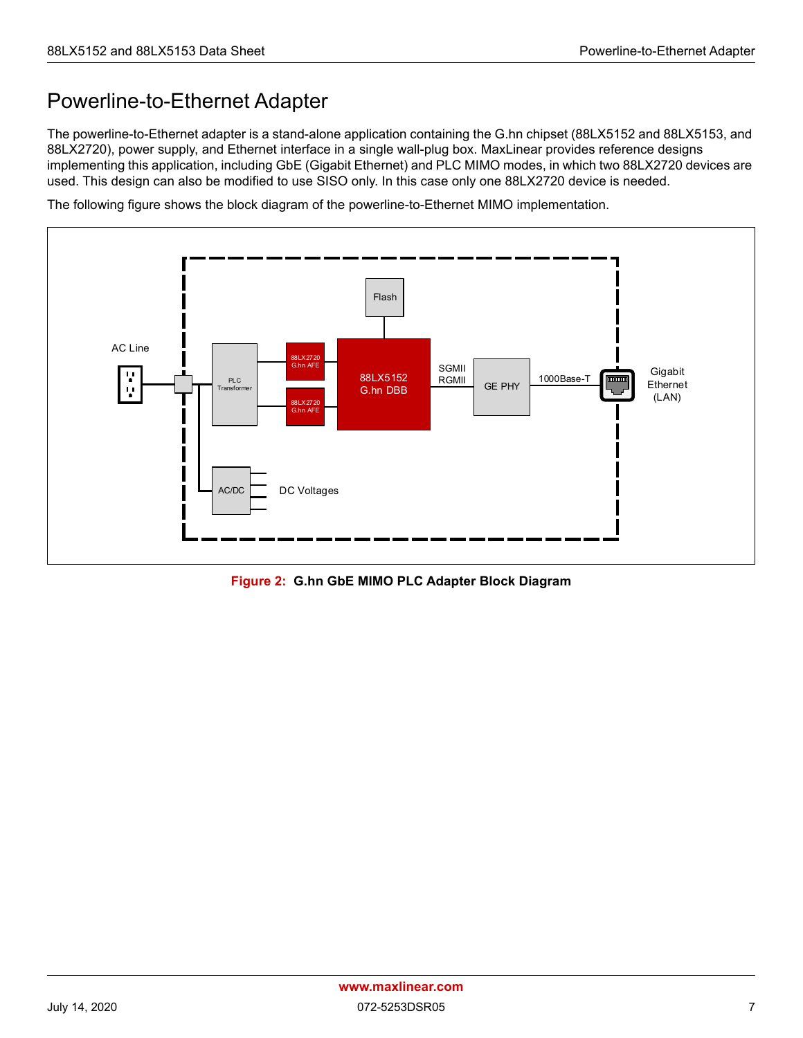# Powerline-to-Ethernet Adapter

The powerline-to-Ethernet adapter is a stand-alone application containing the G.hn chipset (88LX5152 and 88LX5153, and 88LX2720), power supply, and Ethernet interface in a single wall-plug box. MaxLinear provides reference designs implementing this application, including GbE (Gigabit Ethernet) and PLC MIMO modes, in which two 88LX2720 devices are used. This design can also be modified to use SISO only. In this case only one 88LX2720 device is needed.

The following figure shows the block diagram of the powerline-to-Ethernet MIMO implementation.

AC Line | PLC Transformer | 88LX2720 G.hn AFE | 88LX2720 G.hn AFE | Flash | 88LX5152 G.hn DBB | SGMII RGMII | GE PHY | 1000Base-T | Gigabit Ethernet (LAN) | AC/DC | DC Voltages

**Figure 2: G.hn GbE MIMO PLC Adapter Block Diagram**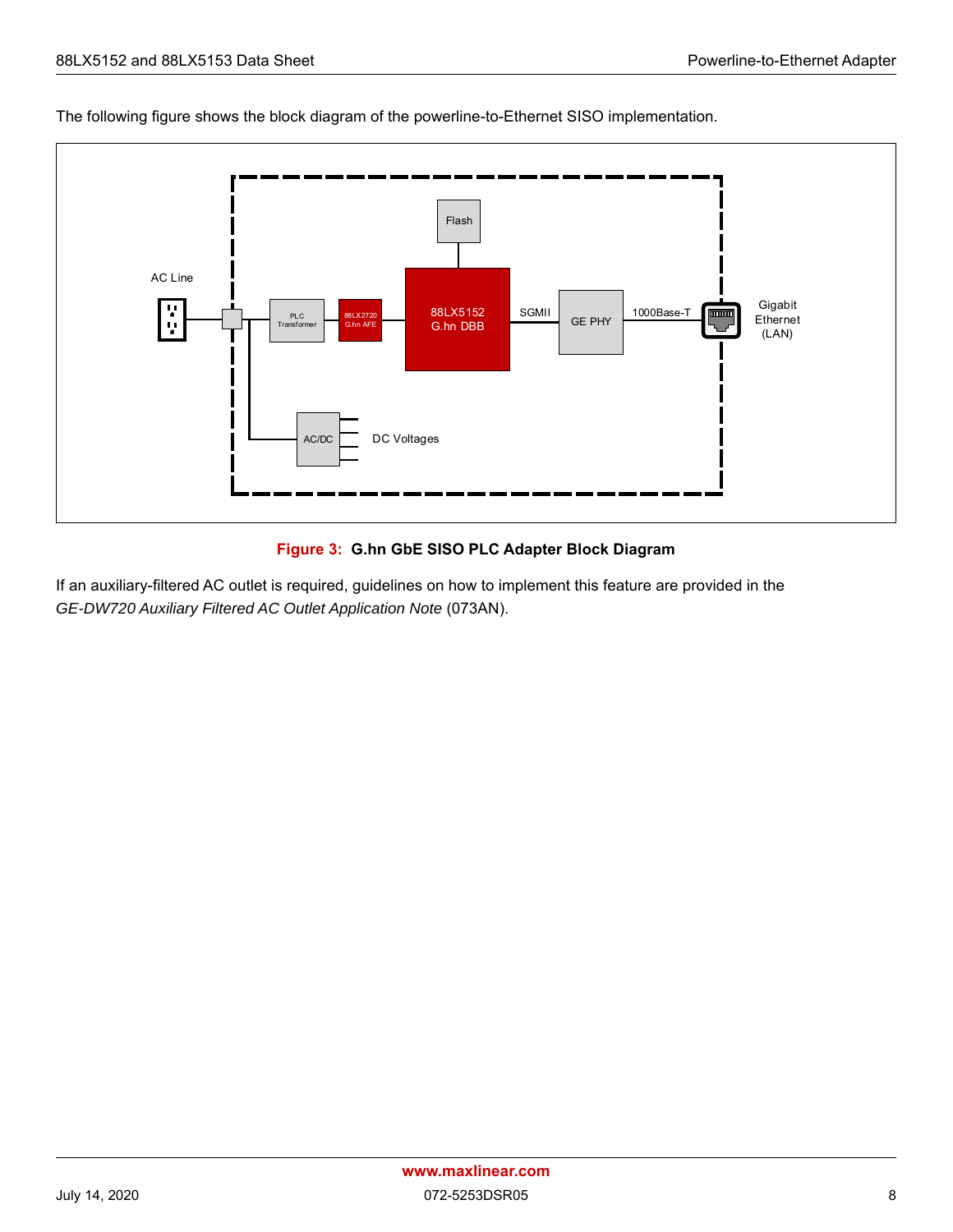The following figure shows the block diagram of the powerline-to-Ethernet SISO implementation.

AC Line

PLC Transformer

88LX2720 G.hn AFE

Flash

88LX5152 G.hn DBB

SGMII

GE PHY

1000Base-T

Gigabit Ethernet (LAN)

AC/DC

DC Voltages

**Figure 3: G.hn GbE SISO PLC Adapter Block Diagram**

If an auxiliary-filtered AC outlet is required, guidelines on how to implement this feature are provided in the *GE-DW720 Auxiliary Filtered AC Outlet Application Note* (073AN).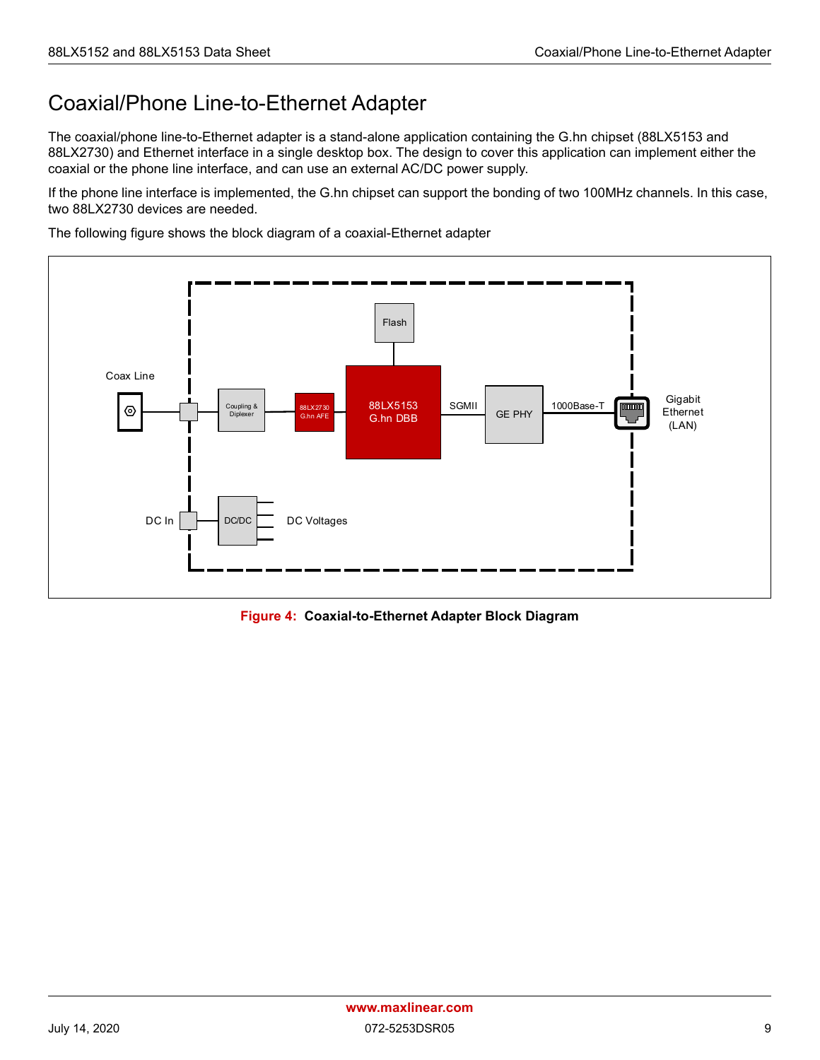# Coaxial/Phone Line-to-Ethernet Adapter

The coaxial/phone line-to-Ethernet adapter is a stand-alone application containing the G.hn chipset (88LX5153 and 88LX2730) and Ethernet interface in a single desktop box. The design to cover this application can implement either the coaxial or the phone line interface, and can use an external AC/DC power supply.

If the phone line interface is implemented, the G.hn chipset can support the bonding of two 100MHz channels. In this case, two 88LX2730 devices are needed.

The following figure shows the block diagram of a coaxial-Ethernet adapter

**Figure 4: Coaxial-to-Ethernet Adapter Block Diagram**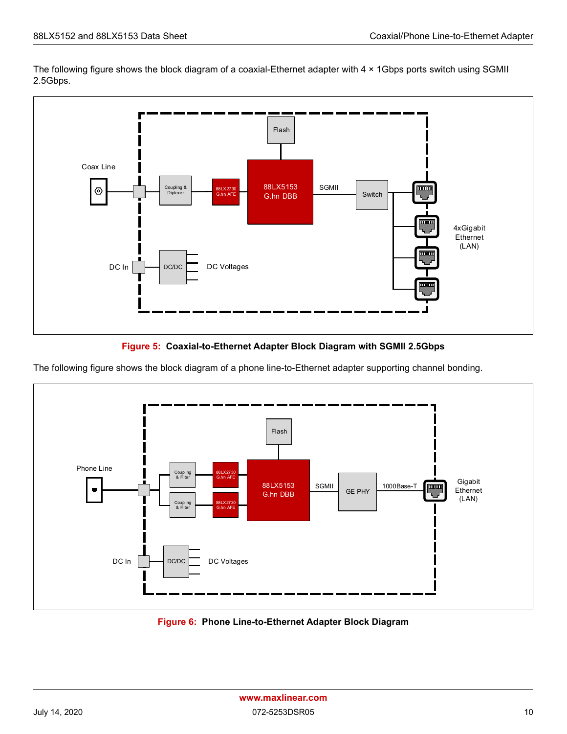The following figure shows the block diagram of a coaxial-Ethernet adapter with 4 × 1Gbps ports switch using SGMII 2.5Gbps.

**Figure 5: Coaxial-to-Ethernet Adapter Block Diagram with SGMII 2.5Gbps**

The following figure shows the block diagram of a phone line-to-Ethernet adapter supporting channel bonding.

**Figure 6: Phone Line-to-Ethernet Adapter Block Diagram**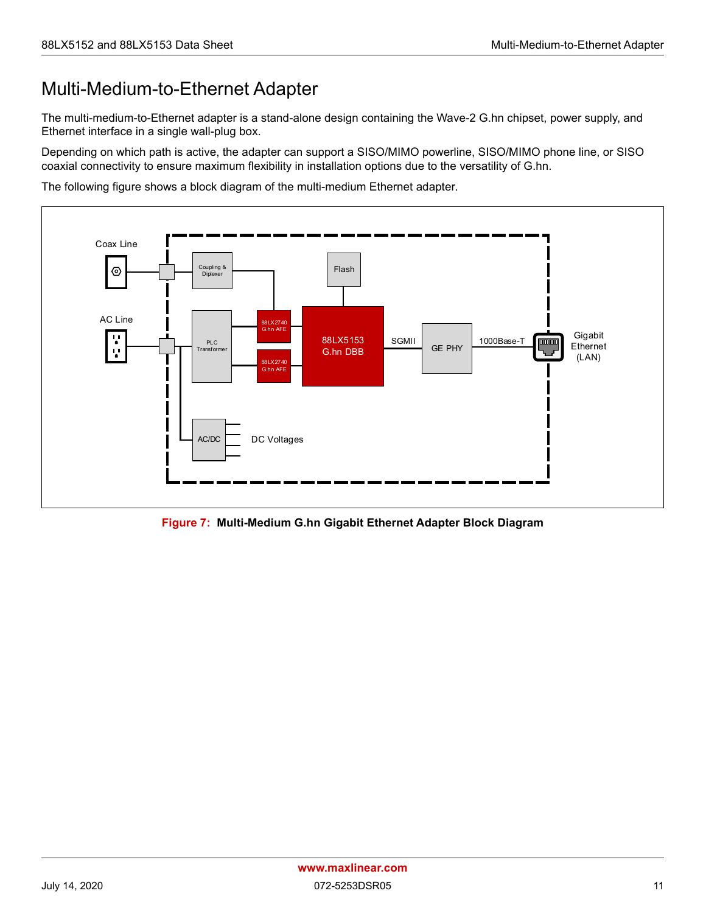# Multi-Medium-to-Ethernet Adapter

The multi-medium-to-Ethernet adapter is a stand-alone design containing the Wave-2 G.hn chipset, power supply, and Ethernet interface in a single wall-plug box.

Depending on which path is active, the adapter can support a SISO/MIMO powerline, SISO/MIMO phone line, or SISO coaxial connectivity to ensure maximum flexibility in installation options due to the versatility of G.hn.

The following figure shows a block diagram of the multi-medium Ethernet adapter.

**Figure 7: Multi-Medium G.hn Gigabit Ethernet Adapter Block Diagram**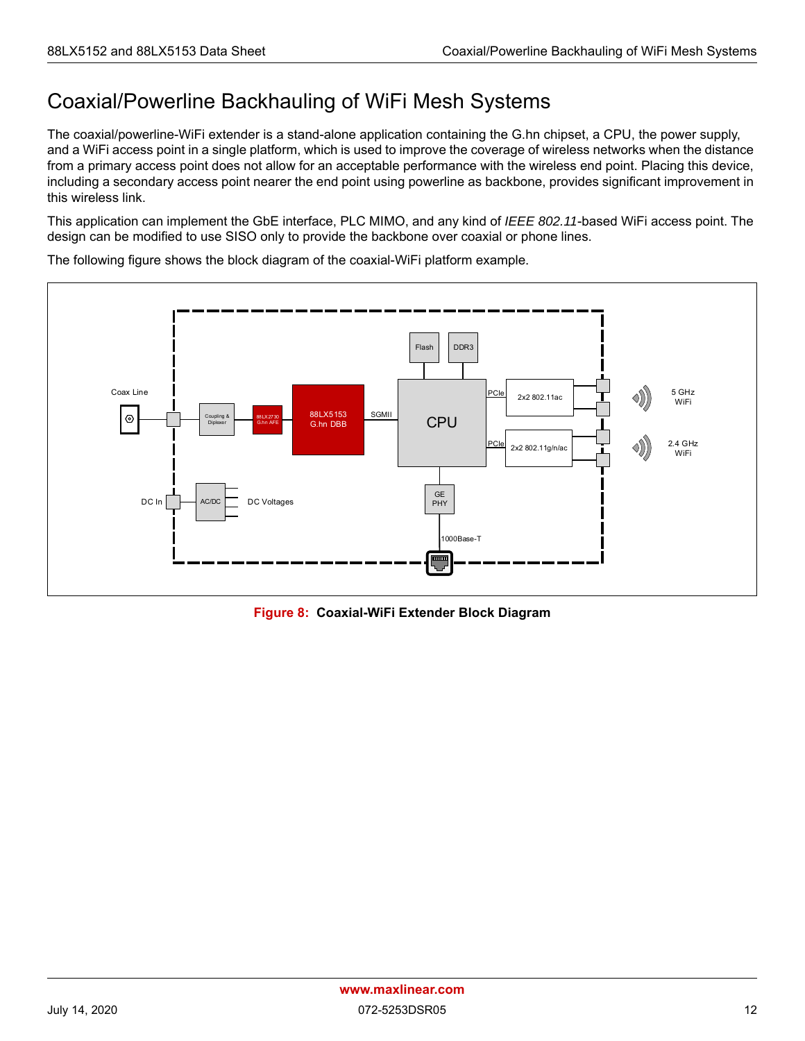# Coaxial/Powerline Backhauling of WiFi Mesh Systems

The coaxial/powerline-WiFi extender is a stand-alone application containing the G.hn chipset, a CPU, the power supply, and a WiFi access point in a single platform, which is used to improve the coverage of wireless networks when the distance from a primary access point does not allow for an acceptable performance with the wireless end point. Placing this device, including a secondary access point nearer the end point using powerline as backbone, provides significant improvement in this wireless link.

This application can implement the GbE interface, PLC MIMO, and any kind of *IEEE 802.11*-based WiFi access point. The design can be modified to use SISO only to provide the backbone over coaxial or phone lines.

The following figure shows the block diagram of the coaxial-WiFi platform example.

**Figure 8: Coaxial-WiFi Extender Block Diagram**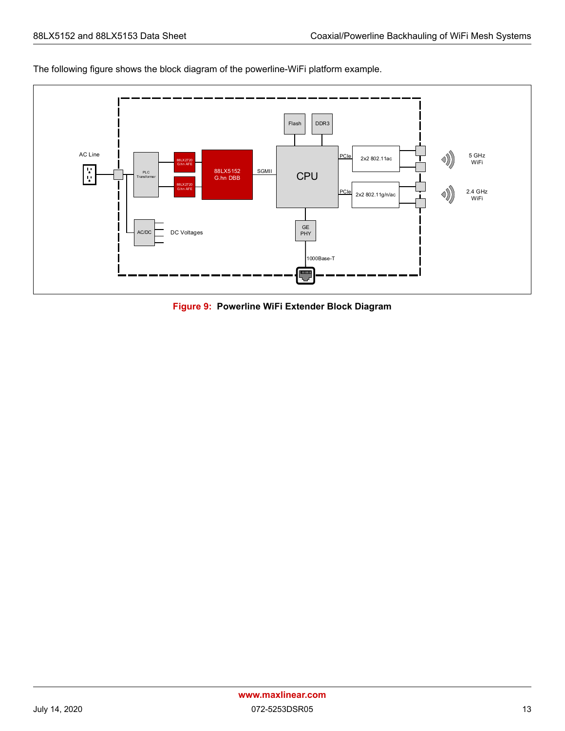The following figure shows the block diagram of the powerline-WiFi platform example.

**Figure 9: Powerline WiFi Extender Block Diagram**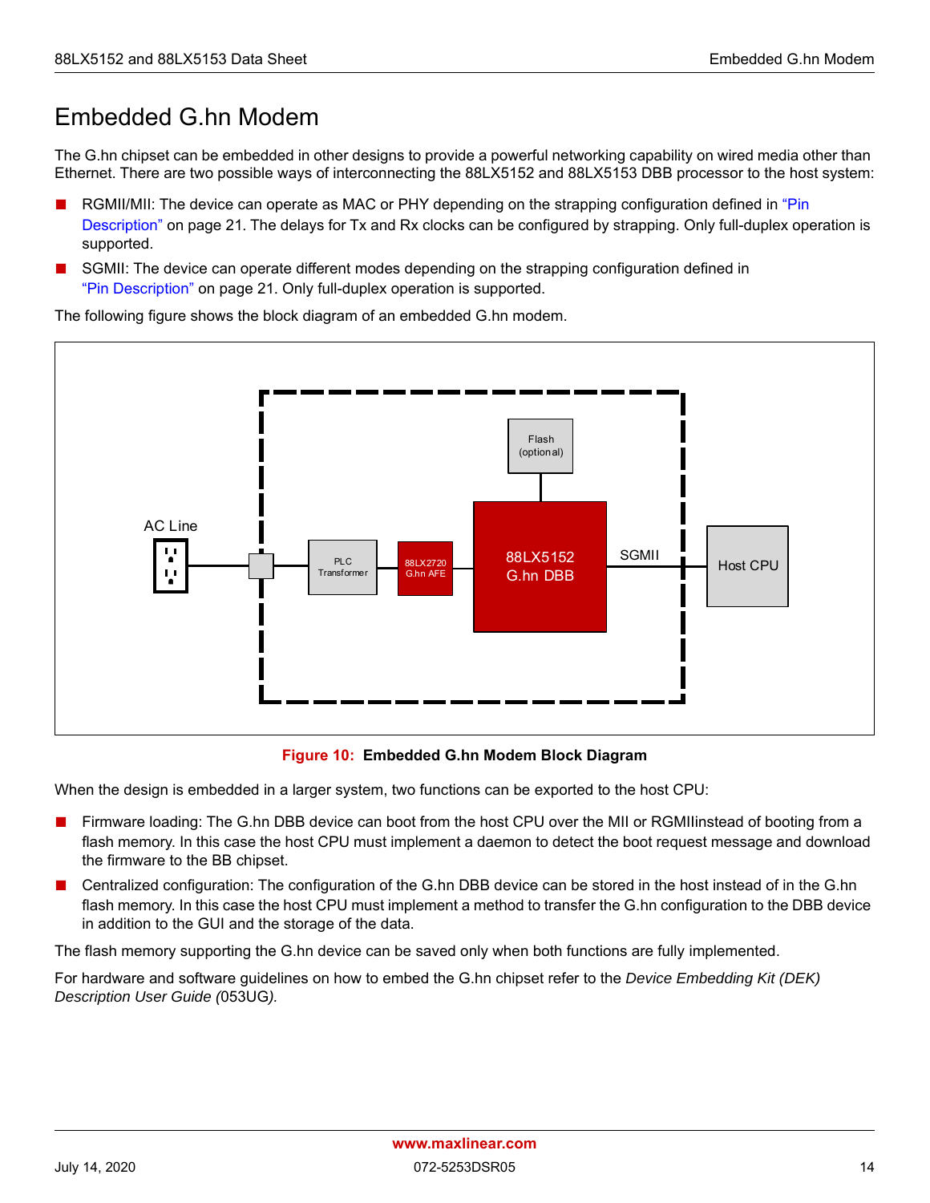# Embedded G.hn Modem

The G.hn chipset can be embedded in other designs to provide a powerful networking capability on wired media other than Ethernet. There are two possible ways of interconnecting the 88LX5152 and 88LX5153 DBB processor to the host system:

- RGMII/MII: The device can operate as MAC or PHY depending on the strapping configuration defined in "Pin Description" on page 21. The delays for Tx and Rx clocks can be configured by strapping. Only full-duplex operation is supported.
- SGMII: The device can operate different modes depending on the strapping configuration defined in "Pin Description" on page 21. Only full-duplex operation is supported.

The following figure shows the block diagram of an embedded G.hn modem.

AC Line | PLC Transformer | 88LX2720 G.hn AFE | 88LX5152 G.hn DBB | Flash (optional) | SGMII | Host CPU

**Figure 10: Embedded G.hn Modem Block Diagram**

When the design is embedded in a larger system, two functions can be exported to the host CPU:

- Firmware loading: The G.hn DBB device can boot from the host CPU over the MII or RGMIIinstead of booting from a flash memory. In this case the host CPU must implement a daemon to detect the boot request message and download the firmware to the BB chipset.
- Centralized configuration: The configuration of the G.hn DBB device can be stored in the host instead of in the G.hn flash memory. In this case the host CPU must implement a method to transfer the G.hn configuration to the DBB device in addition to the GUI and the storage of the data.

The flash memory supporting the G.hn device can be saved only when both functions are fully implemented.

For hardware and software guidelines on how to embed the G.hn chipset refer to the *Device Embedding Kit (DEK) Description User Guide (*053UG*).*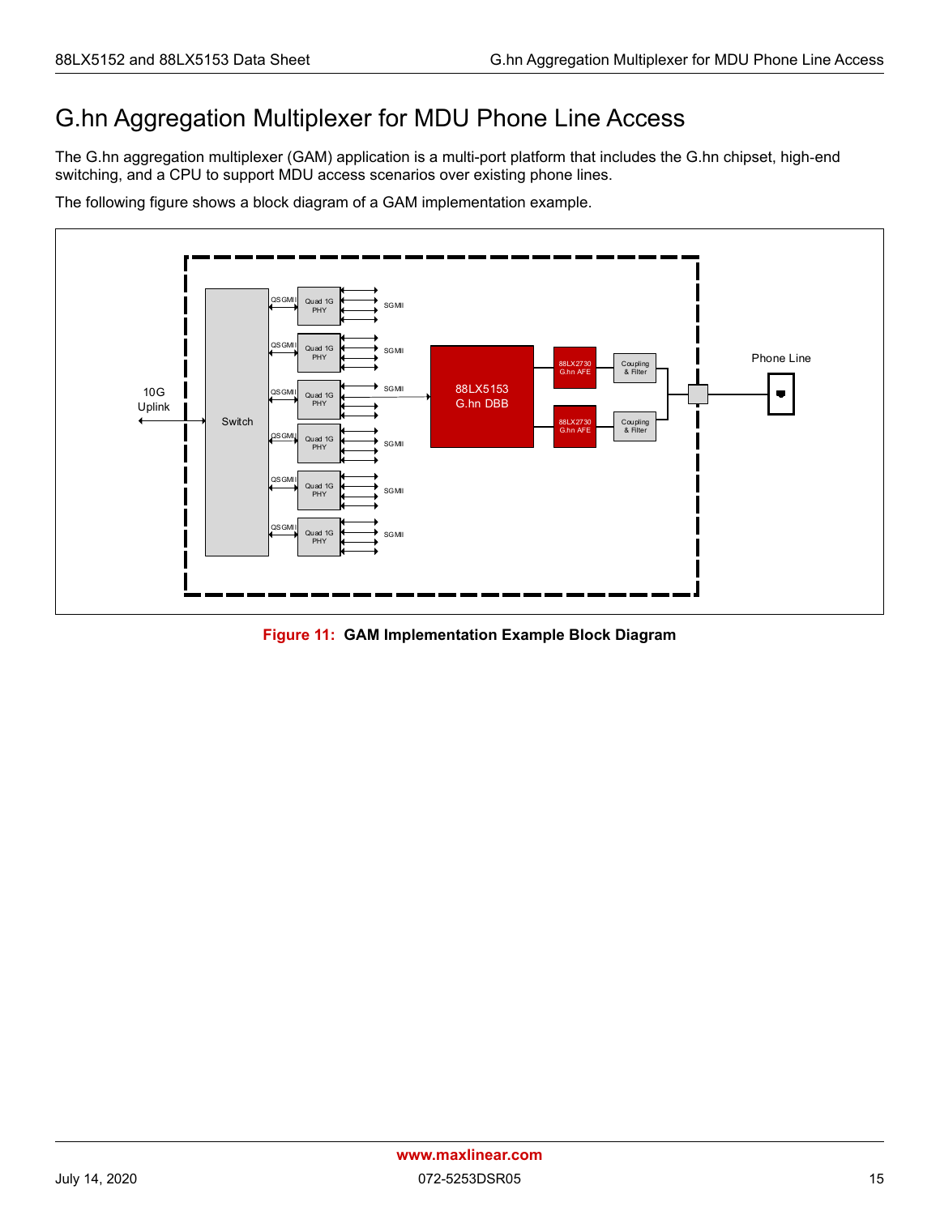# G.hn Aggregation Multiplexer for MDU Phone Line Access

The G.hn aggregation multiplexer (GAM) application is a multi-port platform that includes the G.hn chipset, high-end switching, and a CPU to support MDU access scenarios over existing phone lines.

The following figure shows a block diagram of a GAM implementation example.

**Figure 11: GAM Implementation Example Block Diagram**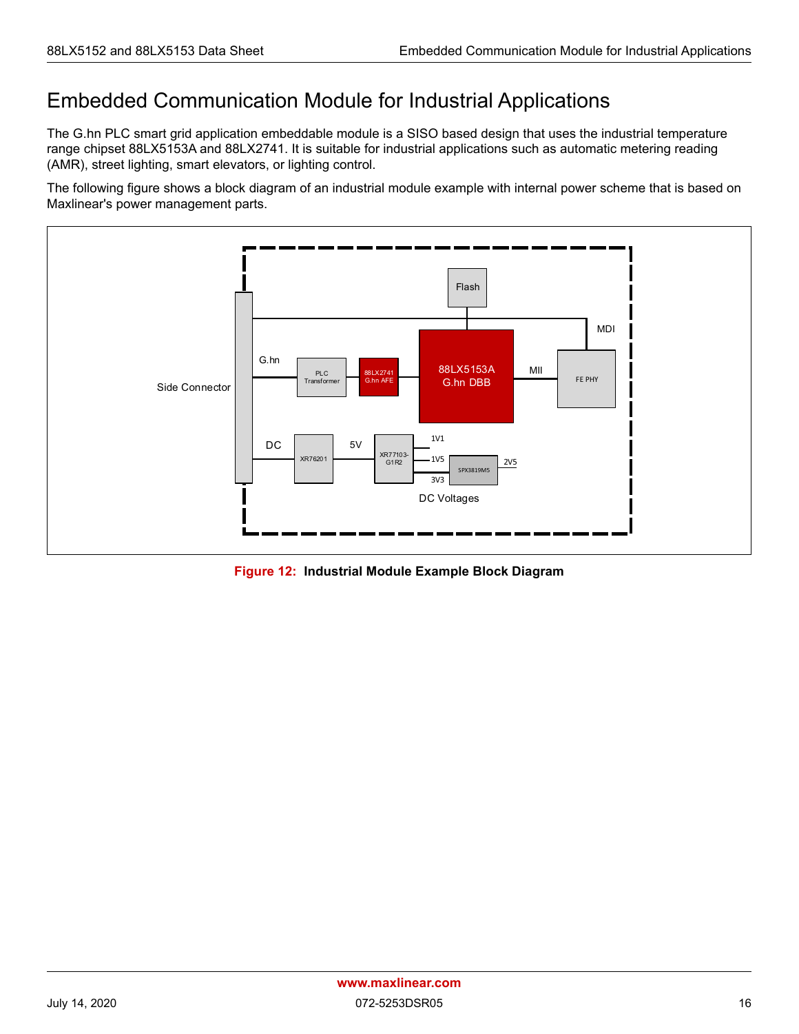# Embedded Communication Module for Industrial Applications

The G.hn PLC smart grid application embeddable module is a SISO based design that uses the industrial temperature range chipset 88LX5153A and 88LX2741. It is suitable for industrial applications such as automatic metering reading (AMR), street lighting, smart elevators, or lighting control.

The following figure shows a block diagram of an industrial module example with internal power scheme that is based on Maxlinear's power management parts.

**Figure 12: Industrial Module Example Block Diagram**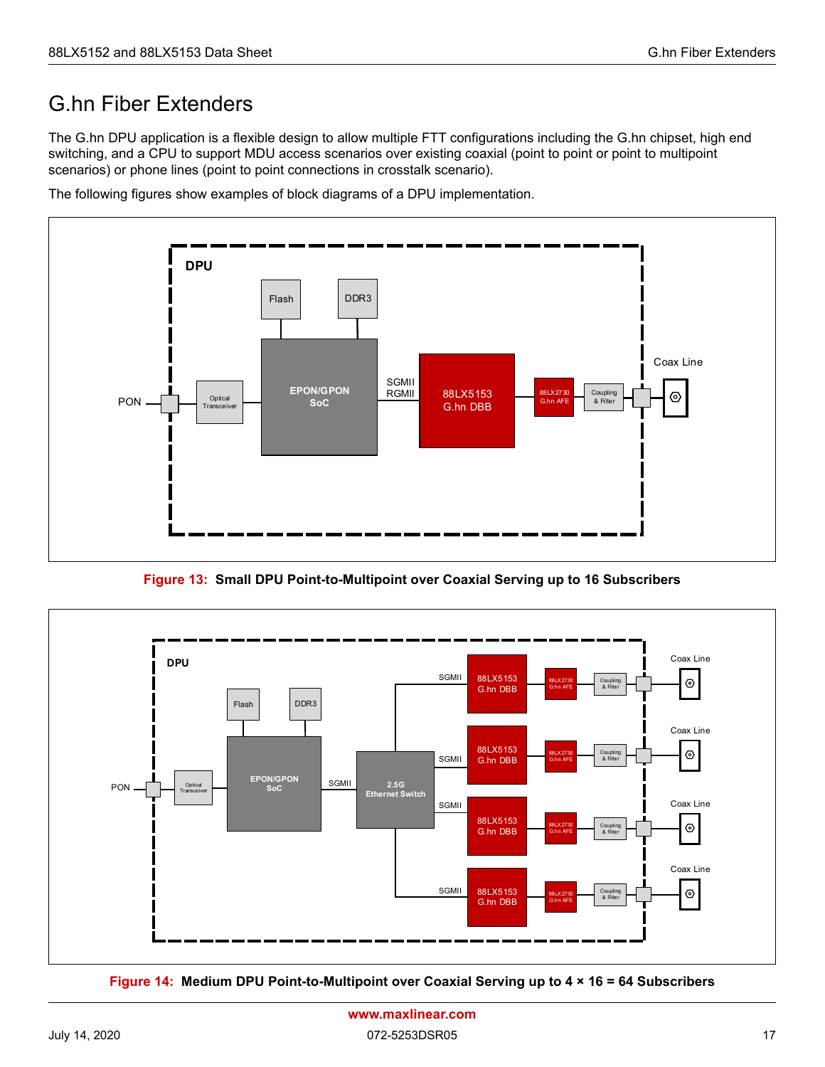# G.hn Fiber Extenders

The G.hn DPU application is a flexible design to allow multiple FTT configurations including the G.hn chipset, high end switching, and a CPU to support MDU access scenarios over existing coaxial (point to point or point to multipoint scenarios) or phone lines (point to point connections in crosstalk scenario).

The following figures show examples of block diagrams of a DPU implementation.

**Figure 13: Small DPU Point-to-Multipoint over Coaxial Serving up to 16 Subscribers**

**Figure 14: Medium DPU Point-to-Multipoint over Coaxial Serving up to 4 × 16 = 64 Subscribers**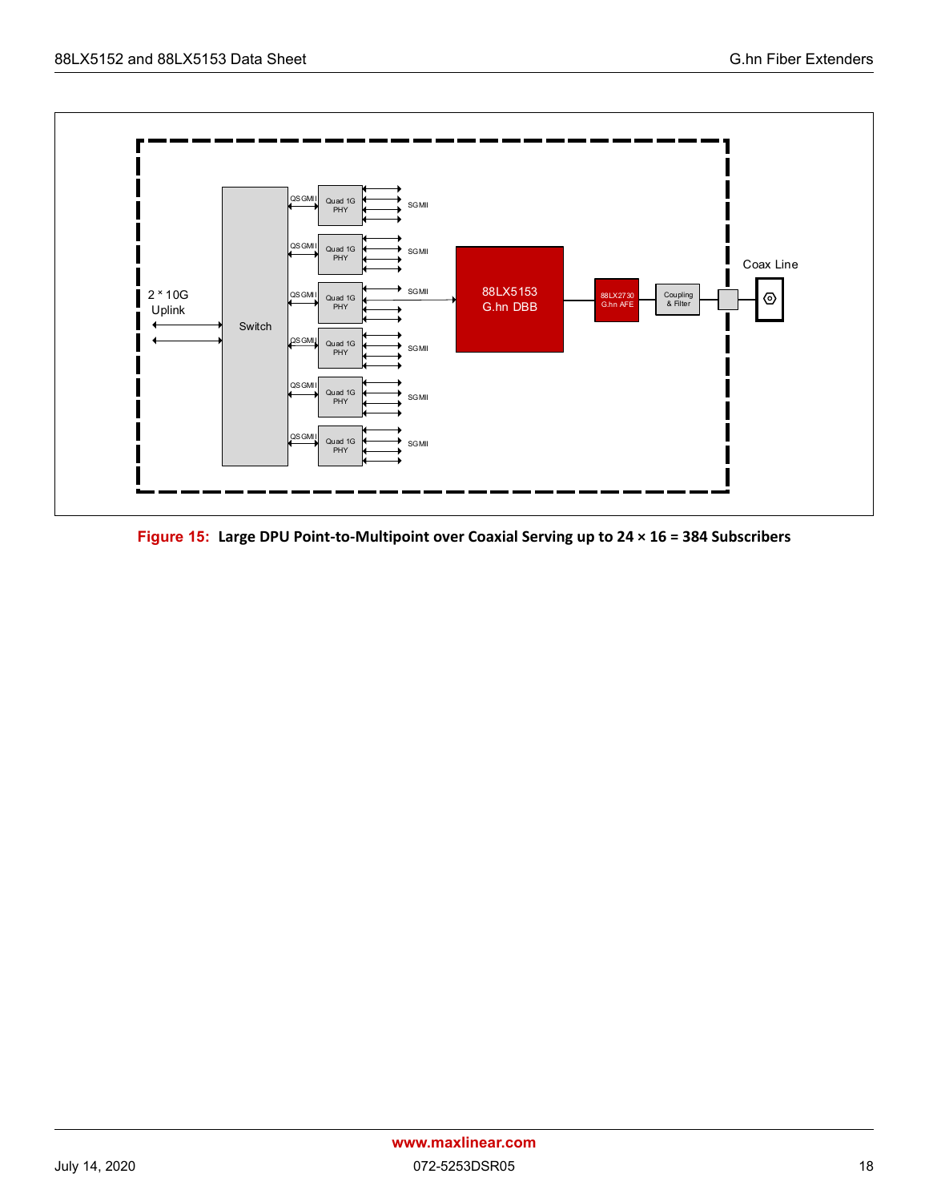2 * 10G Uplink

Switch

QSGMII

Quad 1G PHY

SGMII

88LX5153 G.hn DBB

88LX2730 G.hn AFE

Coupling & Filter

Coax Line

**Figure 15: Large DPU Point-to-Multipoint over Coaxial Serving up to 24 × 16 = 384 Subscribers**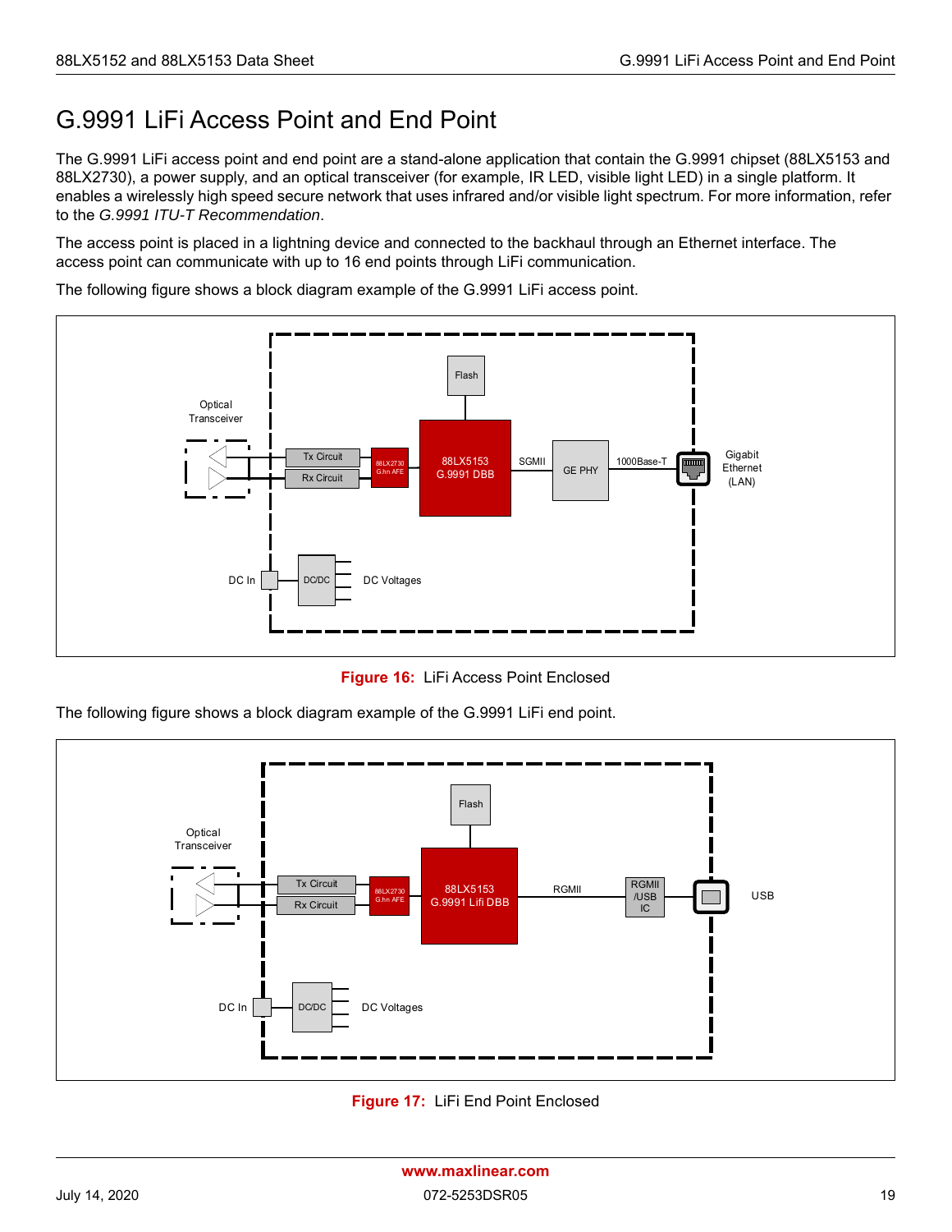# G.9991 LiFi Access Point and End Point

The G.9991 LiFi access point and end point are a stand-alone application that contain the G.9991 chipset (88LX5153 and 88LX2730), a power supply, and an optical transceiver (for example, IR LED, visible light LED) in a single platform. It enables a wirelessly high speed secure network that uses infrared and/or visible light spectrum. For more information, refer to the *G.9991 ITU-T Recommendation*.

The access point is placed in a lightning device and connected to the backhaul through an Ethernet interface. The access point can communicate with up to 16 end points through LiFi communication.

The following figure shows a block diagram example of the G.9991 LiFi access point.

**Figure 16:** LiFi Access Point Enclosed

The following figure shows a block diagram example of the G.9991 LiFi end point.

**Figure 17:** LiFi End Point Enclosed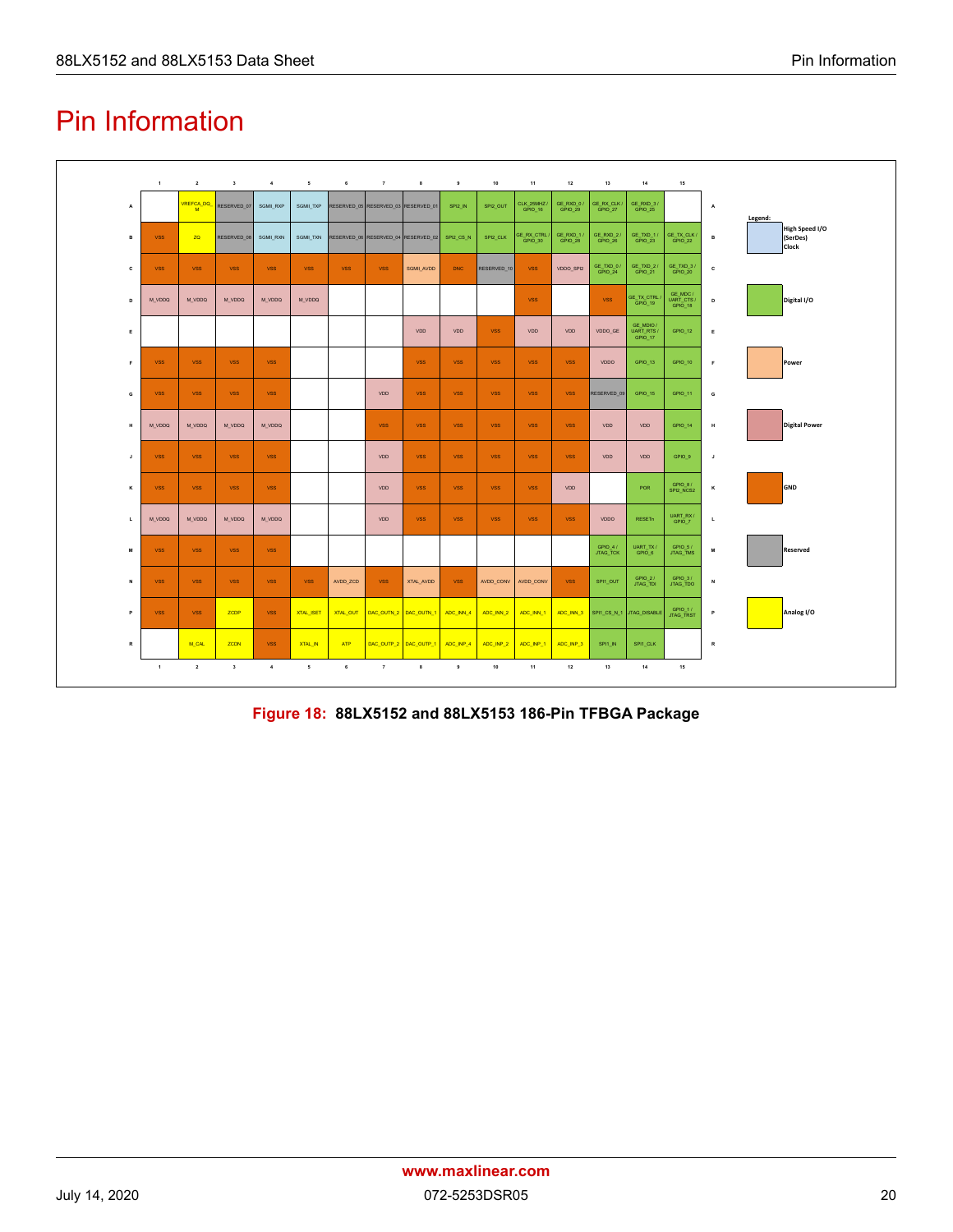# Pin Information

| | 1 | 2 | 3 | 4 | 5 | 6 | 7 | 8 | 9 | 10 | 11 | 12 | 13 | 14 | 15 | |
|---|---|---|---|---|---|---|---|---|---|---|---|---|---|---|---|---|
| A | | VREFCA_DQ_M | RESERVED_07 | SGMII_RXP | SGMII_TXP | RESERVED_05 | RESERVED_03 | RESERVED_01 | SPI2_IN | SPI2_OUT | CLK_25MHZ / GPIO_16 | GE_RXD_0 / GPIO_29 | GE_RX_CLK / GPIO_27 | GE_RXD_3 / GPIO_25 | | A |
| B | VSS | ZQ | RESERVED_08 | SGMII_RXN | SGMII_TXN | RESERVED_06 | RESERVED_04 | RESERVED_02 | SPI2_CS_N | SPI2_CLK | GE_RX_CTRL / GPIO_30 | GE_RXD_1 / GPIO_28 | GE_RXD_2 / GPIO_26 | GE_TXD_1 / GPIO_23 | GE_TX_CLK / GPIO_22 | B |
| C | VSS | VSS | VSS | VSS | VSS | VSS | VSS | SGMII_AVDD | DNC | RESERVED_10 | VSS | VDDO_SPI2 | GE_TXD_0 / GPIO_24 | GE_TXD_2 / GPIO_21 | GE_TXD_3 / GPIO_20 | C |
| D | M_VDDQ | M_VDDQ | M_VDDQ | M_VDDQ | M_VDDQ | | | | | | VSS | | VSS | GE_TX_CTRL / GPIO_19 | GE_MDC / UART_CTS / GPIO_18 | D |
| E | | | | | | | | VDD | VDD | VSS | VDD | VDD | VDDO_GE | GE_MDIO / UART_RTS / GPIO_17 | GPIO_12 | E |
| F | VSS | VSS | VSS | VSS | | | | VSS | VSS | VSS | VSS | VSS | VDDO | GPIO_13 | GPIO_10 | F |
| G | VSS | VSS | VSS | VSS | | | VDD | VSS | VSS | VSS | VSS | VSS | RESERVED_09 | GPIO_15 | GPIO_11 | G |
| H | M_VDDQ | M_VDDQ | M_VDDQ | M_VDDQ | | | VSS | VSS | VSS | VSS | VSS | VSS | VDD | VDD | GPIO_14 | H |
| J | VSS | VSS | VSS | VSS | | | VDD | VSS | VSS | VSS | VSS | VSS | VDD | VDD | GPIO_9 | J |
| K | VSS | VSS | VSS | VSS | | | VDD | VSS | VSS | VSS | VSS | VDD | | POR | GPIO_8 / SPI2_NCS2 | K |
| L | M_VDDQ | M_VDDQ | M_VDDQ | M_VDDQ | | | VDD | VSS | VSS | VSS | VSS | VSS | VDDO | RESETn | UART_RX / GPIO_7 | L |
| M | VSS | VSS | VSS | VSS | | | | | | | | | GPIO_4 / JTAG_TCK | UART_TX / GPIO_6 | GPIO_5 / JTAG_TMS | M |
| N | VSS | VSS | VSS | VSS | VSS | AVDD_ZCD | VSS | XTAL_AVDD | VSS | AVDD_CONV | AVDD_CONV | VSS | SPI1_OUT | GPIO_2 / JTAG_TDI | GPIO_3 / JTAG_TDO | N |
| P | VSS | VSS | ZCDP | VSS | XTAL_ISET | XTAL_OUT | DAC_OUTN_2 | DAC_OUTN_1 | ADC_INN_4 | ADC_INN_2 | ADC_INN_1 | ADC_INN_3 | SPI1_CS_N_1 | JTAG_DISABLE | GPIO_1 / JTAG_TRST | P |
| R | | M_CAL | ZCDN | VSS | XTAL_IN | ATP | DAC_OUTP_2 | DAC_OUTP_1 | ADC_INP_4 | ADC_INP_2 | ADC_INP_1 | ADC_INP_3 | SPI1_IN | SPI1_CLK | | R |
| | 1 | 2 | 3 | 4 | 5 | 6 | 7 | 8 | 9 | 10 | 11 | 12 | 13 | 14 | 15 | |

Legend:

- High Speed I/O (SerDes) Clock
- Digital I/O
- Power
- Digital Power
- GND
- Reserved
- Analog I/O

**Figure 18: 88LX5152 and 88LX5153 186-Pin TFBGA Package**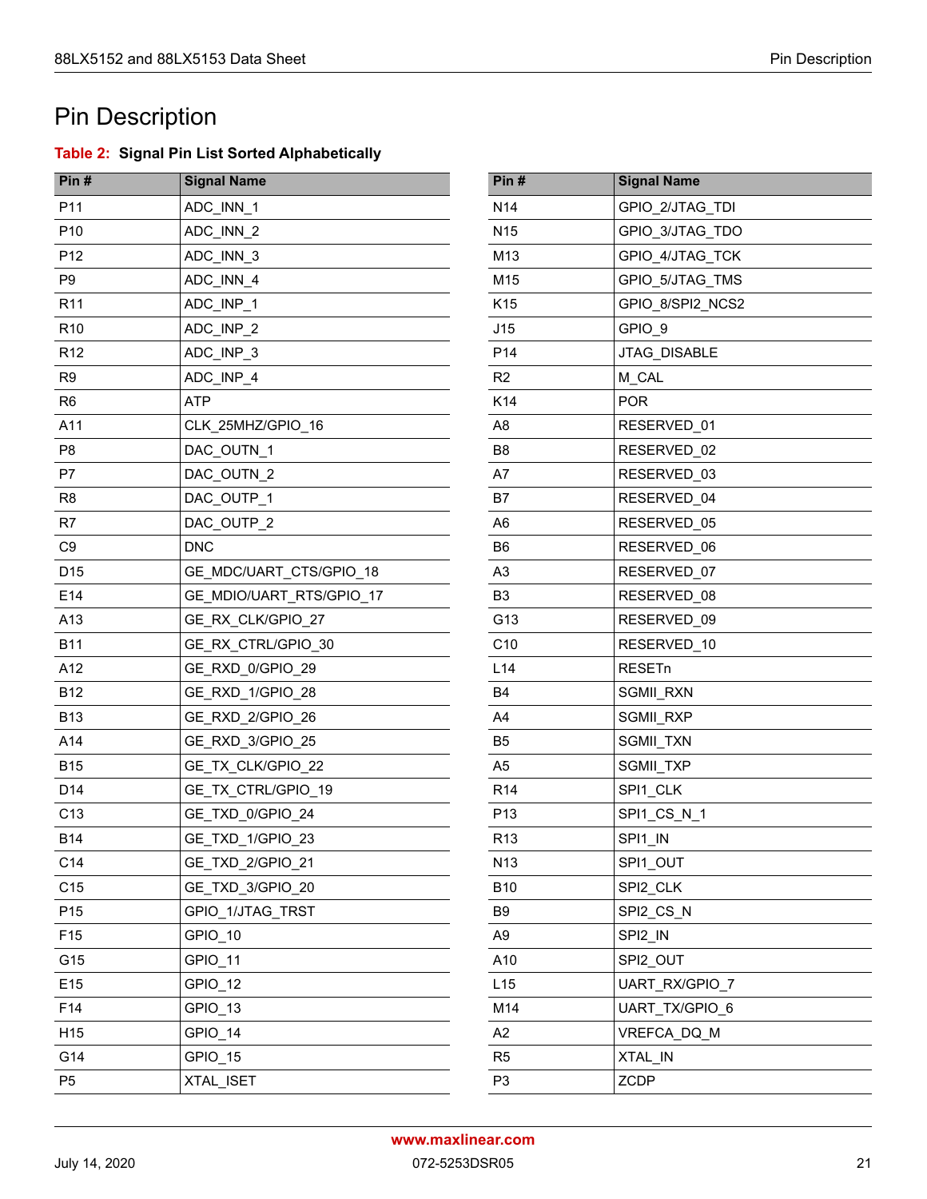# Pin Description

**Table 2: Signal Pin List Sorted Alphabetically**

| Pin # | Signal Name |
|---|---|
| P11 | ADC_INN_1 |
| P10 | ADC_INN_2 |
| P12 | ADC_INN_3 |
| P9 | ADC_INN_4 |
| R11 | ADC_INP_1 |
| R10 | ADC_INP_2 |
| R12 | ADC_INP_3 |
| R9 | ADC_INP_4 |
| R6 | ATP |
| A11 | CLK_25MHZ/GPIO_16 |
| P8 | DAC_OUTN_1 |
| P7 | DAC_OUTN_2 |
| R8 | DAC_OUTP_1 |
| R7 | DAC_OUTP_2 |
| C9 | DNC |
| D15 | GE_MDC/UART_CTS/GPIO_18 |
| E14 | GE_MDIO/UART_RTS/GPIO_17 |
| A13 | GE_RX_CLK/GPIO_27 |
| B11 | GE_RX_CTRL/GPIO_30 |
| A12 | GE_RXD_0/GPIO_29 |
| B12 | GE_RXD_1/GPIO_28 |
| B13 | GE_RXD_2/GPIO_26 |
| A14 | GE_RXD_3/GPIO_25 |
| B15 | GE_TX_CLK/GPIO_22 |
| D14 | GE_TX_CTRL/GPIO_19 |
| C13 | GE_TXD_0/GPIO_24 |
| B14 | GE_TXD_1/GPIO_23 |
| C14 | GE_TXD_2/GPIO_21 |
| C15 | GE_TXD_3/GPIO_20 |
| P15 | GPIO_1/JTAG_TRST |
| F15 | GPIO_10 |
| G15 | GPIO_11 |
| E15 | GPIO_12 |
| F14 | GPIO_13 |
| H15 | GPIO_14 |
| G14 | GPIO_15 |
| P5 | XTAL_ISET |
| N14 | GPIO_2/JTAG_TDI |
| N15 | GPIO_3/JTAG_TDO |
| M13 | GPIO_4/JTAG_TCK |
| M15 | GPIO_5/JTAG_TMS |
| K15 | GPIO_8/SPI2_NCS2 |
| J15 | GPIO_9 |
| P14 | JTAG_DISABLE |
| R2 | M_CAL |
| K14 | POR |
| A8 | RESERVED_01 |
| B8 | RESERVED_02 |
| A7 | RESERVED_03 |
| B7 | RESERVED_04 |
| A6 | RESERVED_05 |
| B6 | RESERVED_06 |
| A3 | RESERVED_07 |
| B3 | RESERVED_08 |
| G13 | RESERVED_09 |
| C10 | RESERVED_10 |
| L14 | RESETn |
| B4 | SGMII_RXN |
| A4 | SGMII_RXP |
| B5 | SGMII_TXN |
| A5 | SGMII_TXP |
| R14 | SPI1_CLK |
| P13 | SPI1_CS_N_1 |
| R13 | SPI1_IN |
| N13 | SPI1_OUT |
| B10 | SPI2_CLK |
| B9 | SPI2_CS_N |
| A9 | SPI2_IN |
| A10 | SPI2_OUT |
| L15 | UART_RX/GPIO_7 |
| M14 | UART_TX/GPIO_6 |
| A2 | VREFCA_DQ_M |
| R5 | XTAL_IN |
| P3 | ZCDP |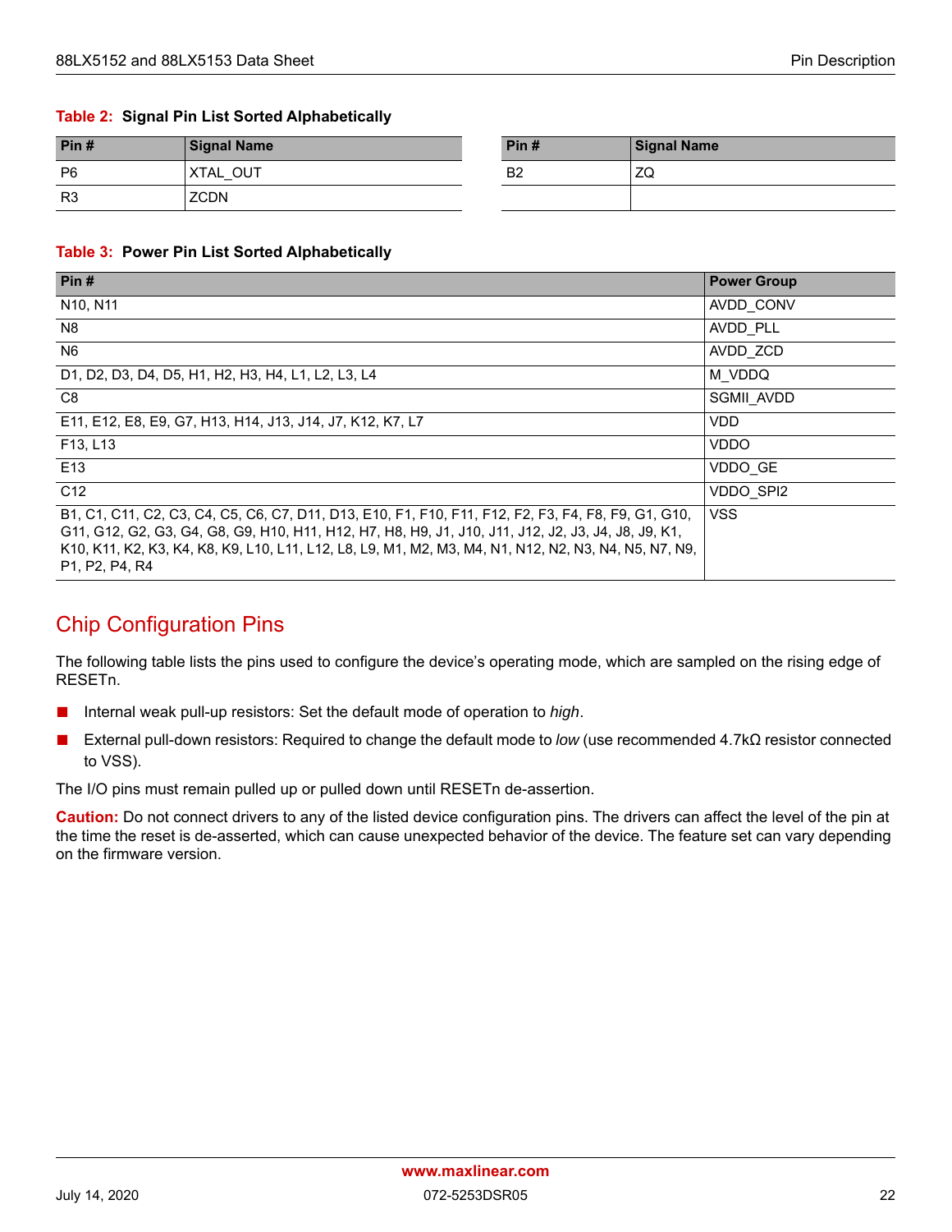**Table 2: Signal Pin List Sorted Alphabetically**

| Pin # | Signal Name | Pin # | Signal Name |
|---|---|---|---|
| P6 | XTAL_OUT | B2 | ZQ |
| R3 | ZCDN | | |

**Table 3: Power Pin List Sorted Alphabetically**

| Pin # | Power Group |
|---|---|
| N10, N11 | AVDD_CONV |
| N8 | AVDD_PLL |
| N6 | AVDD_ZCD |
| D1, D2, D3, D4, D5, H1, H2, H3, H4, L1, L2, L3, L4 | M_VDDQ |
| C8 | SGMII_AVDD |
| E11, E12, E8, E9, G7, H13, H14, J13, J14, J7, K12, K7, L7 | VDD |
| F13, L13 | VDDO |
| E13 | VDDO_GE |
| C12 | VDDO_SPI2 |
| B1, C1, C11, C2, C3, C4, C5, C6, C7, D11, D13, E10, F1, F10, F11, F12, F2, F3, F4, F8, F9, G1, G10, G11, G12, G2, G3, G4, G8, G9, H10, H11, H12, H7, H8, H9, J1, J10, J11, J12, J2, J3, J4, J8, J9, K1, K10, K11, K2, K3, K4, K8, K9, L10, L11, L12, L8, L9, M1, M2, M3, M4, N1, N12, N2, N3, N4, N5, N7, N9, P1, P2, P4, R4 | VSS |

## Chip Configuration Pins

The following table lists the pins used to configure the device's operating mode, which are sampled on the rising edge of RESETn.

- Internal weak pull-up resistors: Set the default mode of operation to *high*.
- External pull-down resistors: Required to change the default mode to *low* (use recommended 4.7kΩ resistor connected to VSS).

The I/O pins must remain pulled up or pulled down until RESETn de-assertion.

**Caution:** Do not connect drivers to any of the listed device configuration pins. The drivers can affect the level of the pin at the time the reset is de-asserted, which can cause unexpected behavior of the device. The feature set can vary depending on the firmware version.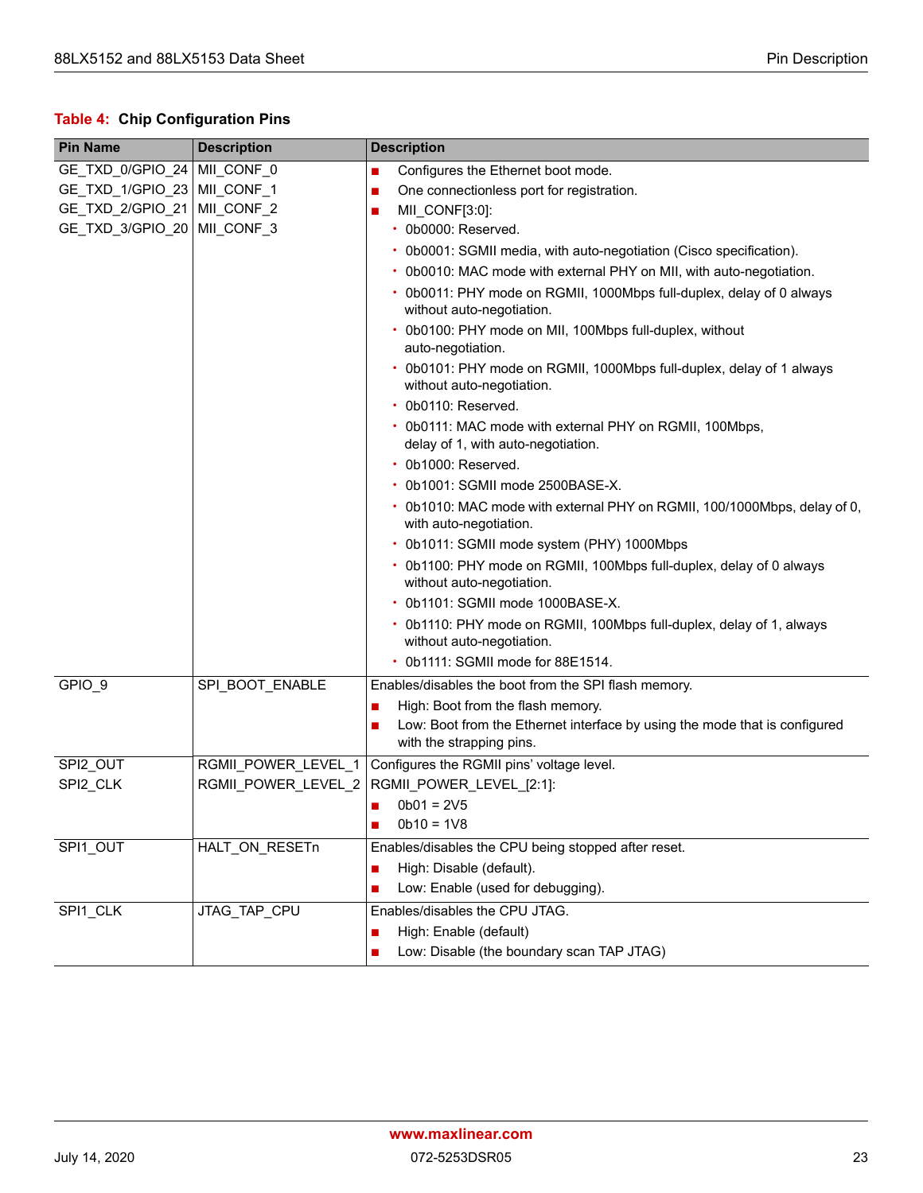**Table 4: Chip Configuration Pins**

| Pin Name | Description | Description |
|---|---|---|
| GE_TXD_0/GPIO_24<br>GE_TXD_1/GPIO_23<br>GE_TXD_2/GPIO_21<br>GE_TXD_3/GPIO_20 | MII_CONF_0<br>MII_CONF_1<br>MII_CONF_2<br>MII_CONF_3 | ■ Configures the Ethernet boot mode.<br>■ One connectionless port for registration.<br>■ MII_CONF[3:0]:<br>• 0b0000: Reserved.<br>• 0b0001: SGMII media, with auto-negotiation (Cisco specification).<br>• 0b0010: MAC mode with external PHY on MII, with auto-negotiation.<br>• 0b0011: PHY mode on RGMII, 1000Mbps full-duplex, delay of 0 always without auto-negotiation.<br>• 0b0100: PHY mode on MII, 100Mbps full-duplex, without auto-negotiation.<br>• 0b0101: PHY mode on RGMII, 1000Mbps full-duplex, delay of 1 always without auto-negotiation.<br>• 0b0110: Reserved.<br>• 0b0111: MAC mode with external PHY on RGMII, 100Mbps, delay of 1, with auto-negotiation.<br>• 0b1000: Reserved.<br>• 0b1001: SGMII mode 2500BASE-X.<br>• 0b1010: MAC mode with external PHY on RGMII, 100/1000Mbps, delay of 0, with auto-negotiation.<br>• 0b1011: SGMII mode system (PHY) 1000Mbps<br>• 0b1100: PHY mode on RGMII, 100Mbps full-duplex, delay of 0 always without auto-negotiation.<br>• 0b1101: SGMII mode 1000BASE-X.<br>• 0b1110: PHY mode on RGMII, 100Mbps full-duplex, delay of 1, always without auto-negotiation.<br>• 0b1111: SGMII mode for 88E1514. |
| GPIO_9 | SPI_BOOT_ENABLE | Enables/disables the boot from the SPI flash memory.<br>■ High: Boot from the flash memory.<br>■ Low: Boot from the Ethernet interface by using the mode that is configured with the strapping pins. |
| SPI2_OUT<br>SPI2_CLK | RGMII_POWER_LEVEL_1<br>RGMII_POWER_LEVEL_2 | Configures the RGMII pins' voltage level.<br>RGMII_POWER_LEVEL_[2:1]:<br>■ 0b01 = 2V5<br>■ 0b10 = 1V8 |
| SPI1_OUT | HALT_ON_RESETn | Enables/disables the CPU being stopped after reset.<br>■ High: Disable (default).<br>■ Low: Enable (used for debugging). |
| SPI1_CLK | JTAG_TAP_CPU | Enables/disables the CPU JTAG.<br>■ High: Enable (default)<br>■ Low: Disable (the boundary scan TAP JTAG) |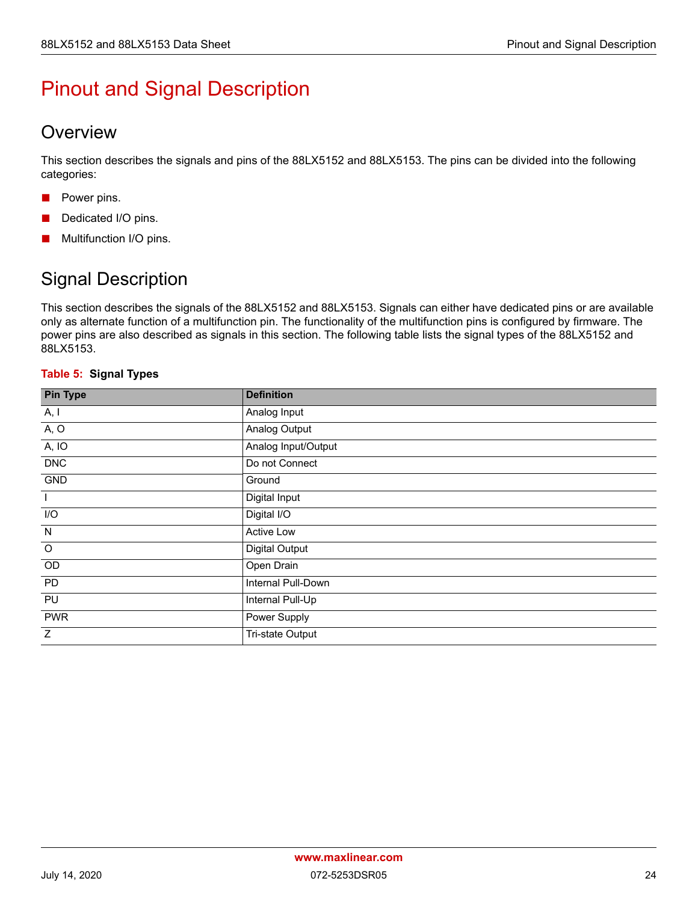# Pinout and Signal Description

## Overview

This section describes the signals and pins of the 88LX5152 and 88LX5153. The pins can be divided into the following categories:

- Power pins.
- Dedicated I/O pins.
- Multifunction I/O pins.

## Signal Description

This section describes the signals of the 88LX5152 and 88LX5153. Signals can either have dedicated pins or are available only as alternate function of a multifunction pin. The functionality of the multifunction pins is configured by firmware. The power pins are also described as signals in this section. The following table lists the signal types of the 88LX5152 and 88LX5153.

**Table 5: Signal Types**

| Pin Type | Definition |
|---|---|
| A, I | Analog Input |
| A, O | Analog Output |
| A, IO | Analog Input/Output |
| DNC | Do not Connect |
| GND | Ground |
| I | Digital Input |
| I/O | Digital I/O |
| N | Active Low |
| O | Digital Output |
| OD | Open Drain |
| PD | Internal Pull-Down |
| PU | Internal Pull-Up |
| PWR | Power Supply |
| Z | Tri-state Output |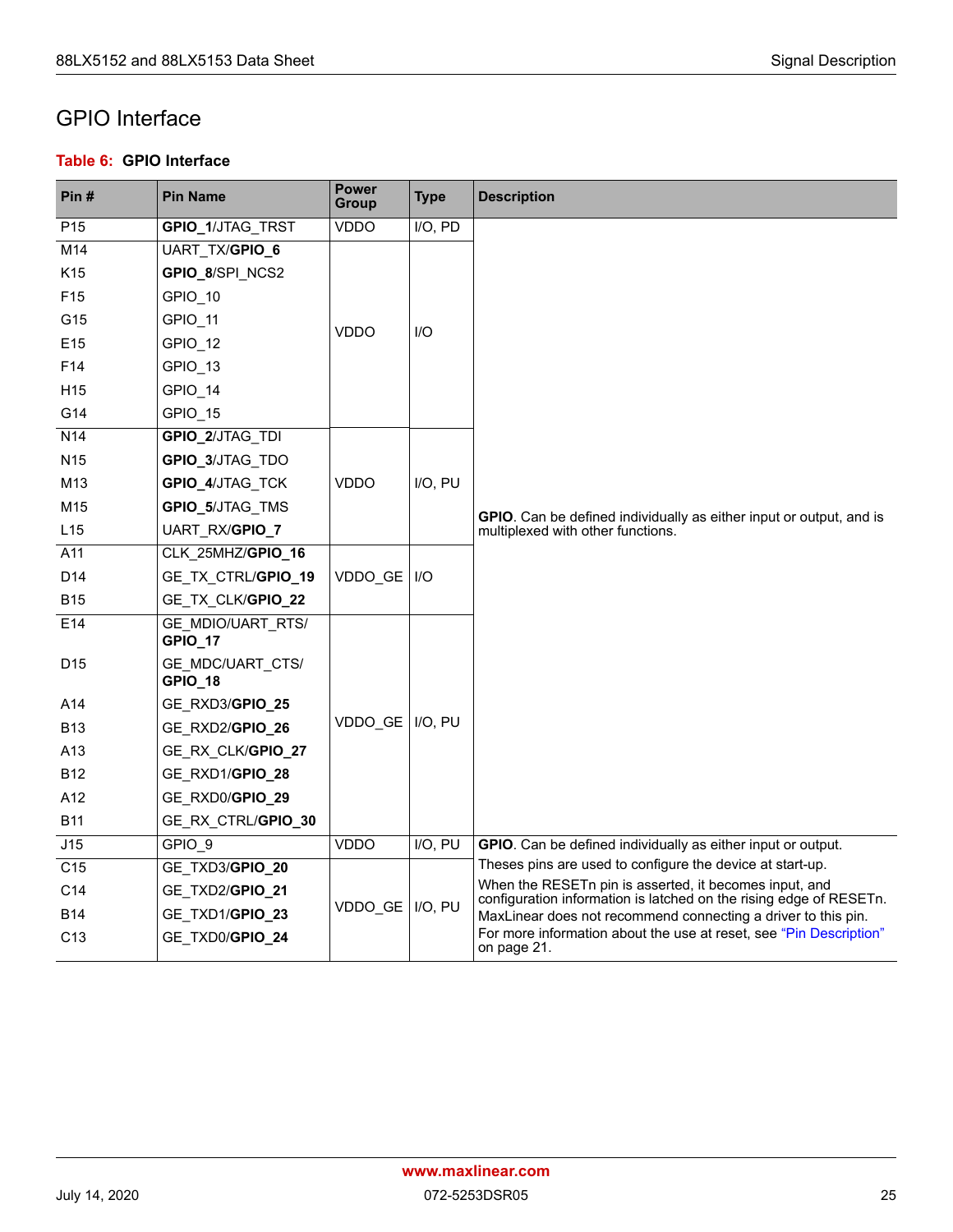## GPIO Interface

**Table 6: GPIO Interface**

| Pin # | Pin Name | Power Group | Type | Description |
|---|---|---|---|---|
| P15 | **GPIO_1**/JTAG_TRST | VDDO | I/O, PD | **GPIO**. Can be defined individually as either input or output, and is multiplexed with other functions. |
| M14 | UART_TX/**GPIO_6** | VDDO | I/O | |
| K15 | **GPIO_8**/SPI_NCS2 | | | |
| F15 | GPIO_10 | | | |
| G15 | GPIO_11 | | | |
| E15 | GPIO_12 | | | |
| F14 | GPIO_13 | | | |
| H15 | GPIO_14 | | | |
| G14 | GPIO_15 | | | |
| N14 | **GPIO_2**/JTAG_TDI | VDDO | I/O, PU | |
| N15 | **GPIO_3**/JTAG_TDO | | | |
| M13 | **GPIO_4**/JTAG_TCK | | | |
| M15 | **GPIO_5**/JTAG_TMS | | | |
| L15 | UART_RX/**GPIO_7** | | | |
| A11 | CLK_25MHZ/**GPIO_16** | VDDO_GE | I/O | |
| D14 | GE_TX_CTRL/**GPIO_19** | | | |
| B15 | GE_TX_CLK/**GPIO_22** | | | |
| E14 | GE_MDIO/UART_RTS/**GPIO_17** | VDDO_GE | I/O, PU | |
| D15 | GE_MDC/UART_CTS/**GPIO_18** | | | |
| A14 | GE_RXD3/**GPIO_25** | | | |
| B13 | GE_RXD2/**GPIO_26** | | | |
| A13 | GE_RX_CLK/**GPIO_27** | | | |
| B12 | GE_RXD1/**GPIO_28** | | | |
| A12 | GE_RXD0/**GPIO_29** | | | |
| B11 | GE_RX_CTRL/**GPIO_30** | | | |
| J15 | GPIO_9 | VDDO | I/O, PU | **GPIO**. Can be defined individually as either input or output. Theses pins are used to configure the device at start-up. When the RESETn pin is asserted, it becomes input, and configuration information is latched on the rising edge of RESETn. MaxLinear does not recommend connecting a driver to this pin. For more information about the use at reset, see "Pin Description" on page 21. |
| C15 | GE_TXD3/**GPIO_20** | VDDO_GE | I/O, PU | |
| C14 | GE_TXD2/**GPIO_21** | | | |
| B14 | GE_TXD1/**GPIO_23** | | | |
| C13 | GE_TXD0/**GPIO_24** | | | |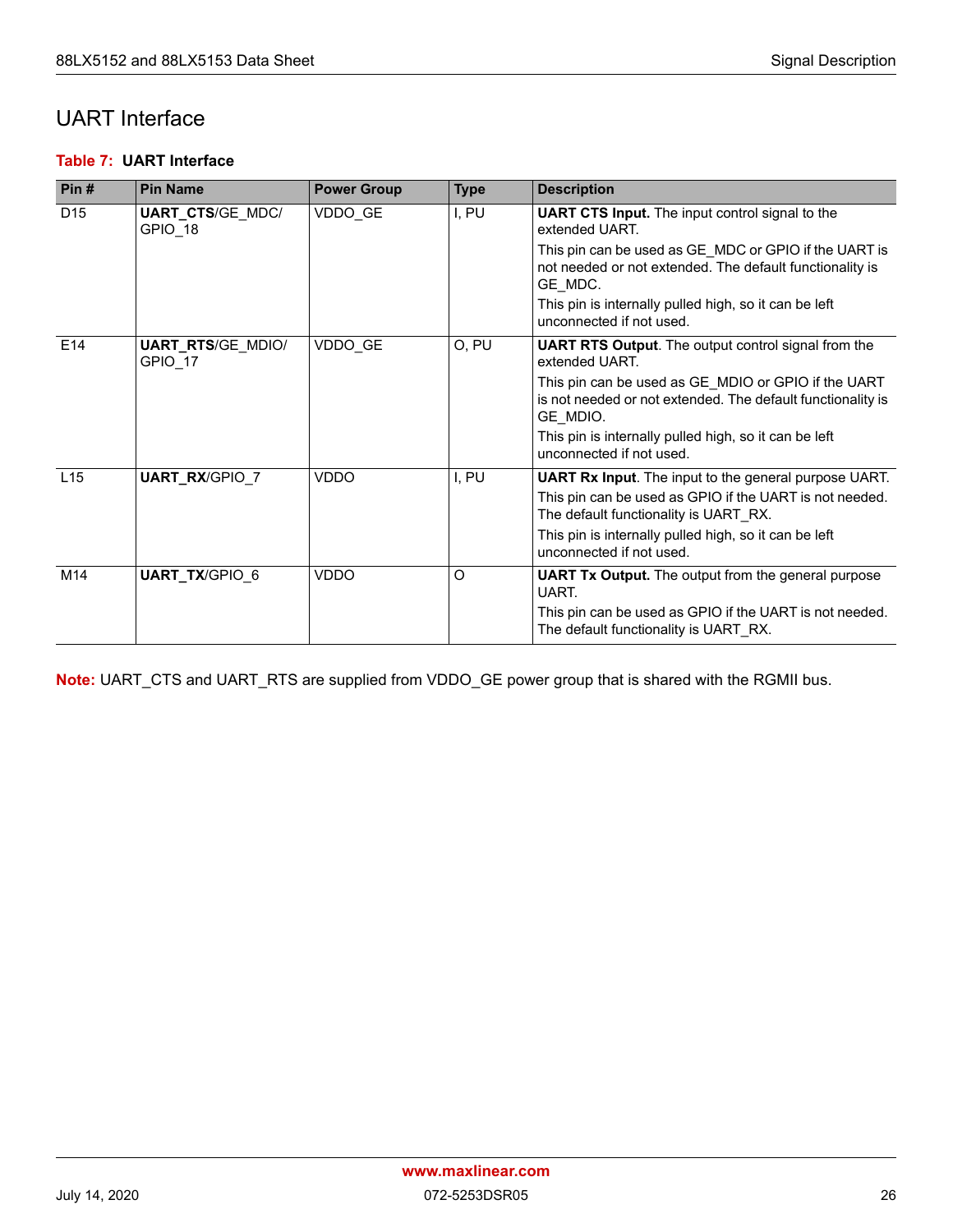## UART Interface

**Table 7: UART Interface**

| Pin # | Pin Name | Power Group | Type | Description |
|---|---|---|---|---|
| D15 | **UART_CTS**/GE_MDC/ GPIO_18 | VDDO_GE | I, PU | **UART CTS Input.** The input control signal to the extended UART.<br>This pin can be used as GE_MDC or GPIO if the UART is not needed or not extended. The default functionality is GE_MDC.<br>This pin is internally pulled high, so it can be left unconnected if not used. |
| E14 | **UART_RTS**/GE_MDIO/ GPIO_17 | VDDO_GE | O, PU | **UART RTS Output**. The output control signal from the extended UART.<br>This pin can be used as GE_MDIO or GPIO if the UART is not needed or not extended. The default functionality is GE_MDIO.<br>This pin is internally pulled high, so it can be left unconnected if not used. |
| L15 | **UART_RX**/GPIO_7 | VDDO | I, PU | **UART Rx Input**. The input to the general purpose UART.<br>This pin can be used as GPIO if the UART is not needed. The default functionality is UART_RX.<br>This pin is internally pulled high, so it can be left unconnected if not used. |
| M14 | **UART_TX**/GPIO_6 | VDDO | O | **UART Tx Output.** The output from the general purpose UART.<br>This pin can be used as GPIO if the UART is not needed. The default functionality is UART_RX. |

**Note:** UART_CTS and UART_RTS are supplied from VDDO_GE power group that is shared with the RGMII bus.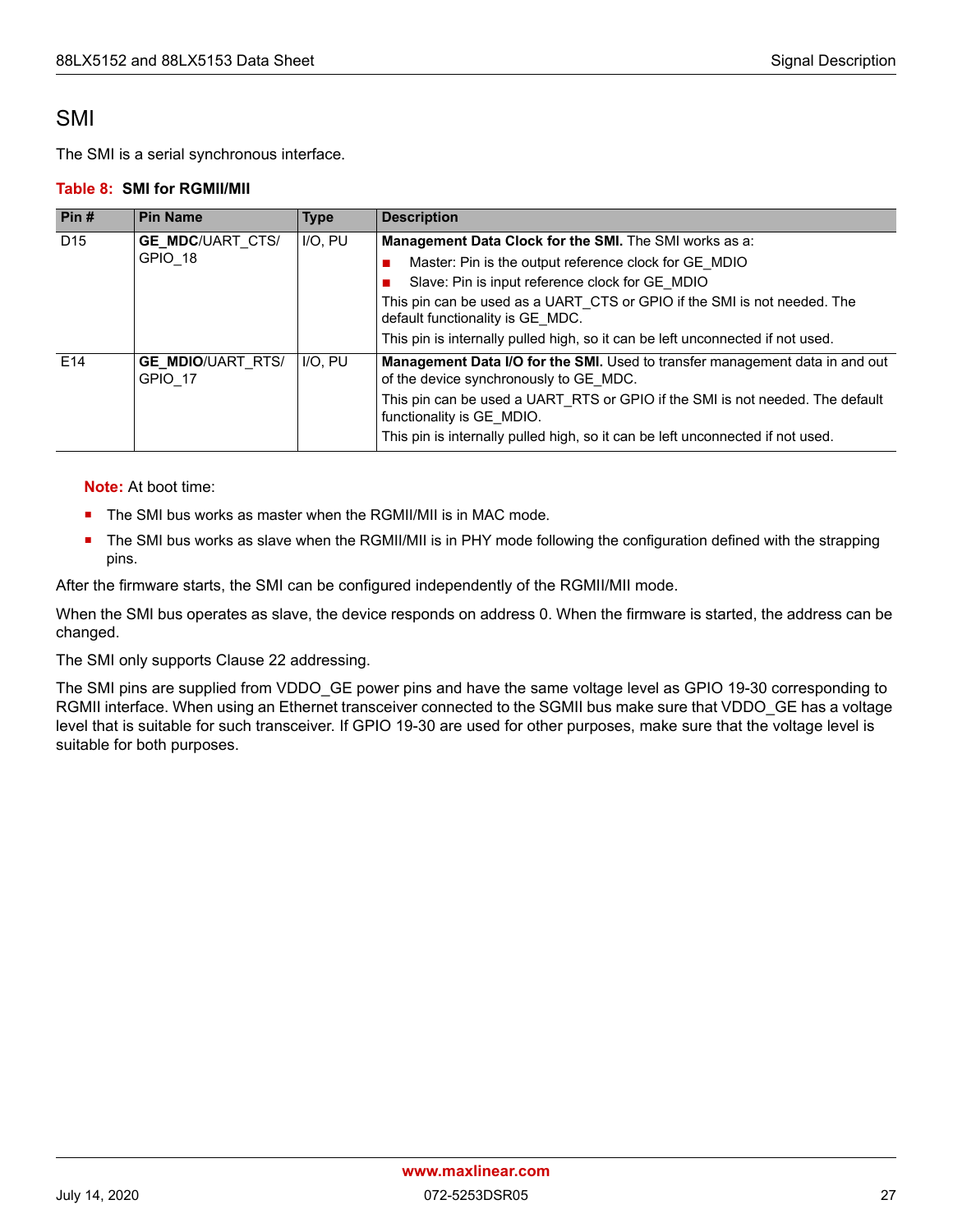## SMI

The SMI is a serial synchronous interface.

**Table 8: SMI for RGMII/MII**

| Pin # | Pin Name | Type | Description |
|---|---|---|---|
| D15 | **GE_MDC**/UART_CTS/ GPIO_18 | I/O, PU | **Management Data Clock for the SMI.** The SMI works as a:<br>■ Master: Pin is the output reference clock for GE_MDIO<br>■ Slave: Pin is input reference clock for GE_MDIO<br>This pin can be used as a UART_CTS or GPIO if the SMI is not needed. The default functionality is GE_MDC.<br>This pin is internally pulled high, so it can be left unconnected if not used. |
| E14 | **GE_MDIO**/UART_RTS/ GPIO_17 | I/O, PU | **Management Data I/O for the SMI.** Used to transfer management data in and out of the device synchronously to GE_MDC.<br>This pin can be used a UART_RTS or GPIO if the SMI is not needed. The default functionality is GE_MDIO.<br>This pin is internally pulled high, so it can be left unconnected if not used. |

**Note:** At boot time:

- The SMI bus works as master when the RGMII/MII is in MAC mode.
- The SMI bus works as slave when the RGMII/MII is in PHY mode following the configuration defined with the strapping pins.

After the firmware starts, the SMI can be configured independently of the RGMII/MII mode.

When the SMI bus operates as slave, the device responds on address 0. When the firmware is started, the address can be changed.

The SMI only supports Clause 22 addressing.

The SMI pins are supplied from VDDO_GE power pins and have the same voltage level as GPIO 19-30 corresponding to RGMII interface. When using an Ethernet transceiver connected to the SGMII bus make sure that VDDO_GE has a voltage level that is suitable for such transceiver. If GPIO 19-30 are used for other purposes, make sure that the voltage level is suitable for both purposes.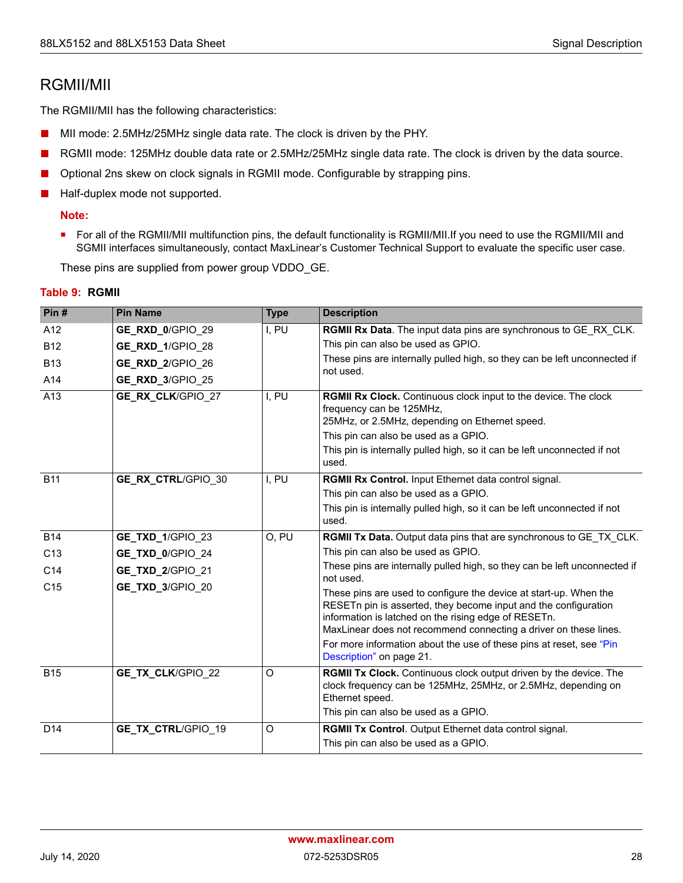## RGMII/MII

The RGMII/MII has the following characteristics:

- MII mode: 2.5MHz/25MHz single data rate. The clock is driven by the PHY.
- RGMII mode: 125MHz double data rate or 2.5MHz/25MHz single data rate. The clock is driven by the data source.
- Optional 2ns skew on clock signals in RGMII mode. Configurable by strapping pins.
- Half-duplex mode not supported.

**Note:**

- For all of the RGMII/MII multifunction pins, the default functionality is RGMII/MII.If you need to use the RGMII/MII and SGMII interfaces simultaneously, contact MaxLinear's Customer Technical Support to evaluate the specific user case.

These pins are supplied from power group VDDO_GE.

**Table 9: RGMII**

| Pin # | Pin Name | Type | Description |
|---|---|---|---|
| A12<br>B12<br>B13<br>A14 | **GE_RXD_0**/GPIO_29<br>**GE_RXD_1**/GPIO_28<br>**GE_RXD_2**/GPIO_26<br>**GE_RXD_3**/GPIO_25 | I, PU | **RGMII Rx Data**. The input data pins are synchronous to GE_RX_CLK.<br>This pin can also be used as GPIO.<br>These pins are internally pulled high, so they can be left unconnected if not used. |
| A13 | **GE_RX_CLK**/GPIO_27 | I, PU | **RGMII Rx Clock.** Continuous clock input to the device. The clock frequency can be 125MHz, 25MHz, or 2.5MHz, depending on Ethernet speed.<br>This pin can also be used as a GPIO.<br>This pin is internally pulled high, so it can be left unconnected if not used. |
| B11 | **GE_RX_CTRL**/GPIO_30 | I, PU | **RGMII Rx Control.** Input Ethernet data control signal.<br>This pin can also be used as a GPIO.<br>This pin is internally pulled high, so it can be left unconnected if not used. |
| B14<br>C13<br>C14<br>C15 | **GE_TXD_1**/GPIO_23<br>**GE_TXD_0**/GPIO_24<br>**GE_TXD_2**/GPIO_21<br>**GE_TXD_3**/GPIO_20 | O, PU | **RGMII Tx Data.** Output data pins that are synchronous to GE_TX_CLK.<br>This pin can also be used as GPIO.<br>These pins are internally pulled high, so they can be left unconnected if not used.<br>These pins are used to configure the device at start-up. When the RESETn pin is asserted, they become input and the configuration information is latched on the rising edge of RESETn. MaxLinear does not recommend connecting a driver on these lines.<br>For more information about the use of these pins at reset, see "Pin Description" on page 21. |
| B15 | **GE_TX_CLK**/GPIO_22 | O | **RGMII Tx Clock.** Continuous clock output driven by the device. The clock frequency can be 125MHz, 25MHz, or 2.5MHz, depending on Ethernet speed.<br>This pin can also be used as a GPIO. |
| D14 | **GE_TX_CTRL**/GPIO_19 | O | **RGMII Tx Control**. Output Ethernet data control signal.<br>This pin can also be used as a GPIO. |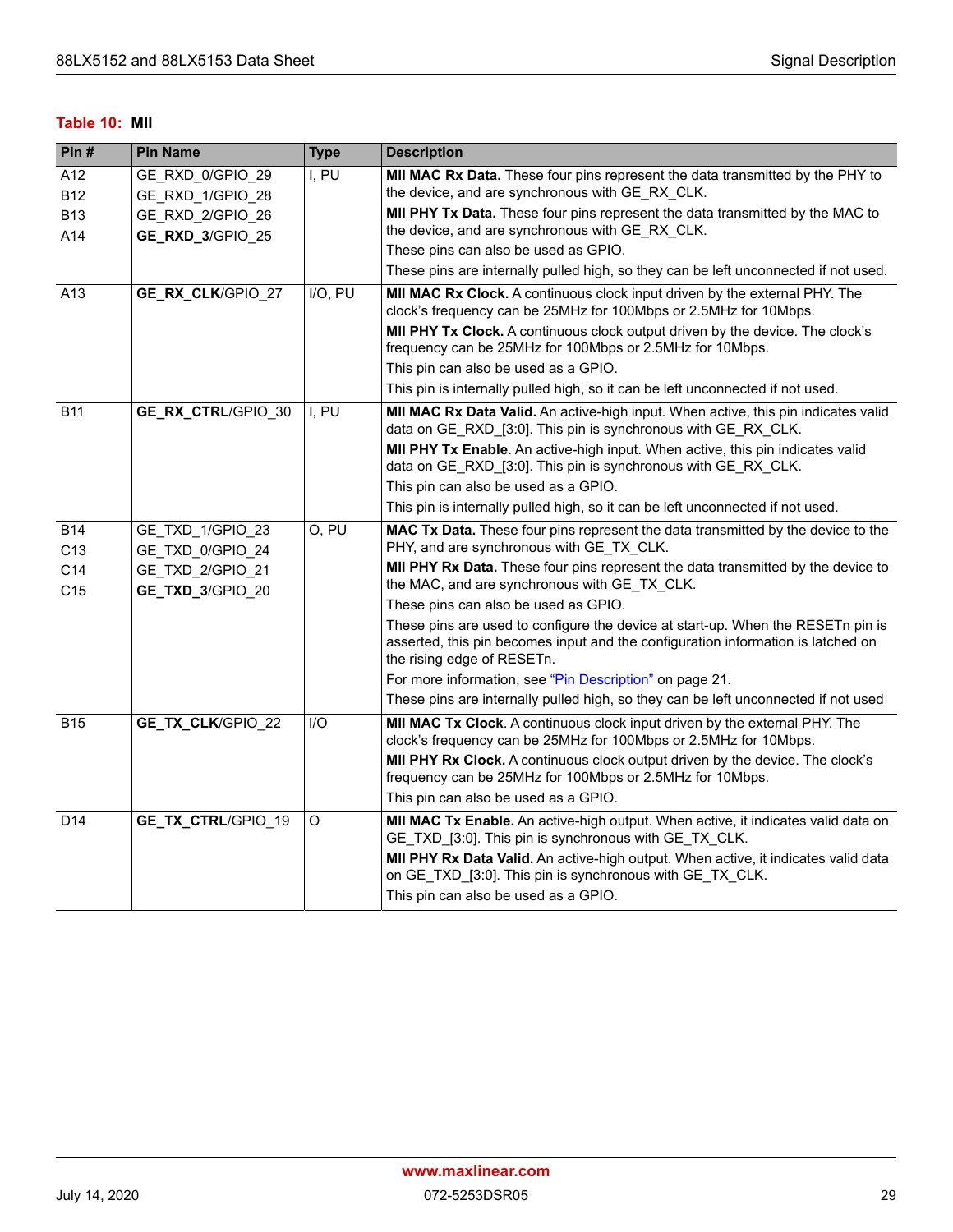**Table 10: MII**

| Pin # | Pin Name | Type | Description |
|---|---|---|---|
| A12<br>B12<br>B13<br>A14 | GE_RXD_0/GPIO_29<br>GE_RXD_1/GPIO_28<br>GE_RXD_2/GPIO_26<br>**GE_RXD_3**/GPIO_25 | I, PU | **MII MAC Rx Data.** These four pins represent the data transmitted by the PHY to the device, and are synchronous with GE_RX_CLK.<br>**MII PHY Tx Data.** These four pins represent the data transmitted by the MAC to the device, and are synchronous with GE_RX_CLK.<br>These pins can also be used as GPIO.<br>These pins are internally pulled high, so they can be left unconnected if not used. |
| A13 | **GE_RX_CLK**/GPIO_27 | I/O, PU | **MII MAC Rx Clock.** A continuous clock input driven by the external PHY. The clock's frequency can be 25MHz for 100Mbps or 2.5MHz for 10Mbps.<br>**MII PHY Tx Clock.** A continuous clock output driven by the device. The clock's frequency can be 25MHz for 100Mbps or 2.5MHz for 10Mbps.<br>This pin can also be used as a GPIO.<br>This pin is internally pulled high, so it can be left unconnected if not used. |
| B11 | **GE_RX_CTRL**/GPIO_30 | I, PU | **MII MAC Rx Data Valid.** An active-high input. When active, this pin indicates valid data on GE_RXD_[3:0]. This pin is synchronous with GE_RX_CLK.<br>**MII PHY Tx Enable**. An active-high input. When active, this pin indicates valid data on GE_RXD_[3:0]. This pin is synchronous with GE_RX_CLK.<br>This pin can also be used as a GPIO.<br>This pin is internally pulled high, so it can be left unconnected if not used. |
| B14<br>C13<br>C14<br>C15 | GE_TXD_1/GPIO_23<br>GE_TXD_0/GPIO_24<br>GE_TXD_2/GPIO_21<br>**GE_TXD_3**/GPIO_20 | O, PU | **MAC Tx Data.** These four pins represent the data transmitted by the device to the PHY, and are synchronous with GE_TX_CLK.<br>**MII PHY Rx Data.** These four pins represent the data transmitted by the device to the MAC, and are synchronous with GE_TX_CLK.<br>These pins can also be used as GPIO.<br>These pins are used to configure the device at start-up. When the RESETn pin is asserted, this pin becomes input and the configuration information is latched on the rising edge of RESETn.<br>For more information, see "Pin Description" on page 21.<br>These pins are internally pulled high, so they can be left unconnected if not used |
| B15 | **GE_TX_CLK**/GPIO_22 | I/O | **MII MAC Tx Clock**. A continuous clock input driven by the external PHY. The clock's frequency can be 25MHz for 100Mbps or 2.5MHz for 10Mbps.<br>**MII PHY Rx Clock.** A continuous clock output driven by the device. The clock's frequency can be 25MHz for 100Mbps or 2.5MHz for 10Mbps.<br>This pin can also be used as a GPIO. |
| D14 | **GE_TX_CTRL**/GPIO_19 | O | **MII MAC Tx Enable.** An active-high output. When active, it indicates valid data on GE_TXD_[3:0]. This pin is synchronous with GE_TX_CLK.<br>**MII PHY Rx Data Valid.** An active-high output. When active, it indicates valid data on GE_TXD_[3:0]. This pin is synchronous with GE_TX_CLK.<br>This pin can also be used as a GPIO. |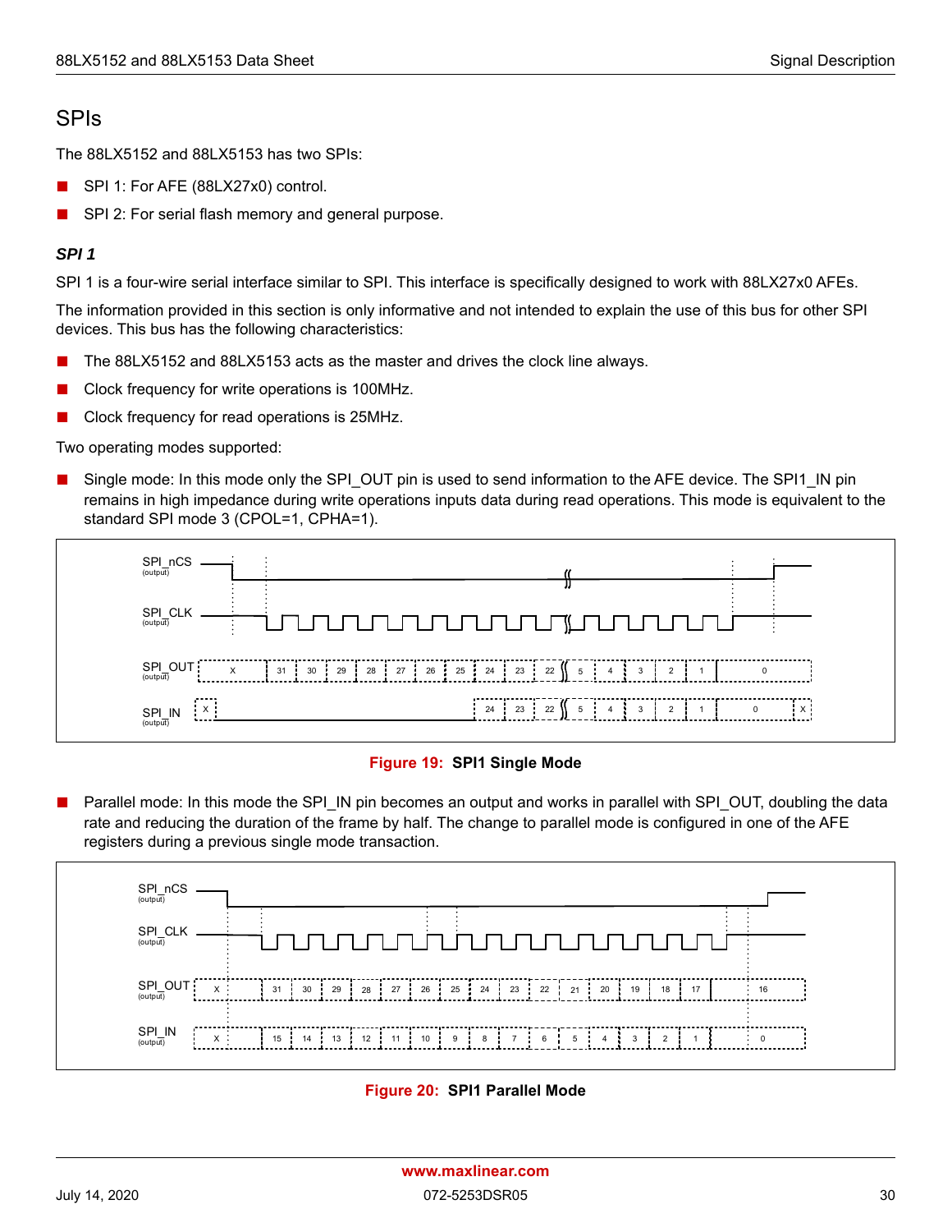## SPIs

The 88LX5152 and 88LX5153 has two SPIs:

- SPI 1: For AFE (88LX27x0) control.
- SPI 2: For serial flash memory and general purpose.

### *SPI 1*

SPI 1 is a four-wire serial interface similar to SPI. This interface is specifically designed to work with 88LX27x0 AFEs.

The information provided in this section is only informative and not intended to explain the use of this bus for other SPI devices. This bus has the following characteristics:

- The 88LX5152 and 88LX5153 acts as the master and drives the clock line always.
- Clock frequency for write operations is 100MHz.
- Clock frequency for read operations is 25MHz.

Two operating modes supported:

- Single mode: In this mode only the SPI_OUT pin is used to send information to the AFE device. The SPI1_IN pin remains in high impedance during write operations inputs data during read operations. This mode is equivalent to the standard SPI mode 3 (CPOL=1, CPHA=1).

**Figure 19: SPI1 Single Mode**

- Parallel mode: In this mode the SPI_IN pin becomes an output and works in parallel with SPI_OUT, doubling the data rate and reducing the duration of the frame by half. The change to parallel mode is configured in one of the AFE registers during a previous single mode transaction.

**Figure 20: SPI1 Parallel Mode**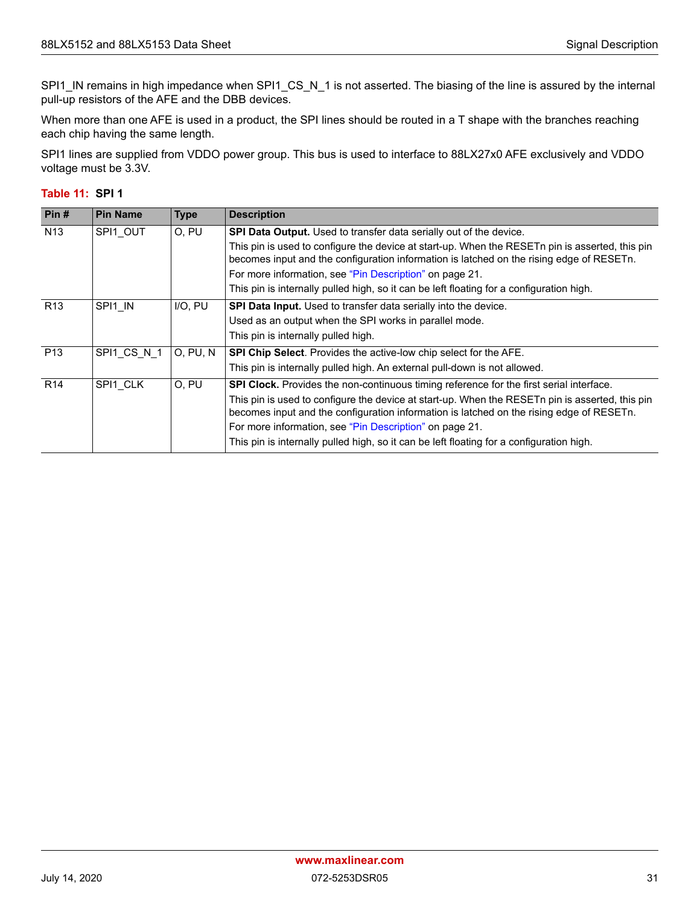SPI1_IN remains in high impedance when SPI1_CS_N_1 is not asserted. The biasing of the line is assured by the internal pull-up resistors of the AFE and the DBB devices.

When more than one AFE is used in a product, the SPI lines should be routed in a T shape with the branches reaching each chip having the same length.

SPI1 lines are supplied from VDDO power group. This bus is used to interface to 88LX27x0 AFE exclusively and VDDO voltage must be 3.3V.

**Table 11: SPI 1**

| Pin # | Pin Name | Type | Description |
|---|---|---|---|
| N13 | SPI1_OUT | O, PU | **SPI Data Output.** Used to transfer data serially out of the device.<br>This pin is used to configure the device at start-up. When the RESETn pin is asserted, this pin becomes input and the configuration information is latched on the rising edge of RESETn.<br>For more information, see "Pin Description" on page 21.<br>This pin is internally pulled high, so it can be left floating for a configuration high. |
| R13 | SPI1_IN | I/O, PU | **SPI Data Input.** Used to transfer data serially into the device.<br>Used as an output when the SPI works in parallel mode.<br>This pin is internally pulled high. |
| P13 | SPI1_CS_N_1 | O, PU, N | **SPI Chip Select**. Provides the active-low chip select for the AFE.<br>This pin is internally pulled high. An external pull-down is not allowed. |
| R14 | SPI1_CLK | O, PU | **SPI Clock.** Provides the non-continuous timing reference for the first serial interface.<br>This pin is used to configure the device at start-up. When the RESETn pin is asserted, this pin becomes input and the configuration information is latched on the rising edge of RESETn.<br>For more information, see "Pin Description" on page 21.<br>This pin is internally pulled high, so it can be left floating for a configuration high. |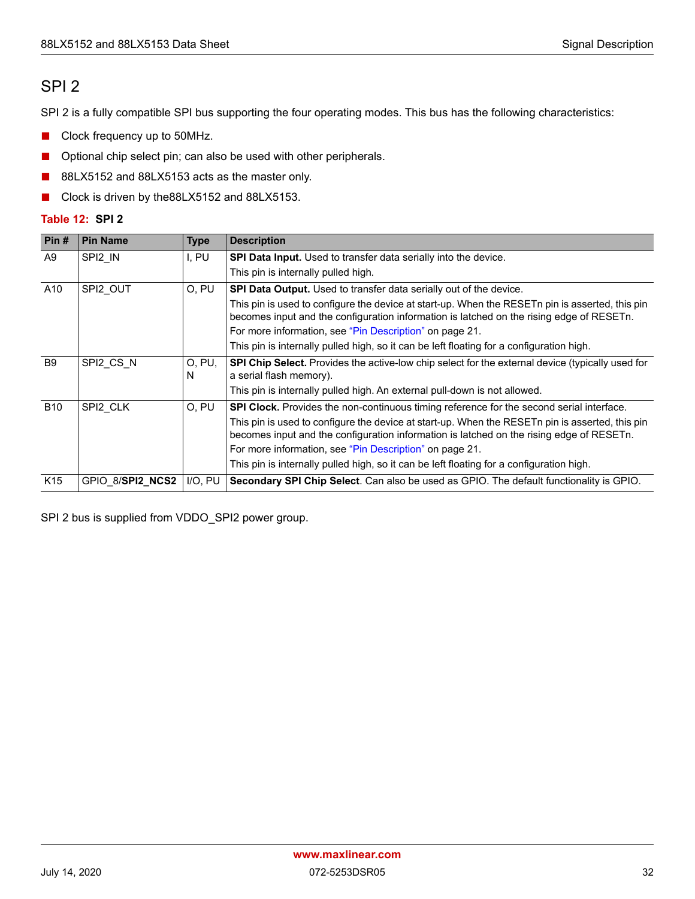## SPI 2

SPI 2 is a fully compatible SPI bus supporting the four operating modes. This bus has the following characteristics:

- Clock frequency up to 50MHz.
- Optional chip select pin; can also be used with other peripherals.
- 88LX5152 and 88LX5153 acts as the master only.
- Clock is driven by the88LX5152 and 88LX5153.

**Table 12: SPI 2**

| Pin # | Pin Name | Type | Description |
|---|---|---|---|
| A9 | SPI2_IN | I, PU | **SPI Data Input.** Used to transfer data serially into the device.<br>This pin is internally pulled high. |
| A10 | SPI2_OUT | O, PU | **SPI Data Output.** Used to transfer data serially out of the device.<br>This pin is used to configure the device at start-up. When the RESETn pin is asserted, this pin becomes input and the configuration information is latched on the rising edge of RESETn.<br>For more information, see "Pin Description" on page 21.<br>This pin is internally pulled high, so it can be left floating for a configuration high. |
| B9 | SPI2_CS_N | O, PU, N | **SPI Chip Select.** Provides the active-low chip select for the external device (typically used for a serial flash memory).<br>This pin is internally pulled high. An external pull-down is not allowed. |
| B10 | SPI2_CLK | O, PU | **SPI Clock.** Provides the non-continuous timing reference for the second serial interface.<br>This pin is used to configure the device at start-up. When the RESETn pin is asserted, this pin becomes input and the configuration information is latched on the rising edge of RESETn.<br>For more information, see "Pin Description" on page 21.<br>This pin is internally pulled high, so it can be left floating for a configuration high. |
| K15 | GPIO_8/**SPI2_NCS2** | I/O, PU | **Secondary SPI Chip Select**. Can also be used as GPIO. The default functionality is GPIO. |

SPI 2 bus is supplied from VDDO_SPI2 power group.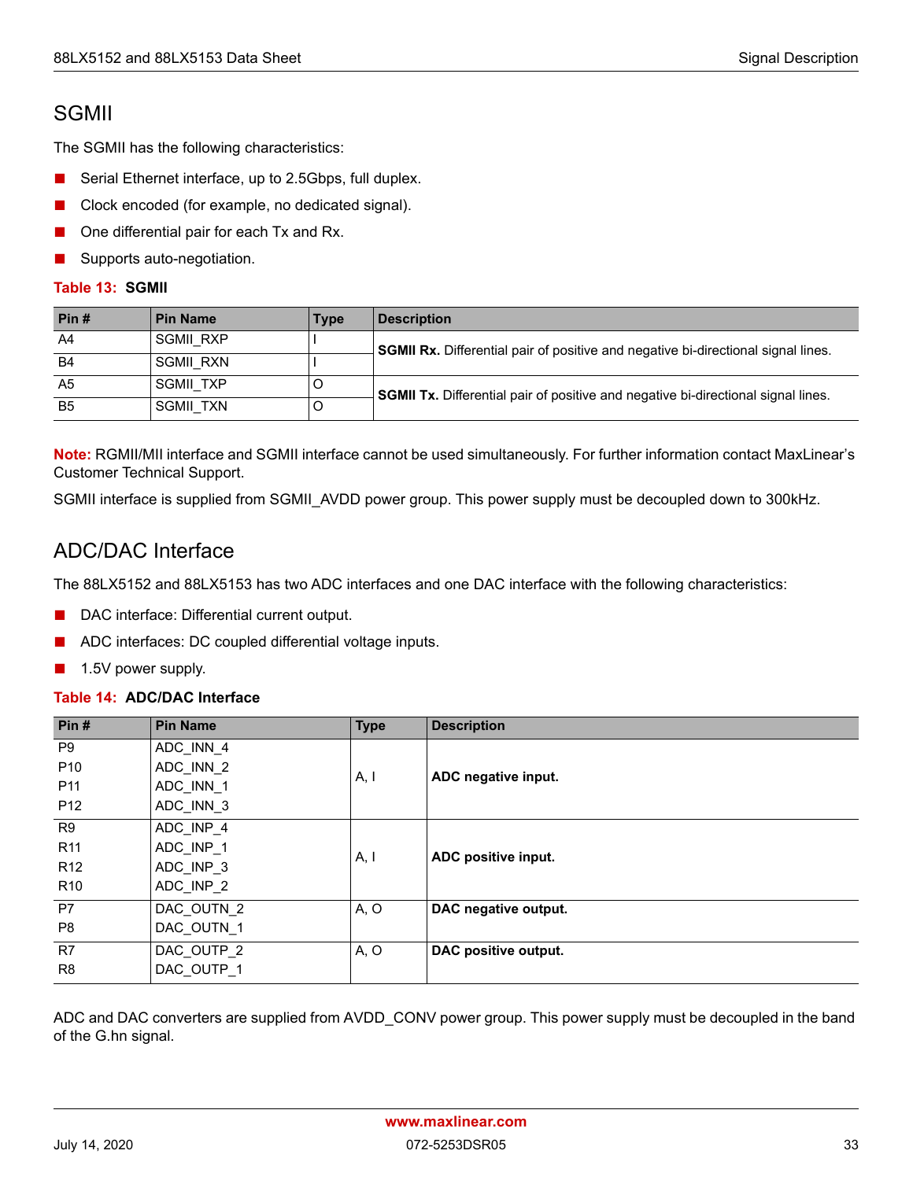## SGMII

The SGMII has the following characteristics:

- Serial Ethernet interface, up to 2.5Gbps, full duplex.
- Clock encoded (for example, no dedicated signal).
- One differential pair for each Tx and Rx.
- Supports auto-negotiation.

**Table 13: SGMII**

| Pin # | Pin Name | Type | Description |
|---|---|---|---|
| A4 | SGMII_RXP | I | **SGMII Rx.** Differential pair of positive and negative bi-directional signal lines. |
| B4 | SGMII_RXN | I | |
| A5 | SGMII_TXP | O | **SGMII Tx.** Differential pair of positive and negative bi-directional signal lines. |
| B5 | SGMII_TXN | O | |

**Note:** RGMII/MII interface and SGMII interface cannot be used simultaneously. For further information contact MaxLinear's Customer Technical Support.

SGMII interface is supplied from SGMII_AVDD power group. This power supply must be decoupled down to 300kHz.

## ADC/DAC Interface

The 88LX5152 and 88LX5153 has two ADC interfaces and one DAC interface with the following characteristics:

- DAC interface: Differential current output.
- ADC interfaces: DC coupled differential voltage inputs.
- 1.5V power supply.

**Table 14: ADC/DAC Interface**

| Pin # | Pin Name | Type | Description |
|---|---|---|---|
| P9<br>P10<br>P11<br>P12 | ADC_INN_4<br>ADC_INN_2<br>ADC_INN_1<br>ADC_INN_3 | A, I | **ADC negative input.** |
| R9<br>R11<br>R12<br>R10 | ADC_INP_4<br>ADC_INP_1<br>ADC_INP_3<br>ADC_INP_2 | A, I | **ADC positive input.** |
| P7<br>P8 | DAC_OUTN_2<br>DAC_OUTN_1 | A, O | **DAC negative output.** |
| R7<br>R8 | DAC_OUTP_2<br>DAC_OUTP_1 | A, O | **DAC positive output.** |

ADC and DAC converters are supplied from AVDD_CONV power group. This power supply must be decoupled in the band of the G.hn signal.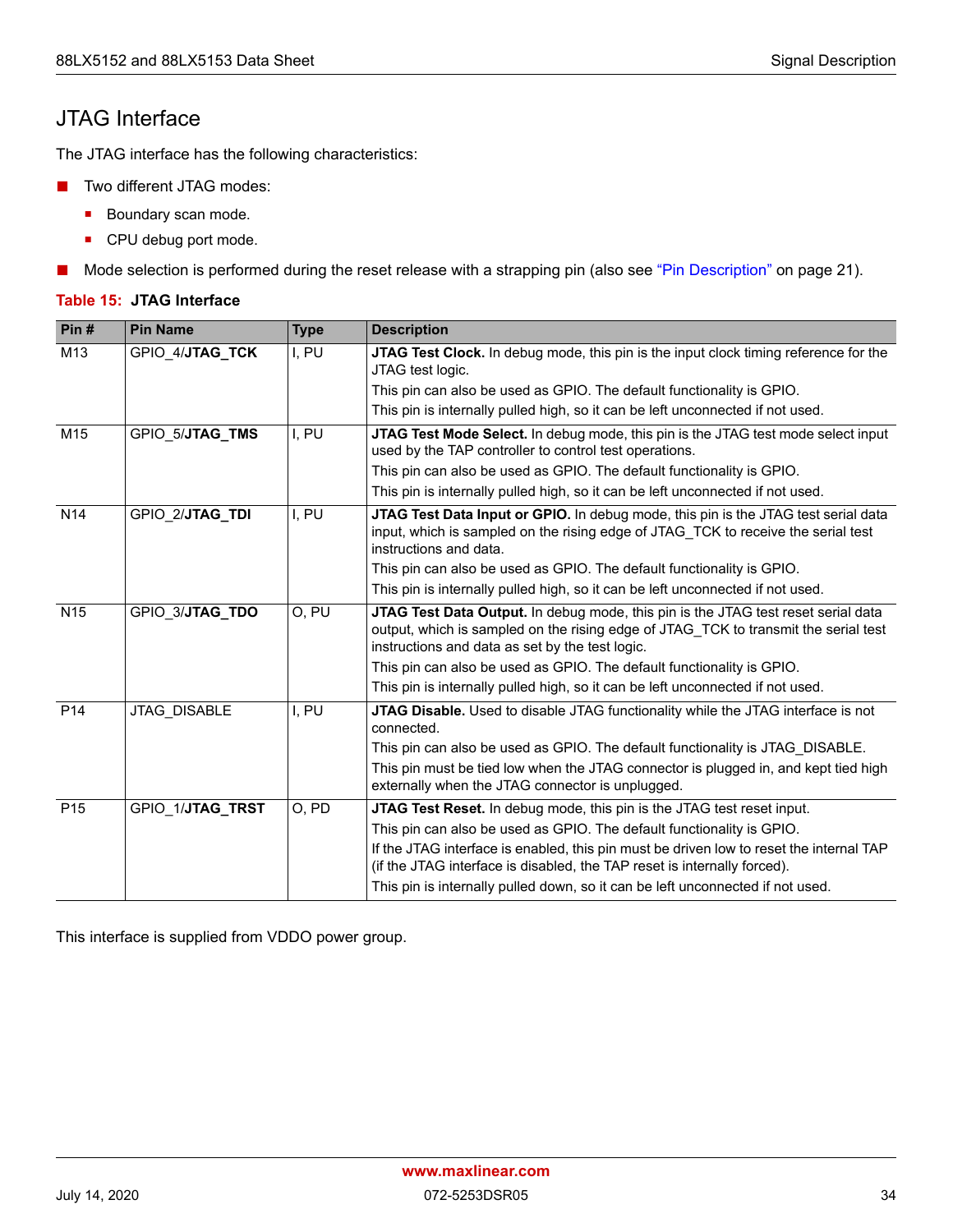## JTAG Interface

The JTAG interface has the following characteristics:

- Two different JTAG modes:
  - Boundary scan mode.
  - CPU debug port mode.
- Mode selection is performed during the reset release with a strapping pin (also see "Pin Description" on page 21).

**Table 15: JTAG Interface**

| Pin # | Pin Name | Type | Description |
|---|---|---|---|
| M13 | GPIO_4/**JTAG_TCK** | I, PU | **JTAG Test Clock.** In debug mode, this pin is the input clock timing reference for the JTAG test logic.<br>This pin can also be used as GPIO. The default functionality is GPIO.<br>This pin is internally pulled high, so it can be left unconnected if not used. |
| M15 | GPIO_5/**JTAG_TMS** | I, PU | **JTAG Test Mode Select.** In debug mode, this pin is the JTAG test mode select input used by the TAP controller to control test operations.<br>This pin can also be used as GPIO. The default functionality is GPIO.<br>This pin is internally pulled high, so it can be left unconnected if not used. |
| N14 | GPIO_2/**JTAG_TDI** | I, PU | **JTAG Test Data Input or GPIO.** In debug mode, this pin is the JTAG test serial data input, which is sampled on the rising edge of JTAG_TCK to receive the serial test instructions and data.<br>This pin can also be used as GPIO. The default functionality is GPIO.<br>This pin is internally pulled high, so it can be left unconnected if not used. |
| N15 | GPIO_3/**JTAG_TDO** | O, PU | **JTAG Test Data Output.** In debug mode, this pin is the JTAG test reset serial data output, which is sampled on the rising edge of JTAG_TCK to transmit the serial test instructions and data as set by the test logic.<br>This pin can also be used as GPIO. The default functionality is GPIO.<br>This pin is internally pulled high, so it can be left unconnected if not used. |
| P14 | JTAG_DISABLE | I, PU | **JTAG Disable.** Used to disable JTAG functionality while the JTAG interface is not connected.<br>This pin can also be used as GPIO. The default functionality is JTAG_DISABLE.<br>This pin must be tied low when the JTAG connector is plugged in, and kept tied high externally when the JTAG connector is unplugged. |
| P15 | GPIO_1/**JTAG_TRST** | O, PD | **JTAG Test Reset.** In debug mode, this pin is the JTAG test reset input.<br>This pin can also be used as GPIO. The default functionality is GPIO.<br>If the JTAG interface is enabled, this pin must be driven low to reset the internal TAP (if the JTAG interface is disabled, the TAP reset is internally forced).<br>This pin is internally pulled down, so it can be left unconnected if not used. |

This interface is supplied from VDDO power group.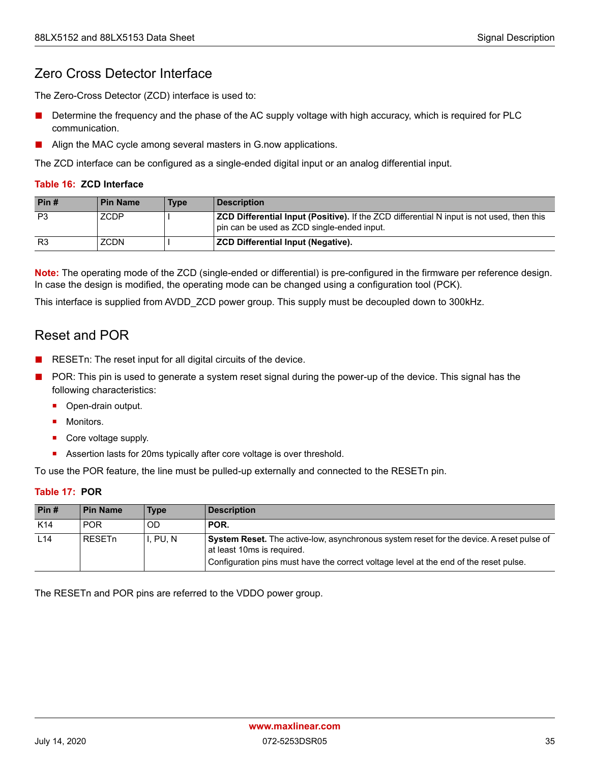## Zero Cross Detector Interface

The Zero-Cross Detector (ZCD) interface is used to:

- Determine the frequency and the phase of the AC supply voltage with high accuracy, which is required for PLC communication.
- Align the MAC cycle among several masters in G.now applications.

The ZCD interface can be configured as a single-ended digital input or an analog differential input.

**Table 16: ZCD Interface**

| Pin # | Pin Name | Type | Description |
|---|---|---|---|
| P3 | ZCDP | I | **ZCD Differential Input (Positive).** If the ZCD differential N input is not used, then this pin can be used as ZCD single-ended input. |
| R3 | ZCDN | I | **ZCD Differential Input (Negative).** |

**Note:** The operating mode of the ZCD (single-ended or differential) is pre-configured in the firmware per reference design. In case the design is modified, the operating mode can be changed using a configuration tool (PCK).

This interface is supplied from AVDD_ZCD power group. This supply must be decoupled down to 300kHz.

## Reset and POR

- RESETn: The reset input for all digital circuits of the device.
- POR: This pin is used to generate a system reset signal during the power-up of the device. This signal has the following characteristics:
  - Open-drain output.
  - Monitors.
  - Core voltage supply.
  - Assertion lasts for 20ms typically after core voltage is over threshold.

To use the POR feature, the line must be pulled-up externally and connected to the RESETn pin.

**Table 17: POR**

| Pin # | Pin Name | Type | Description |
|---|---|---|---|
| K14 | POR | OD | **POR.** |
| L14 | RESETn | I, PU, N | **System Reset.** The active-low, asynchronous system reset for the device. A reset pulse of at least 10ms is required.<br>Configuration pins must have the correct voltage level at the end of the reset pulse. |

The RESETn and POR pins are referred to the VDDO power group.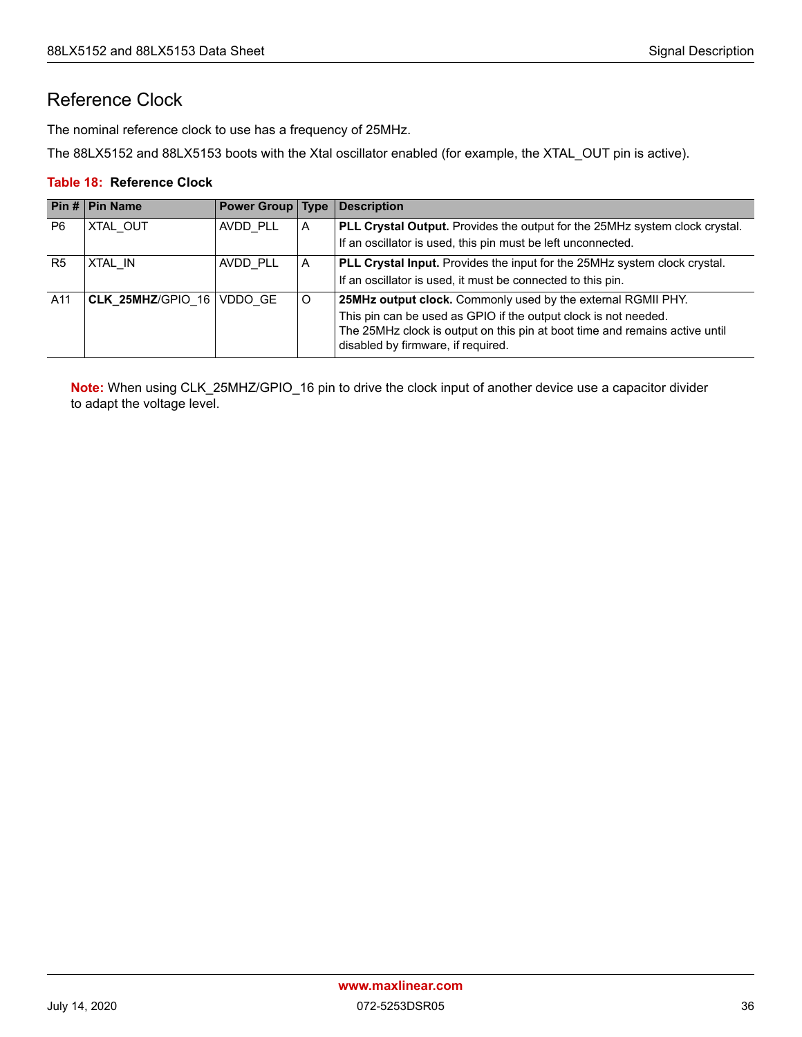# Reference Clock

The nominal reference clock to use has a frequency of 25MHz.

The 88LX5152 and 88LX5153 boots with the Xtal oscillator enabled (for example, the XTAL_OUT pin is active).

**Table 18: Reference Clock**

| Pin # | Pin Name | Power Group | Type | Description |
|---|---|---|---|---|
| P6 | XTAL_OUT | AVDD_PLL | A | **PLL Crystal Output.** Provides the output for the 25MHz system clock crystal. If an oscillator is used, this pin must be left unconnected. |
| R5 | XTAL_IN | AVDD_PLL | A | **PLL Crystal Input.** Provides the input for the 25MHz system clock crystal. If an oscillator is used, it must be connected to this pin. |
| A11 | **CLK_25MHZ**/GPIO_16 | VDDO_GE | O | **25MHz output clock.** Commonly used by the external RGMII PHY. This pin can be used as GPIO if the output clock is not needed. The 25MHz clock is output on this pin at boot time and remains active until disabled by firmware, if required. |

**Note:** When using CLK_25MHZ/GPIO_16 pin to drive the clock input of another device use a capacitor divider to adapt the voltage level.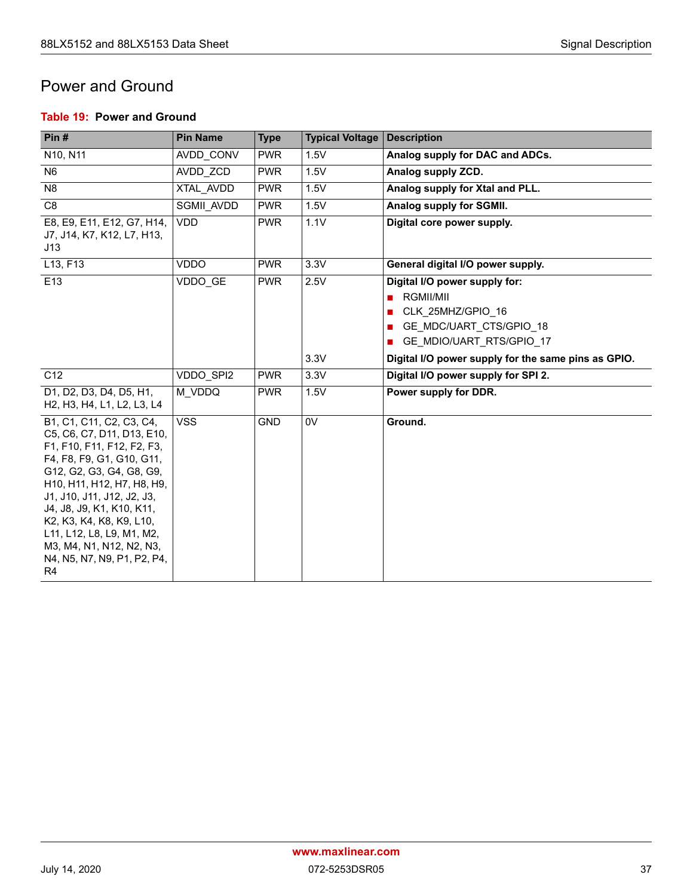## Power and Ground

**Table 19: Power and Ground**

| Pin # | Pin Name | Type | Typical Voltage | Description |
|---|---|---|---|---|
| N10, N11 | AVDD_CONV | PWR | 1.5V | **Analog supply for DAC and ADCs.** |
| N6 | AVDD_ZCD | PWR | 1.5V | **Analog supply ZCD.** |
| N8 | XTAL_AVDD | PWR | 1.5V | **Analog supply for Xtal and PLL.** |
| C8 | SGMII_AVDD | PWR | 1.5V | **Analog supply for SGMII.** |
| E8, E9, E11, E12, G7, H14, J7, J14, K7, K12, L7, H13, J13 | VDD | PWR | 1.1V | **Digital core power supply.** |
| L13, F13 | VDDO | PWR | 3.3V | **General digital I/O power supply.** |
| E13 | VDDO_GE | PWR | 2.5V | **Digital I/O power supply for:**<br>■ RGMII/MII<br>■ CLK_25MHZ/GPIO_16<br>■ GE_MDC/UART_CTS/GPIO_18<br>■ GE_MDIO/UART_RTS/GPIO_17 |
| | | | 3.3V | **Digital I/O power supply for the same pins as GPIO.** |
| C12 | VDDO_SPI2 | PWR | 3.3V | **Digital I/O power supply for SPI 2.** |
| D1, D2, D3, D4, D5, H1, H2, H3, H4, L1, L2, L3, L4 | M_VDDQ | PWR | 1.5V | **Power supply for DDR.** |
| B1, C1, C11, C2, C3, C4, C5, C6, C7, D11, D13, E10, F1, F10, F11, F12, F2, F3, F4, F8, F9, G1, G10, G11, G12, G2, G3, G4, G8, G9, H10, H11, H12, H7, H8, H9, J1, J10, J11, J12, J2, J3, J4, J8, J9, K1, K10, K11, K2, K3, K4, K8, K9, L10, L11, L12, L8, L9, M1, M2, M3, M4, N1, N12, N2, N3, N4, N5, N7, N9, P1, P2, P4, R4 | VSS | GND | 0V | **Ground.** |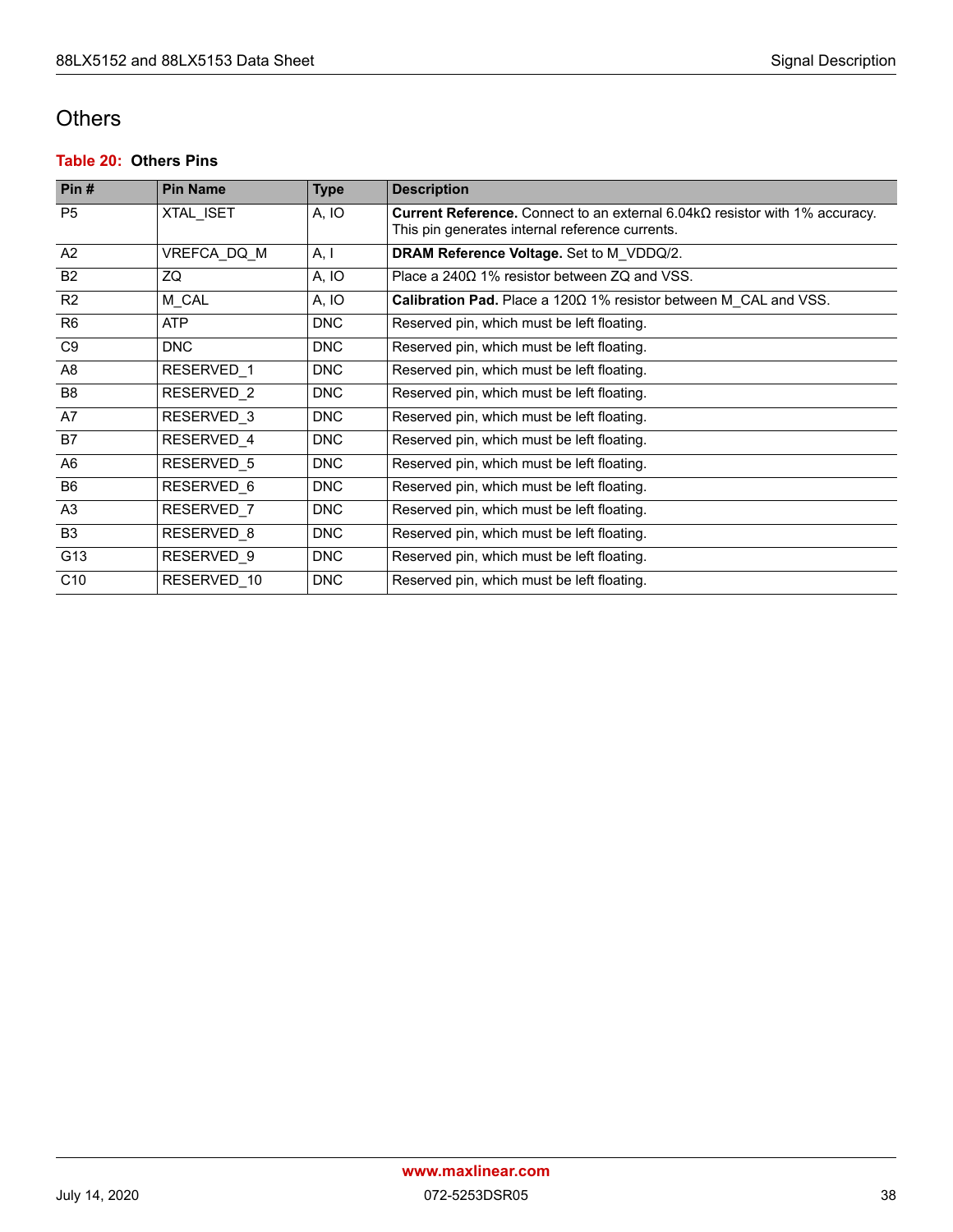## Others

**Table 20: Others Pins**

| Pin # | Pin Name | Type | Description |
|---|---|---|---|
| P5 | XTAL_ISET | A, IO | **Current Reference.** Connect to an external 6.04kΩ resistor with 1% accuracy. This pin generates internal reference currents. |
| A2 | VREFCA_DQ_M | A, I | **DRAM Reference Voltage.** Set to M_VDDQ/2. |
| B2 | ZQ | A, IO | Place a 240Ω 1% resistor between ZQ and VSS. |
| R2 | M_CAL | A, IO | **Calibration Pad.** Place a 120Ω 1% resistor between M_CAL and VSS. |
| R6 | ATP | DNC | Reserved pin, which must be left floating. |
| C9 | DNC | DNC | Reserved pin, which must be left floating. |
| A8 | RESERVED_1 | DNC | Reserved pin, which must be left floating. |
| B8 | RESERVED_2 | DNC | Reserved pin, which must be left floating. |
| A7 | RESERVED_3 | DNC | Reserved pin, which must be left floating. |
| B7 | RESERVED_4 | DNC | Reserved pin, which must be left floating. |
| A6 | RESERVED_5 | DNC | Reserved pin, which must be left floating. |
| B6 | RESERVED_6 | DNC | Reserved pin, which must be left floating. |
| A3 | RESERVED_7 | DNC | Reserved pin, which must be left floating. |
| B3 | RESERVED_8 | DNC | Reserved pin, which must be left floating. |
| G13 | RESERVED_9 | DNC | Reserved pin, which must be left floating. |
| C10 | RESERVED_10 | DNC | Reserved pin, which must be left floating. |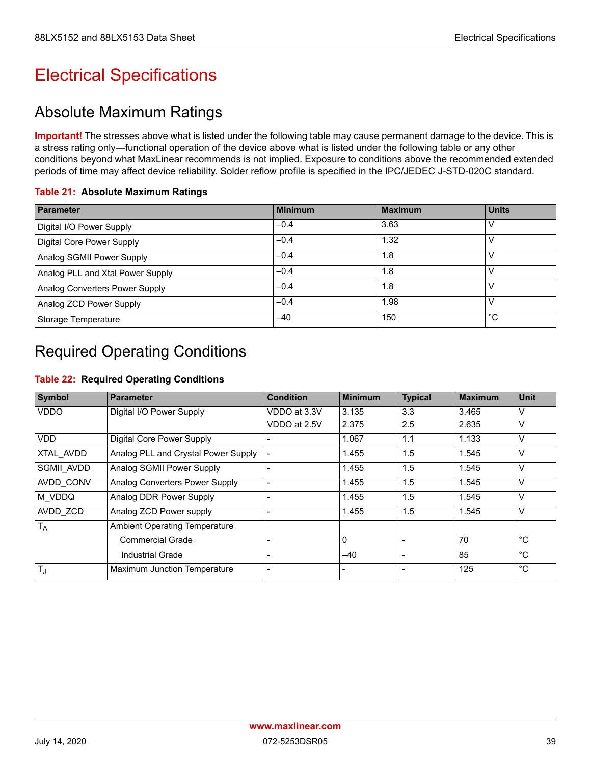# Electrical Specifications

## Absolute Maximum Ratings

**Important!** The stresses above what is listed under the following table may cause permanent damage to the device. This is a stress rating only—functional operation of the device above what is listed under the following table or any other conditions beyond what MaxLinear recommends is not implied. Exposure to conditions above the recommended extended periods of time may affect device reliability. Solder reflow profile is specified in the IPC/JEDEC J-STD-020C standard.

**Table 21: Absolute Maximum Ratings**

| Parameter | Minimum | Maximum | Units |
|---|---|---|---|
| Digital I/O Power Supply | –0.4 | 3.63 | V |
| Digital Core Power Supply | –0.4 | 1.32 | V |
| Analog SGMII Power Supply | –0.4 | 1.8 | V |
| Analog PLL and Xtal Power Supply | –0.4 | 1.8 | V |
| Analog Converters Power Supply | –0.4 | 1.8 | V |
| Analog ZCD Power Supply | –0.4 | 1.98 | V |
| Storage Temperature | –40 | 150 | °C |

## Required Operating Conditions

**Table 22: Required Operating Conditions**

| Symbol | Parameter | Condition | Minimum | Typical | Maximum | Unit |
|---|---|---|---|---|---|---|
| VDDO | Digital I/O Power Supply | VDDO at 3.3V | 3.135 | 3.3 | 3.465 | V |
| | | VDDO at 2.5V | 2.375 | 2.5 | 2.635 | V |
| VDD | Digital Core Power Supply | - | 1.067 | 1.1 | 1.133 | V |
| XTAL_AVDD | Analog PLL and Crystal Power Supply | - | 1.455 | 1.5 | 1.545 | V |
| SGMII_AVDD | Analog SGMII Power Supply | - | 1.455 | 1.5 | 1.545 | V |
| AVDD_CONV | Analog Converters Power Supply | - | 1.455 | 1.5 | 1.545 | V |
| M_VDDQ | Analog DDR Power Supply | - | 1.455 | 1.5 | 1.545 | V |
| AVDD_ZCD | Analog ZCD Power supply | - | 1.455 | 1.5 | 1.545 | V |
| $T_A$ | Ambient Operating Temperature | | | | | |
| | Commercial Grade | - | 0 | - | 70 | °C |
| | Industrial Grade | - | –40 | - | 85 | °C |
| $T_J$ | Maximum Junction Temperature | - | - | - | 125 | °C |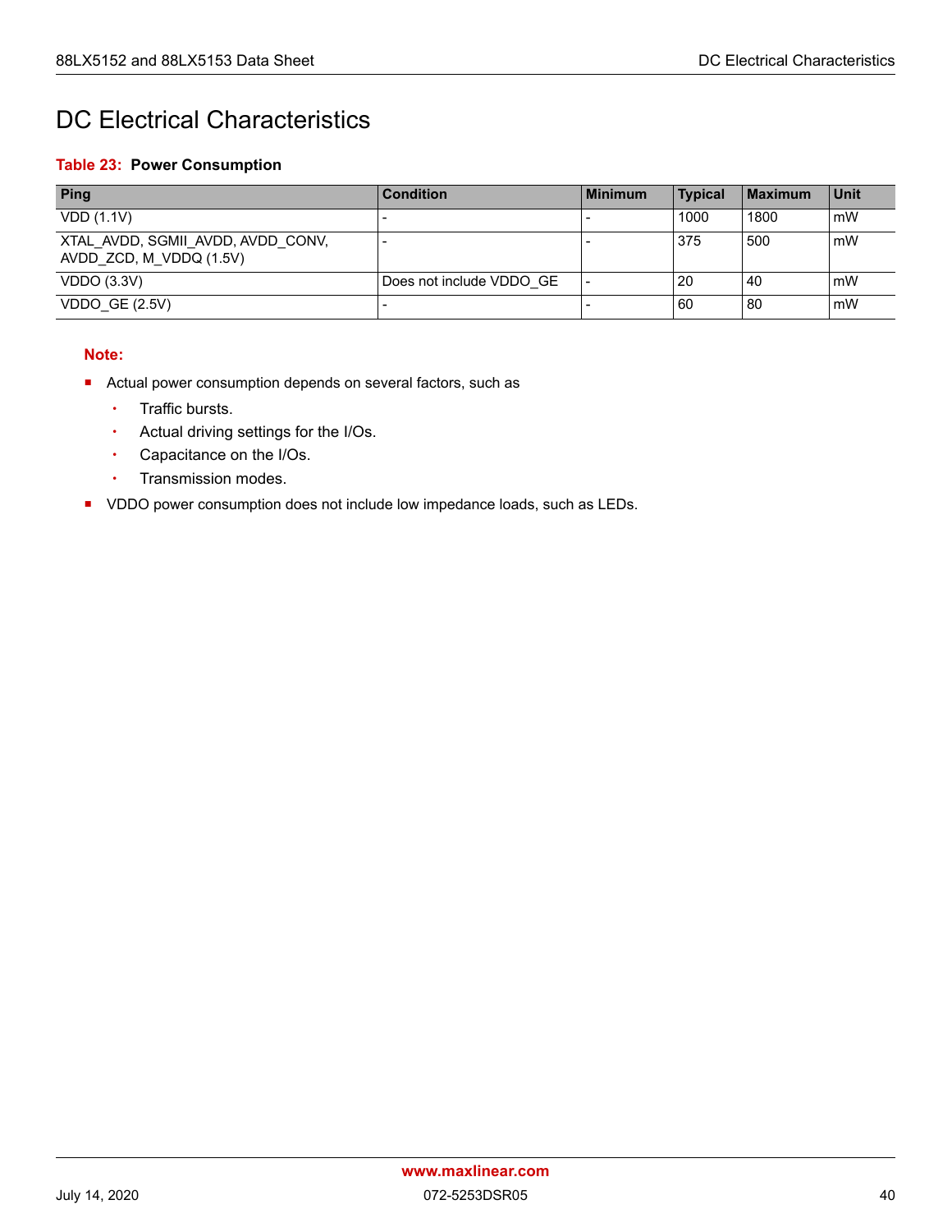# DC Electrical Characteristics

**Table 23: Power Consumption**

| Ping | Condition | Minimum | Typical | Maximum | Unit |
|---|---|---|---|---|---|
| VDD (1.1V) | - | - | 1000 | 1800 | mW |
| XTAL_AVDD, SGMII_AVDD, AVDD_CONV, AVDD_ZCD, M_VDDQ (1.5V) | - | - | 375 | 500 | mW |
| VDDO (3.3V) | Does not include VDDO_GE | - | 20 | 40 | mW |
| VDDO_GE (2.5V) | - | - | 60 | 80 | mW |

**Note:**

- Actual power consumption depends on several factors, such as
  - Traffic bursts.
  - Actual driving settings for the I/Os.
  - Capacitance on the I/Os.
  - Transmission modes.
- VDDO power consumption does not include low impedance loads, such as LEDs.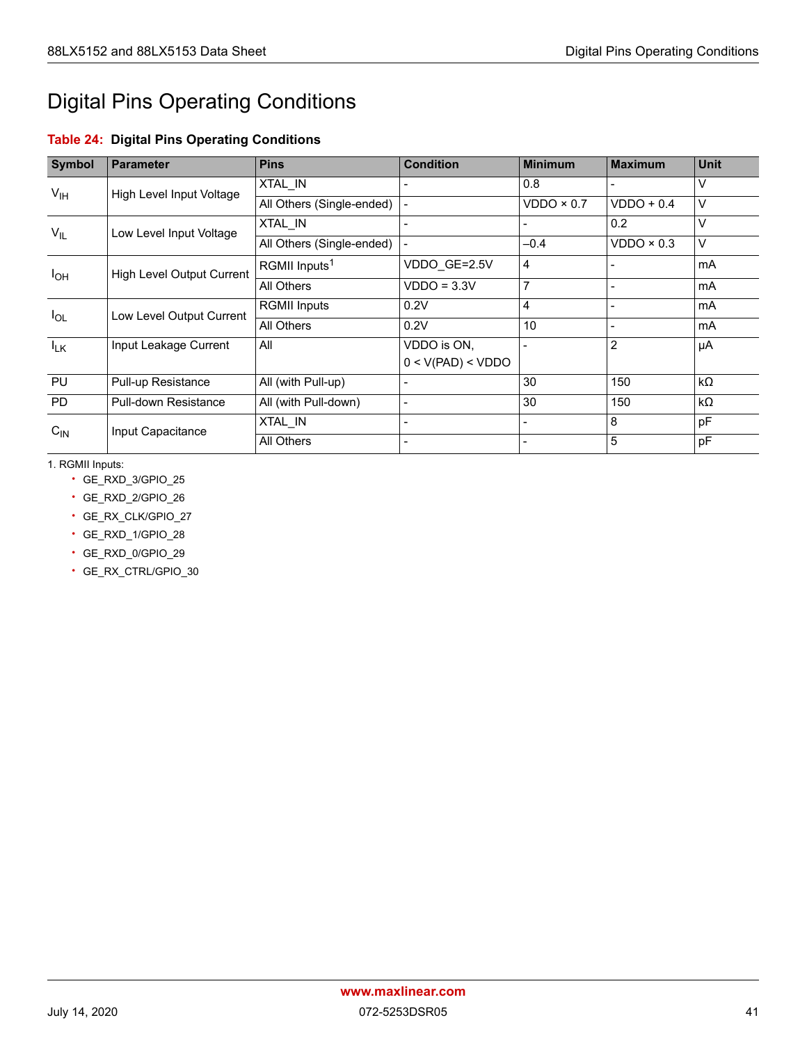# Digital Pins Operating Conditions

**Table 24: Digital Pins Operating Conditions**

| Symbol | Parameter | Pins | Condition | Minimum | Maximum | Unit |
|---|---|---|---|---|---|---|
| $V_{IH}$ | High Level Input Voltage | XTAL_IN | - | 0.8 | - | V |
| | | All Others (Single-ended) | - | VDDO × 0.7 | VDDO + 0.4 | V |
| $V_{IL}$ | Low Level Input Voltage | XTAL_IN | - | - | 0.2 | V |
| | | All Others (Single-ended) | - | –0.4 | VDDO × 0.3 | V |
| $I_{OH}$ | High Level Output Current | RGMII Inputs[1] | VDDO_GE=2.5V | 4 | - | mA |
| | | All Others | VDDO = 3.3V | 7 | - | mA |
| $I_{OL}$ | Low Level Output Current | RGMII Inputs | 0.2V | 4 | - | mA |
| | | All Others | 0.2V | 10 | - | mA |
| $I_{LK}$ | Input Leakage Current | All | VDDO is ON, 0 < V(PAD) < VDDO | - | 2 | µA |
| PU | Pull-up Resistance | All (with Pull-up) | - | 30 | 150 | kΩ |
| PD | Pull-down Resistance | All (with Pull-down) | - | 30 | 150 | kΩ |
| $C_{IN}$ | Input Capacitance | XTAL_IN | - | - | 8 | pF |
| | | All Others | - | - | 5 | pF |

1. RGMII Inputs:
   - GE_RXD_3/GPIO_25
   - GE_RXD_2/GPIO_26
   - GE_RX_CLK/GPIO_27
   - GE_RXD_1/GPIO_28
   - GE_RXD_0/GPIO_29
   - GE_RX_CTRL/GPIO_30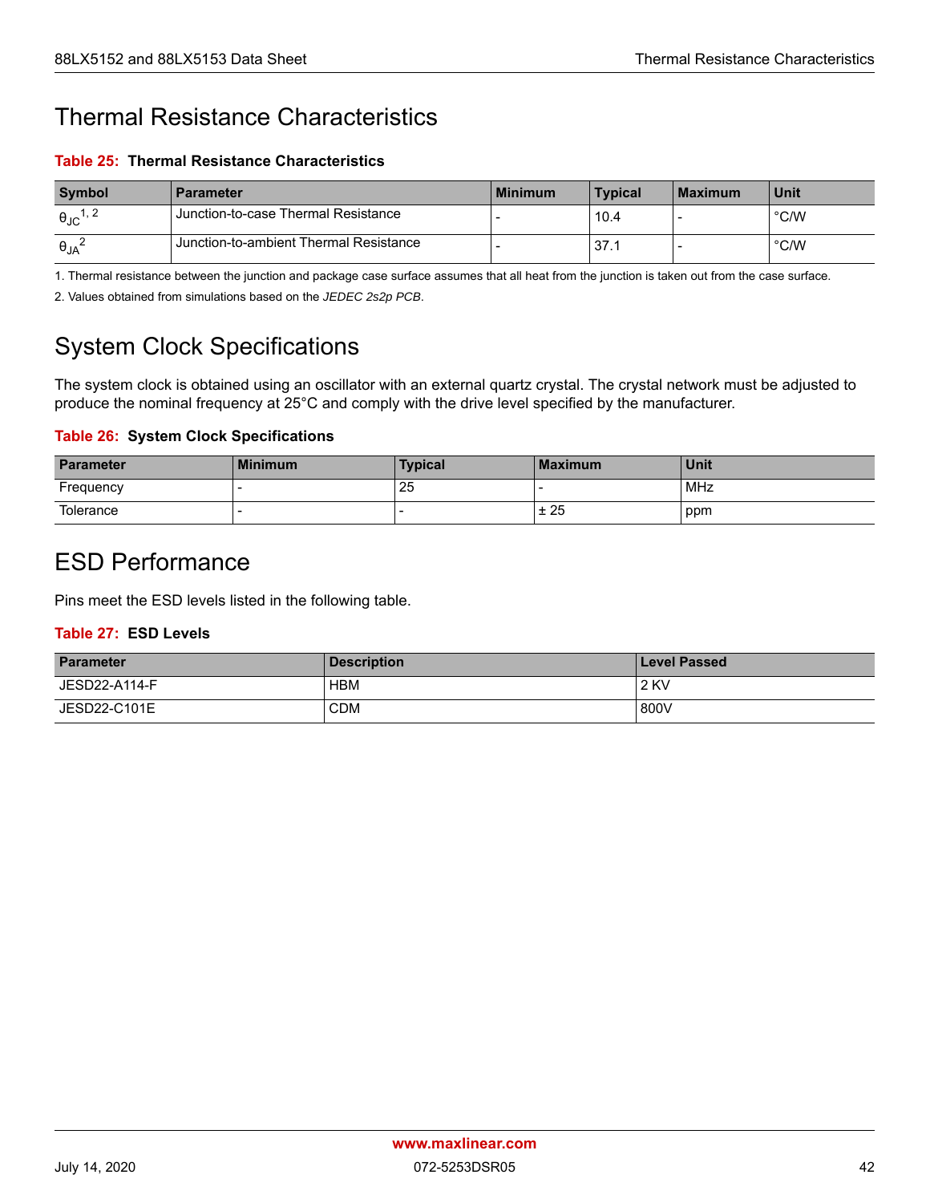# Thermal Resistance Characteristics

**Table 25: Thermal Resistance Characteristics**

| Symbol | Parameter | Minimum | Typical | Maximum | Unit |
|---|---|---|---|---|---|
| $\theta_{JC}$[1, 2] | Junction-to-case Thermal Resistance | - | 10.4 | - | °C/W |
| $\theta_{JA}$[2] | Junction-to-ambient Thermal Resistance | - | 37.1 | - | °C/W |

1. Thermal resistance between the junction and package case surface assumes that all heat from the junction is taken out from the case surface.

2. Values obtained from simulations based on the *JEDEC 2s2p PCB*.

# System Clock Specifications

The system clock is obtained using an oscillator with an external quartz crystal. The crystal network must be adjusted to produce the nominal frequency at 25°C and comply with the drive level specified by the manufacturer.

**Table 26: System Clock Specifications**

| Parameter | Minimum | Typical | Maximum | Unit |
|---|---|---|---|---|
| Frequency | - | 25 | - | MHz |
| Tolerance | - | - | ± 25 | ppm |

# ESD Performance

Pins meet the ESD levels listed in the following table.

**Table 27: ESD Levels**

| Parameter | Description | Level Passed |
|---|---|---|
| JESD22-A114-F | HBM | 2 KV |
| JESD22-C101E | CDM | 800V |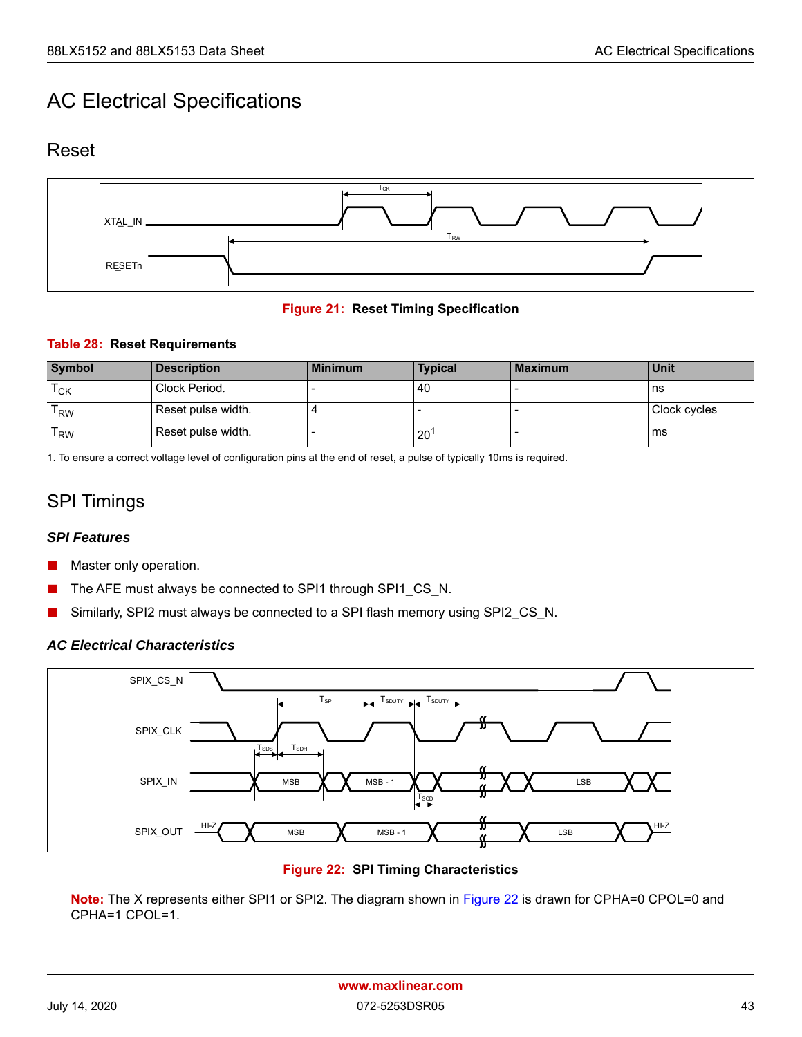# AC Electrical Specifications

## Reset

**Figure 21: Reset Timing Specification**

**Table 28: Reset Requirements**

| Symbol | Description | Minimum | Typical | Maximum | Unit |
|---|---|---|---|---|---|
| $T_{CK}$ | Clock Period. | - | 40 | - | ns |
| $T_{RW}$ | Reset pulse width. | 4 | - | - | Clock cycles |
| $T_{RW}$ | Reset pulse width. | - | 20[1] | - | ms |

1. To ensure a correct voltage level of configuration pins at the end of reset, a pulse of typically 10ms is required.

## SPI Timings

### *SPI Features*

- Master only operation.
- The AFE must always be connected to SPI1 through SPI1_CS_N.
- Similarly, SPI2 must always be connected to a SPI flash memory using SPI2_CS_N.

### *AC Electrical Characteristics*

**Figure 22: SPI Timing Characteristics**

**Note:** The X represents either SPI1 or SPI2. The diagram shown in Figure 22 is drawn for CPHA=0 CPOL=0 and CPHA=1 CPOL=1.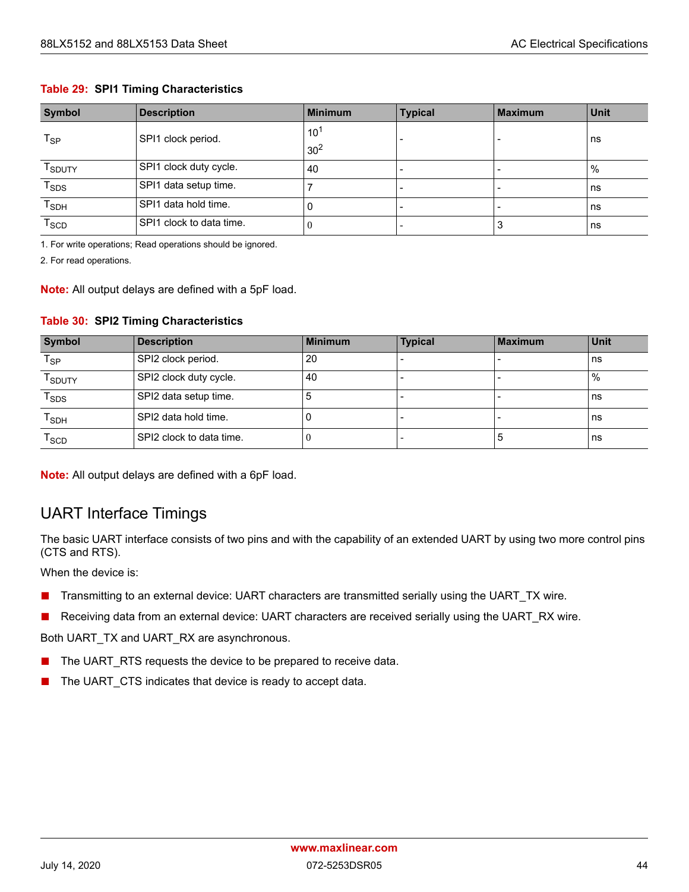**Table 29: SPI1 Timing Characteristics**

| Symbol | Description | Minimum | Typical | Maximum | Unit |
|---|---|---|---|---|---|
| $T_{SP}$ | SPI1 clock period. | 10[1]<br>30[2] | - | - | ns |
| $T_{SDUTY}$ | SPI1 clock duty cycle. | 40 | - | - | % |
| $T_{SDS}$ | SPI1 data setup time. | 7 | - | - | ns |
| $T_{SDH}$ | SPI1 data hold time. | 0 | - | - | ns |
| $T_{SCD}$ | SPI1 clock to data time. | 0 | - | 3 | ns |

1. For write operations; Read operations should be ignored.

2. For read operations.

**Note:** All output delays are defined with a 5pF load.

**Table 30: SPI2 Timing Characteristics**

| Symbol | Description | Minimum | Typical | Maximum | Unit |
|---|---|---|---|---|---|
| $T_{SP}$ | SPI2 clock period. | 20 | - | - | ns |
| $T_{SDUTY}$ | SPI2 clock duty cycle. | 40 | - | - | % |
| $T_{SDS}$ | SPI2 data setup time. | 5 | - | - | ns |
| $T_{SDH}$ | SPI2 data hold time. | 0 | - | - | ns |
| $T_{SCD}$ | SPI2 clock to data time. | 0 | - | 5 | ns |

**Note:** All output delays are defined with a 6pF load.

## UART Interface Timings

The basic UART interface consists of two pins and with the capability of an extended UART by using two more control pins (CTS and RTS).

When the device is:

- Transmitting to an external device: UART characters are transmitted serially using the UART_TX wire.
- Receiving data from an external device: UART characters are received serially using the UART_RX wire.

Both UART_TX and UART_RX are asynchronous.

- The UART_RTS requests the device to be prepared to receive data.
- The UART_CTS indicates that device is ready to accept data.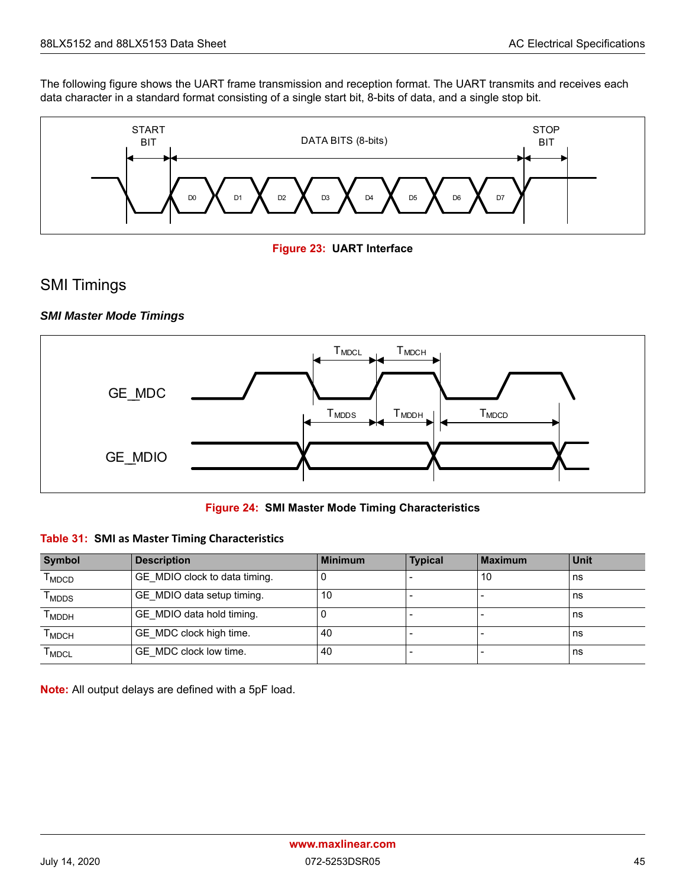The following figure shows the UART frame transmission and reception format. The UART transmits and receives each data character in a standard format consisting of a single start bit, 8-bits of data, and a single stop bit.

Figure 23: UART Interface

## SMI Timings

### *SMI Master Mode Timings*

Figure 24: SMI Master Mode Timing Characteristics

**Table 31: SMI as Master Timing Characteristics**

| Symbol | Description | Minimum | Typical | Maximum | Unit |
|---|---|---|---|---|---|
| $T_{MDCD}$ | GE_MDIO clock to data timing. | 0 | - | 10 | ns |
| $T_{MDDS}$ | GE_MDIO data setup timing. | 10 | - | - | ns |
| $T_{MDDH}$ | GE_MDIO data hold timing. | 0 | - | - | ns |
| $T_{MDCH}$ | GE_MDC clock high time. | 40 | - | - | ns |
| $T_{MDCL}$ | GE_MDC clock low time. | 40 | - | - | ns |

**Note:** All output delays are defined with a 5pF load.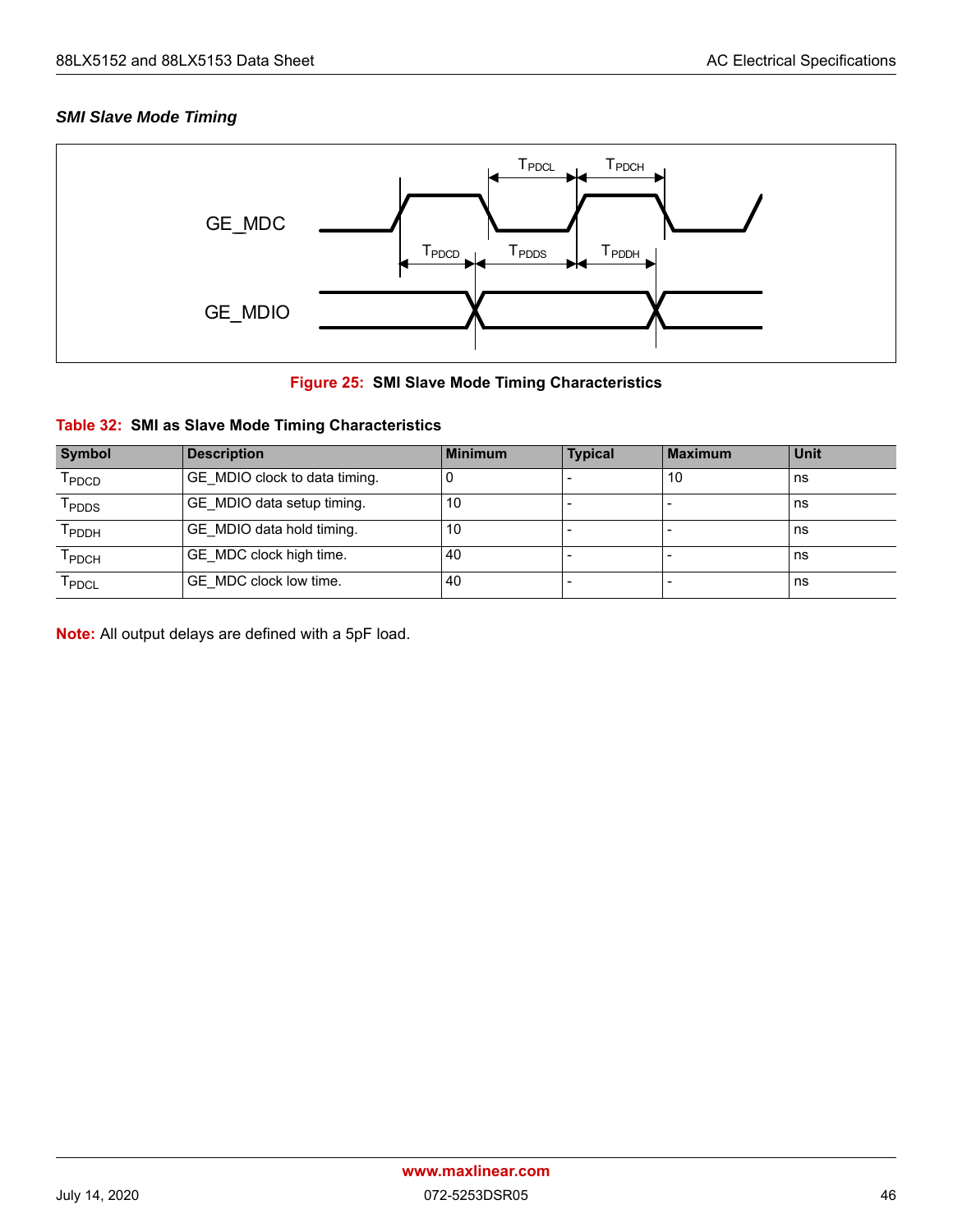### *SMI Slave Mode Timing*

**Figure 25: SMI Slave Mode Timing Characteristics**

**Table 32: SMI as Slave Mode Timing Characteristics**

| Symbol | Description | Minimum | Typical | Maximum | Unit |
|---|---|---|---|---|---|
| $T_{PDCD}$ | GE_MDIO clock to data timing. | 0 | - | 10 | ns |
| $T_{PDDS}$ | GE_MDIO data setup timing. | 10 | - | - | ns |
| $T_{PDDH}$ | GE_MDIO data hold timing. | 10 | - | - | ns |
| $T_{PDCH}$ | GE_MDC clock high time. | 40 | - | - | ns |
| $T_{PDCL}$ | GE_MDC clock low time. | 40 | - | - | ns |

**Note:** All output delays are defined with a 5pF load.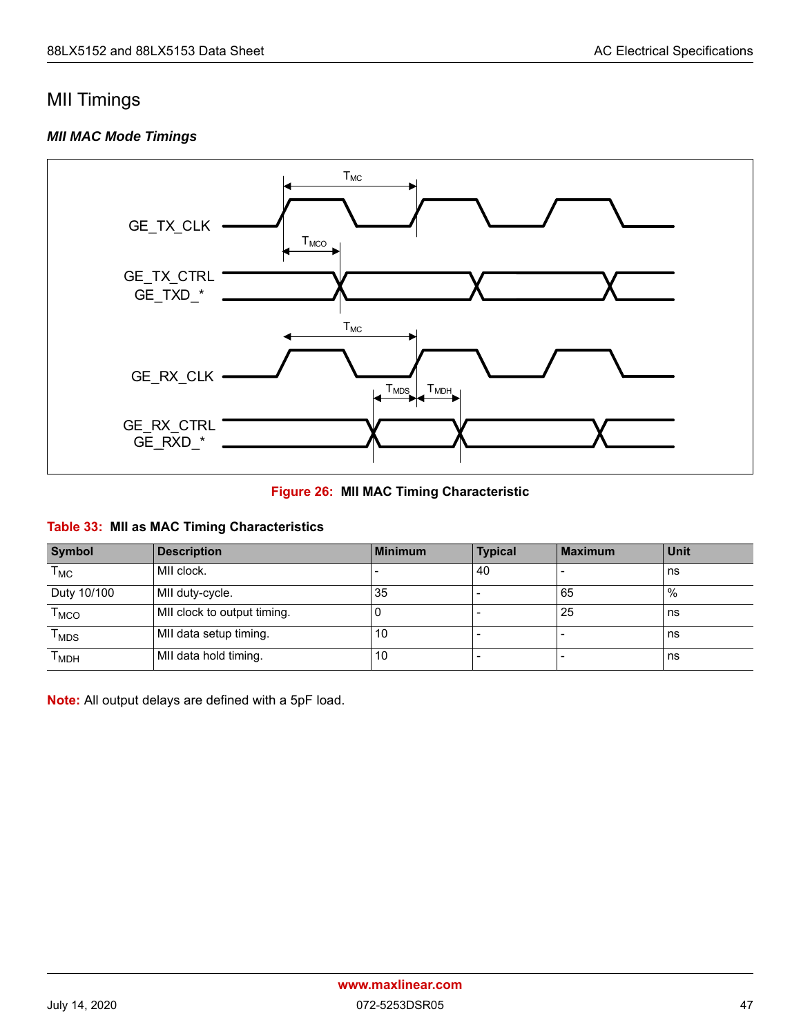## MII Timings

### *MII MAC Mode Timings*

**Figure 26: MII MAC Timing Characteristic**

**Table 33: MII as MAC Timing Characteristics**

| Symbol | Description | Minimum | Typical | Maximum | Unit |
|---|---|---|---|---|---|
| $T_{MC}$ | MII clock. | - | 40 | - | ns |
| Duty 10/100 | MII duty-cycle. | 35 | - | 65 | % |
| $T_{MCO}$ | MII clock to output timing. | 0 | - | 25 | ns |
| $T_{MDS}$ | MII data setup timing. | 10 | - | - | ns |
| $T_{MDH}$ | MII data hold timing. | 10 | - | - | ns |

**Note:** All output delays are defined with a 5pF load.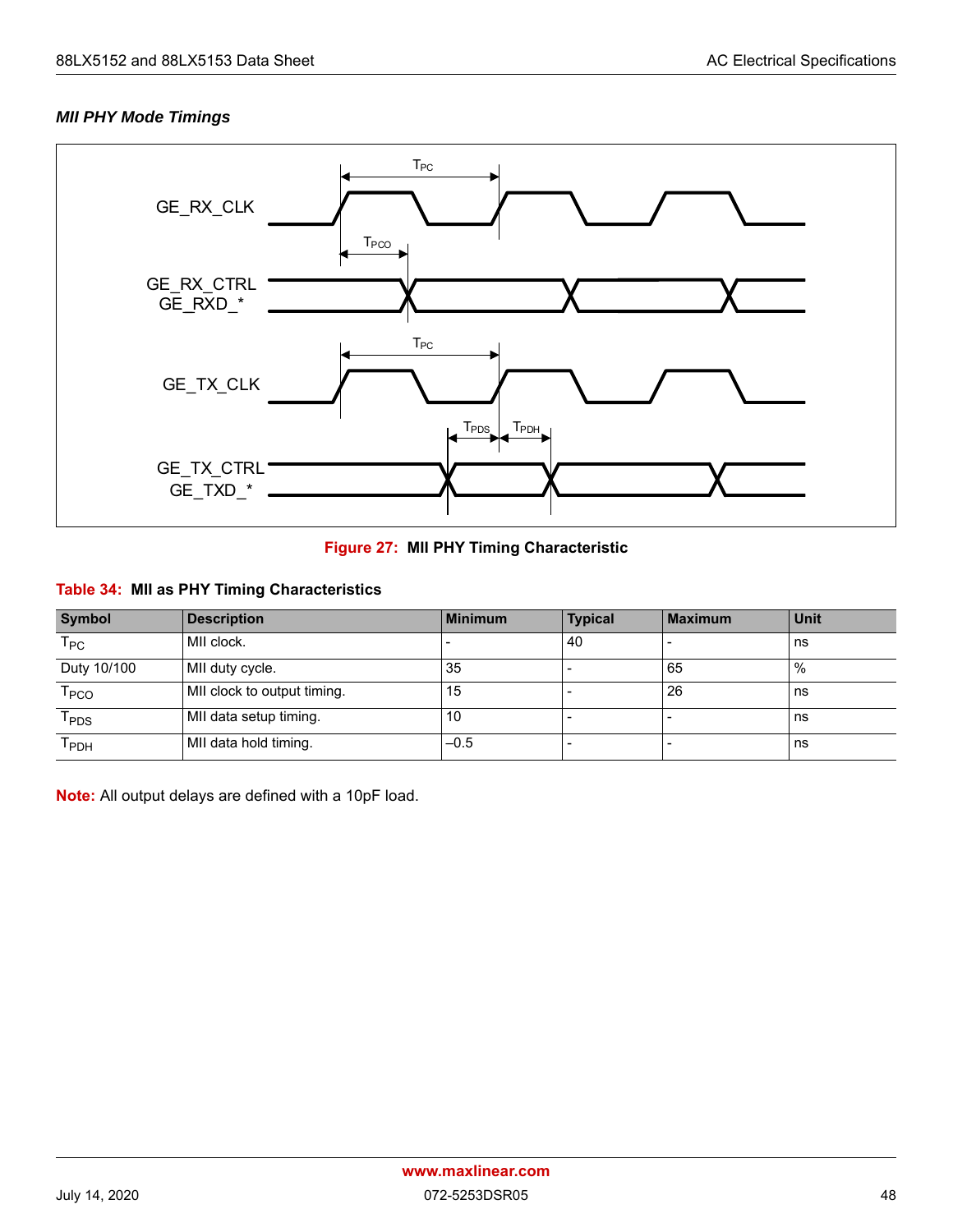### *MII PHY Mode Timings*

**Figure 27: MII PHY Timing Characteristic**

**Table 34: MII as PHY Timing Characteristics**

| Symbol | Description | Minimum | Typical | Maximum | Unit |
|---|---|---|---|---|---|
| $T_{PC}$ | MII clock. | - | 40 | - | ns |
| Duty 10/100 | MII duty cycle. | 35 | - | 65 | % |
| $T_{PCO}$ | MII clock to output timing. | 15 | - | 26 | ns |
| $T_{PDS}$ | MII data setup timing. | 10 | - | - | ns |
| $T_{PDH}$ | MII data hold timing. | –0.5 | - | - | ns |

**Note:** All output delays are defined with a 10pF load.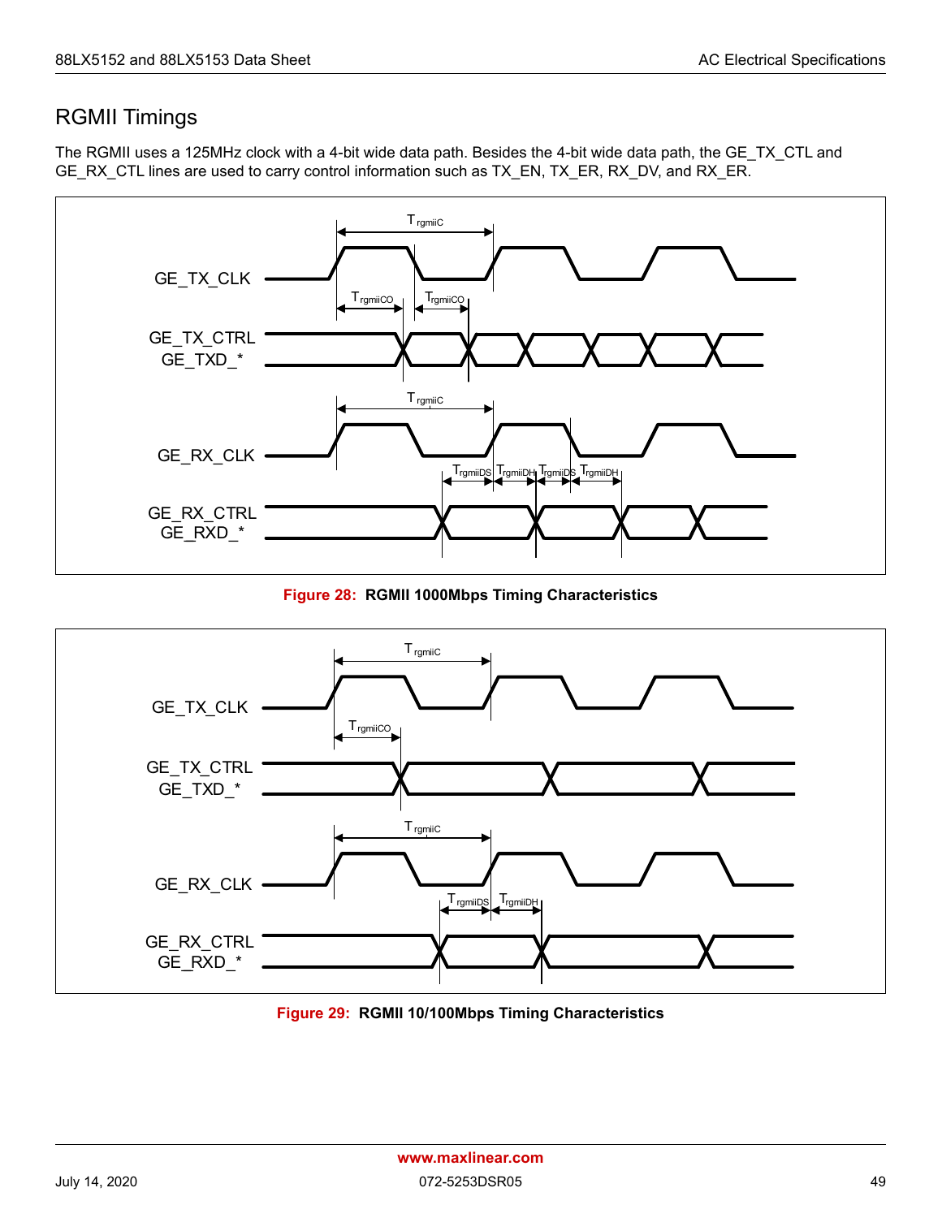## RGMII Timings

The RGMII uses a 125MHz clock with a 4-bit wide data path. Besides the 4-bit wide data path, the GE_TX_CTL and GE_RX_CTL lines are used to carry control information such as TX_EN, TX_ER, RX_DV, and RX_ER.

**Figure 28: RGMII 1000Mbps Timing Characteristics**

**Figure 29: RGMII 10/100Mbps Timing Characteristics**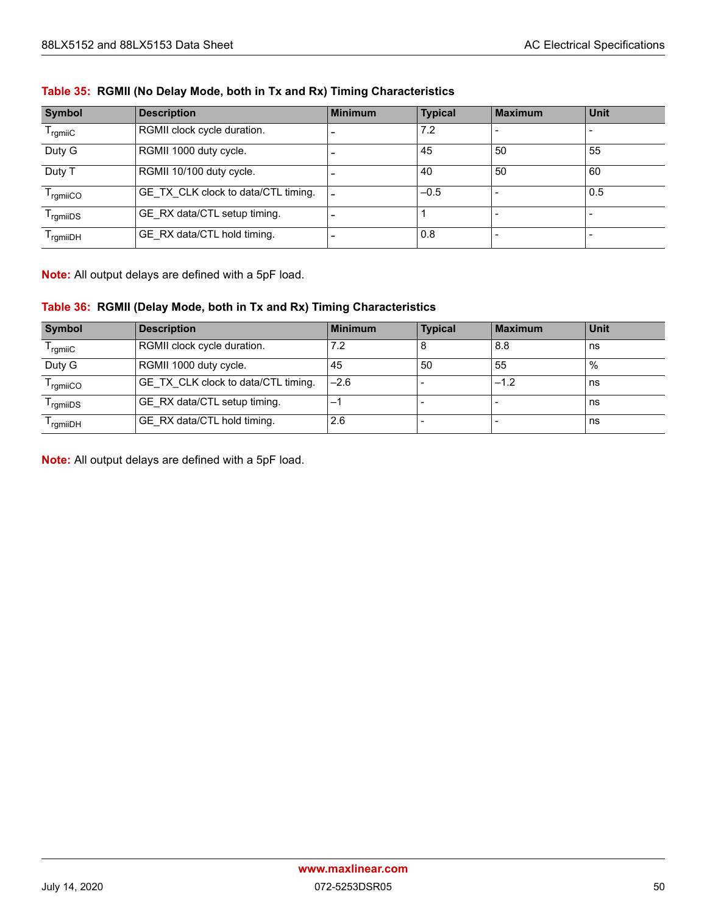**Table 35: RGMII (No Delay Mode, both in Tx and Rx) Timing Characteristics**

| Symbol | Description | Minimum | Typical | Maximum | Unit |
|---|---|---|---|---|---|
| $T_{rgmiiC}$ | RGMII clock cycle duration. | - | 7.2 | - | - |
| Duty G | RGMII 1000 duty cycle. | - | 45 | 50 | 55 |
| Duty T | RGMII 10/100 duty cycle. | - | 40 | 50 | 60 |
| $T_{rgmiiCO}$ | GE_TX_CLK clock to data/CTL timing. | - | –0.5 | - | 0.5 |
| $T_{rgmiiDS}$ | GE_RX data/CTL setup timing. | - | 1 | - | - |
| $T_{rgmiiDH}$ | GE_RX data/CTL hold timing. | - | 0.8 | - | - |

**Note:** All output delays are defined with a 5pF load.

**Table 36: RGMII (Delay Mode, both in Tx and Rx) Timing Characteristics**

| Symbol | Description | Minimum | Typical | Maximum | Unit |
|---|---|---|---|---|---|
| $T_{rgmiiC}$ | RGMII clock cycle duration. | 7.2 | 8 | 8.8 | ns |
| Duty G | RGMII 1000 duty cycle. | 45 | 50 | 55 | % |
| $T_{rgmiiCO}$ | GE_TX_CLK clock to data/CTL timing. | –2.6 | - | –1.2 | ns |
| $T_{rgmiiDS}$ | GE_RX data/CTL setup timing. | –1 | - | - | ns |
| $T_{rgmiiDH}$ | GE_RX data/CTL hold timing. | 2.6 | - | - | ns |

**Note:** All output delays are defined with a 5pF load.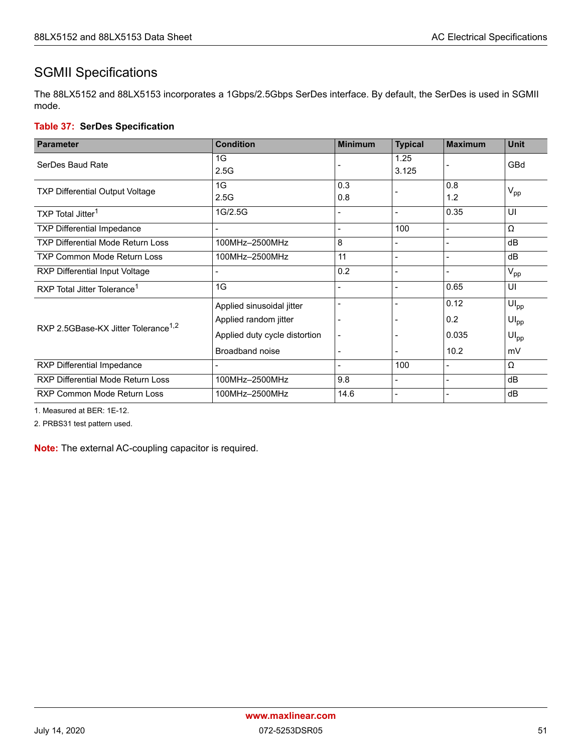## SGMII Specifications

The 88LX5152 and 88LX5153 incorporates a 1Gbps/2.5Gbps SerDes interface. By default, the SerDes is used in SGMII mode.

**Table 37: SerDes Specification**

| Parameter | Condition | Minimum | Typical | Maximum | Unit |
|---|---|---|---|---|---|
| SerDes Baud Rate | 1G<br>2.5G | - | 1.25<br>3.125 | - | GBd |
| TXP Differential Output Voltage | 1G<br>2.5G | 0.3<br>0.8 | - | 0.8<br>1.2 | $V_{pp}$ |
| TXP Total Jitter[1] | 1G/2.5G | - | - | 0.35 | UI |
| TXP Differential Impedance | - | - | 100 | - | Ω |
| TXP Differential Mode Return Loss | 100MHz–2500MHz | 8 | - | - | dB |
| TXP Common Mode Return Loss | 100MHz–2500MHz | 11 | - | - | dB |
| RXP Differential Input Voltage | - | 0.2 | - | - | $V_{pp}$ |
| RXP Total Jitter Tolerance[1] | 1G | - | - | 0.65 | UI |
| RXP 2.5GBase-KX Jitter Tolerance[1,2] | Applied sinusoidal jitter | - | - | 0.12 | $UI_{pp}$ |
| | Applied random jitter | - | - | 0.2 | $UI_{pp}$ |
| | Applied duty cycle distortion | - | - | 0.035 | $UI_{pp}$ |
| | Broadband noise | - | - | 10.2 | mV |
| RXP Differential Impedance | - | - | 100 | - | Ω |
| RXP Differential Mode Return Loss | 100MHz–2500MHz | 9.8 | - | - | dB |
| RXP Common Mode Return Loss | 100MHz–2500MHz | 14.6 | - | - | dB |

1. Measured at BER: 1E-12.
2. PRBS31 test pattern used.

**Note:** The external AC-coupling capacitor is required.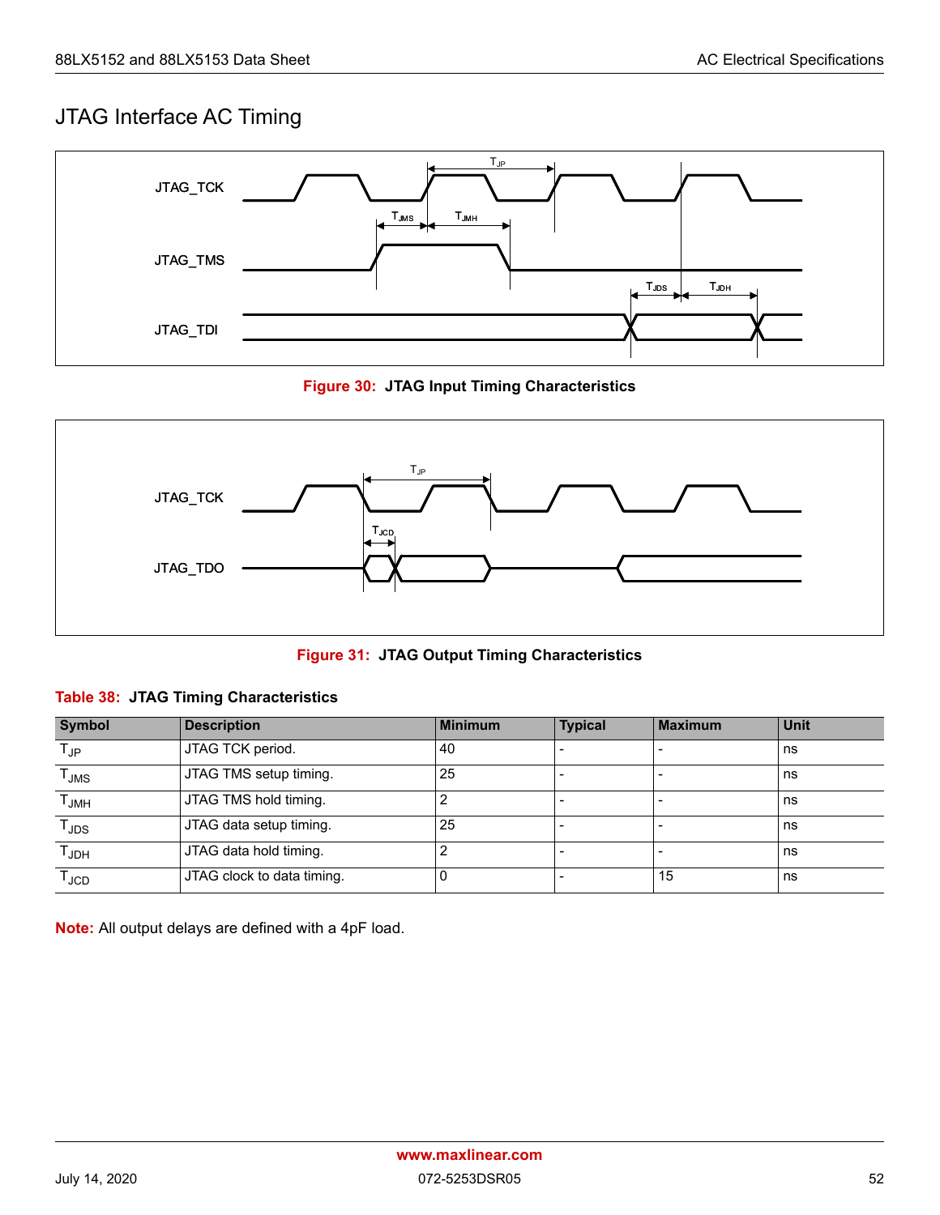## JTAG Interface AC Timing

**Figure 30: JTAG Input Timing Characteristics**

**Figure 31: JTAG Output Timing Characteristics**

**Table 38: JTAG Timing Characteristics**

| Symbol | Description | Minimum | Typical | Maximum | Unit |
|---|---|---|---|---|---|
| $T_{JP}$ | JTAG TCK period. | 40 | - | - | ns |
| $T_{JMS}$ | JTAG TMS setup timing. | 25 | - | - | ns |
| $T_{JMH}$ | JTAG TMS hold timing. | 2 | - | - | ns |
| $T_{JDS}$ | JTAG data setup timing. | 25 | - | - | ns |
| $T_{JDH}$ | JTAG data hold timing. | 2 | - | - | ns |
| $T_{JCD}$ | JTAG clock to data timing. | 0 | - | 15 | ns |

**Note:** All output delays are defined with a 4pF load.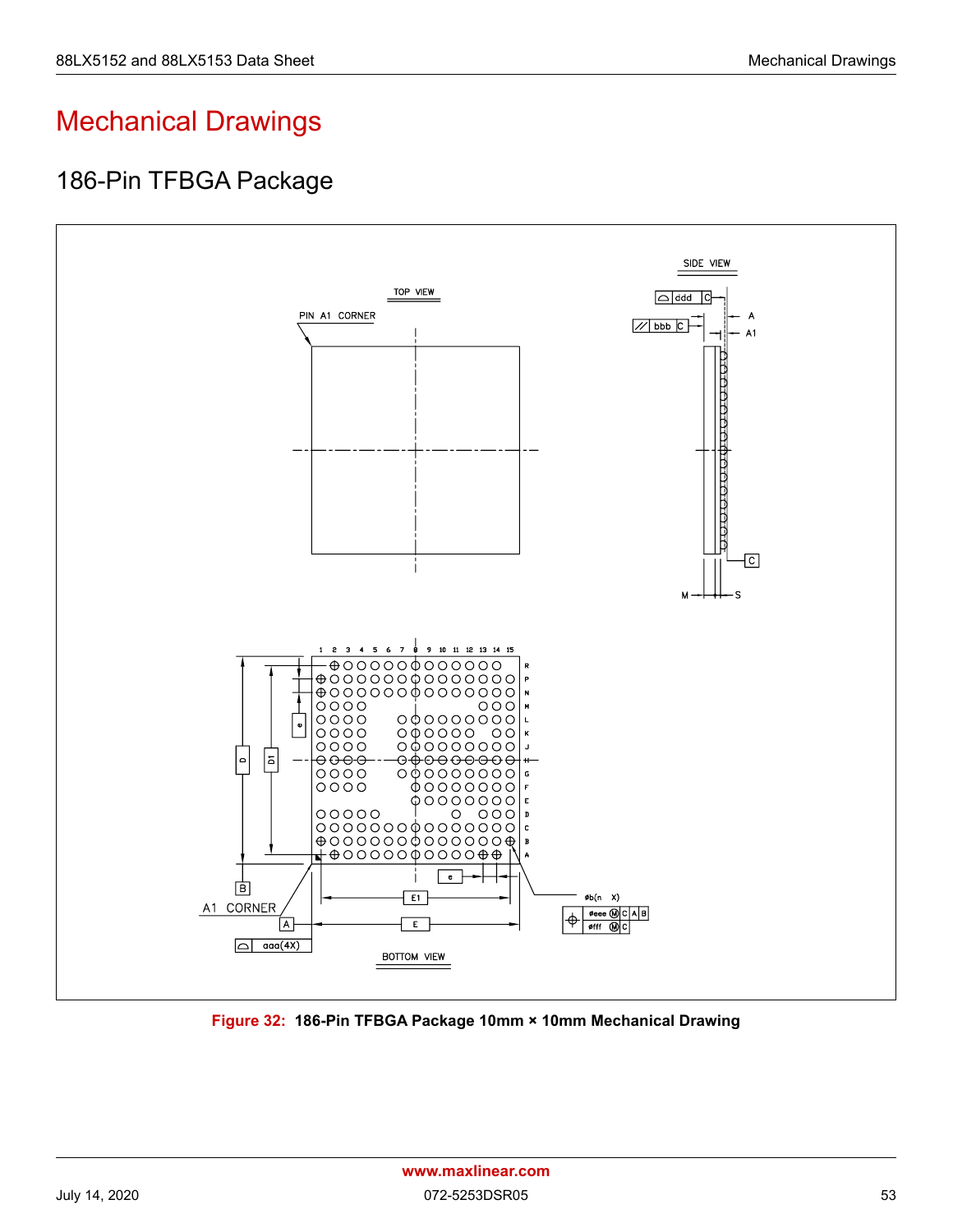# Mechanical Drawings

## 186-Pin TFBGA Package

**Figure 32: 186-Pin TFBGA Package 10mm × 10mm Mechanical Drawing**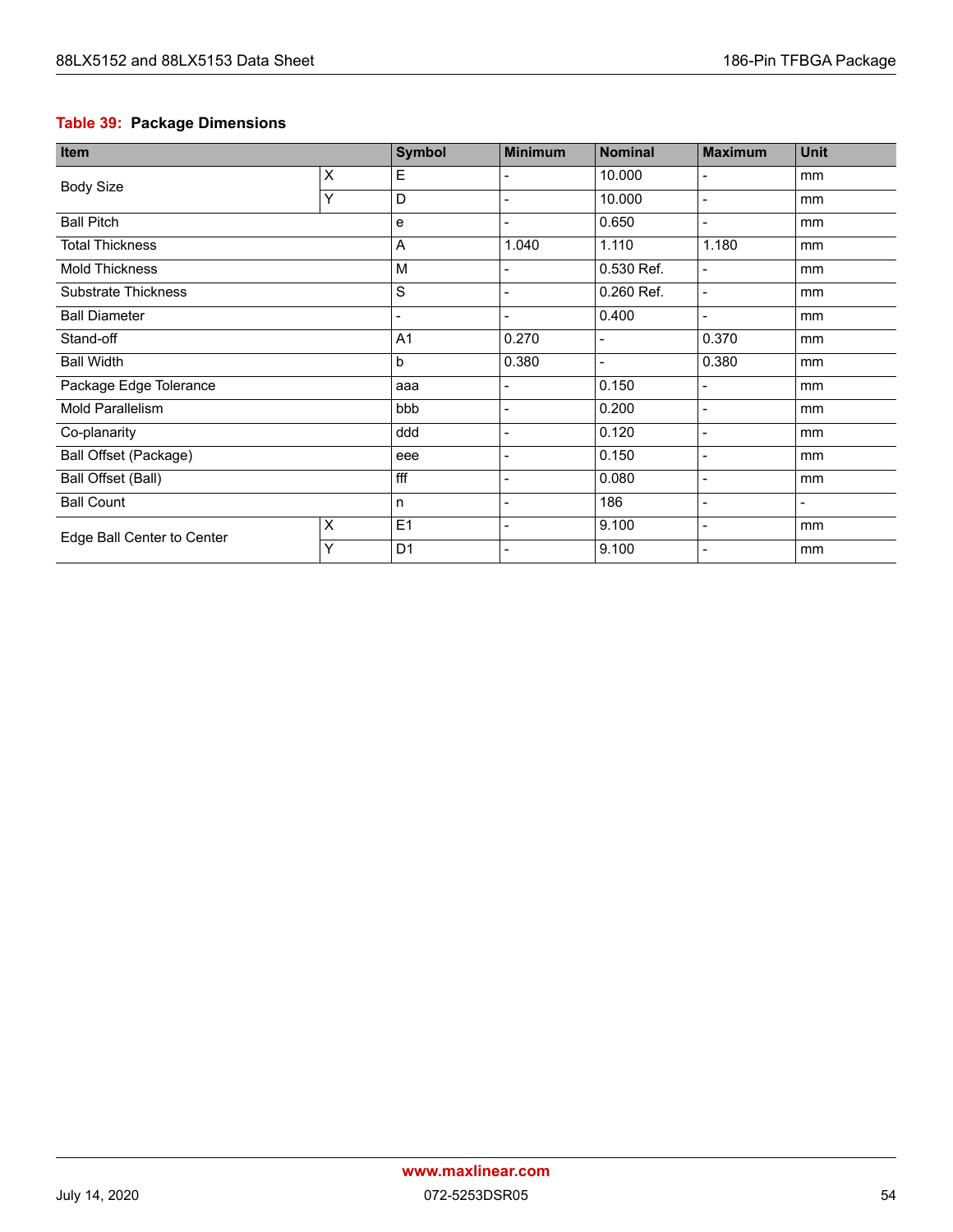**Table 39: Package Dimensions**

| Item | | Symbol | Minimum | Nominal | Maximum | Unit |
|---|---|---|---|---|---|---|
| Body Size | X | E | - | 10.000 | - | mm |
| | Y | D | - | 10.000 | - | mm |
| Ball Pitch | | e | - | 0.650 | - | mm |
| Total Thickness | | A | 1.040 | 1.110 | 1.180 | mm |
| Mold Thickness | | M | - | 0.530 Ref. | - | mm |
| Substrate Thickness | | S | - | 0.260 Ref. | - | mm |
| Ball Diameter | | - | - | 0.400 | - | mm |
| Stand-off | | A1 | 0.270 | - | 0.370 | mm |
| Ball Width | | b | 0.380 | - | 0.380 | mm |
| Package Edge Tolerance | | aaa | - | 0.150 | - | mm |
| Mold Parallelism | | bbb | - | 0.200 | - | mm |
| Co-planarity | | ddd | - | 0.120 | - | mm |
| Ball Offset (Package) | | eee | - | 0.150 | - | mm |
| Ball Offset (Ball) | | fff | - | 0.080 | - | mm |
| Ball Count | | n | - | 186 | - | - |
| Edge Ball Center to Center | X | E1 | - | 9.100 | - | mm |
| | Y | D1 | - | 9.100 | - | mm |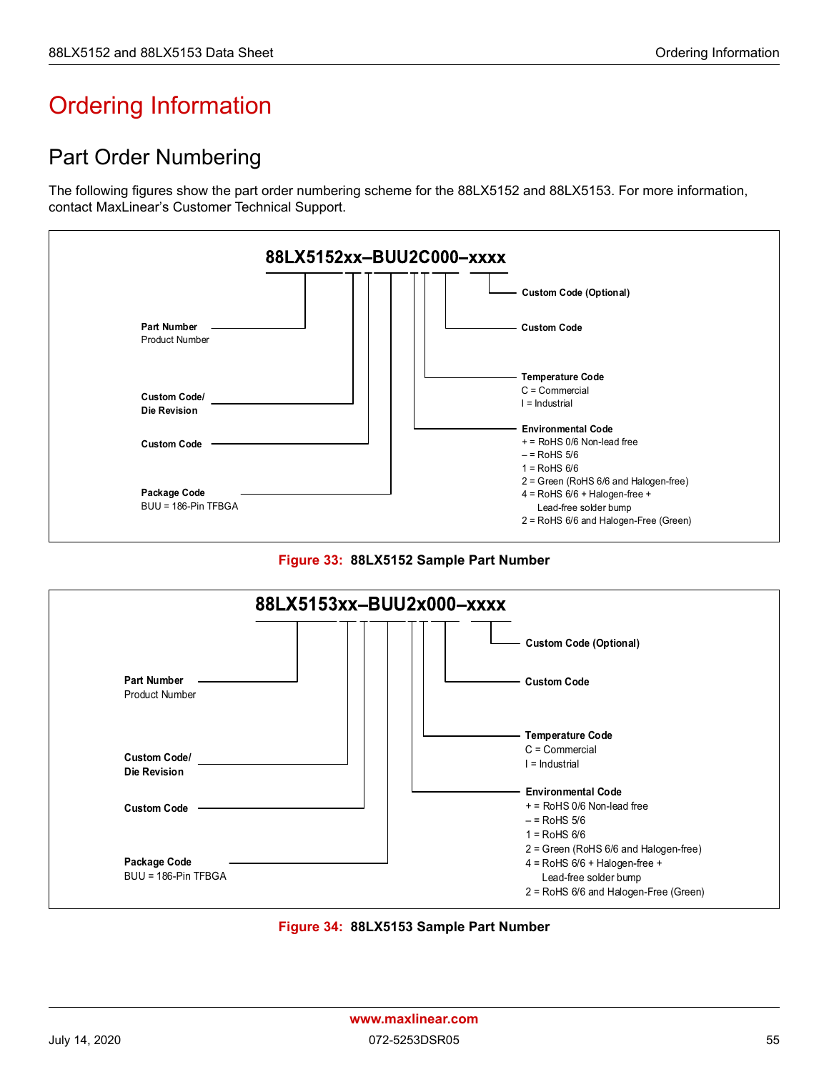# Ordering Information

## Part Order Numbering

The following figures show the part order numbering scheme for the 88LX5152 and 88LX5153. For more information, contact MaxLinear's Customer Technical Support.

**88LX5152xx–BUU2C000–xxxx**

- **Part Number** Product Number
- **Custom Code/ Die Revision**
- **Custom Code**
- **Package Code** BUU = 186-Pin TFBGA
- **Custom Code (Optional)**
- **Custom Code**
- **Temperature Code** C = Commercial, I = Industrial
- **Environmental Code**
  - \+ = RoHS 0/6 Non-lead free
  - – = RoHS 5/6
  - 1 = RoHS 6/6
  - 2 = Green (RoHS 6/6 and Halogen-free)
  - 4 = RoHS 6/6 + Halogen-free + Lead-free solder bump
  - 2 = RoHS 6/6 and Halogen-Free (Green)

**Figure 33: 88LX5152 Sample Part Number**

**88LX5153xx–BUU2x000–xxxx**

- **Part Number** Product Number
- **Custom Code/ Die Revision**
- **Custom Code**
- **Package Code** BUU = 186-Pin TFBGA
- **Custom Code (Optional)**
- **Custom Code**
- **Temperature Code** C = Commercial, I = Industrial
- **Environmental Code**
  - \+ = RoHS 0/6 Non-lead free
  - – = RoHS 5/6
  - 1 = RoHS 6/6
  - 2 = Green (RoHS 6/6 and Halogen-free)
  - 4 = RoHS 6/6 + Halogen-free + Lead-free solder bump
  - 2 = RoHS 6/6 and Halogen-Free (Green)

**Figure 34: 88LX5153 Sample Part Number**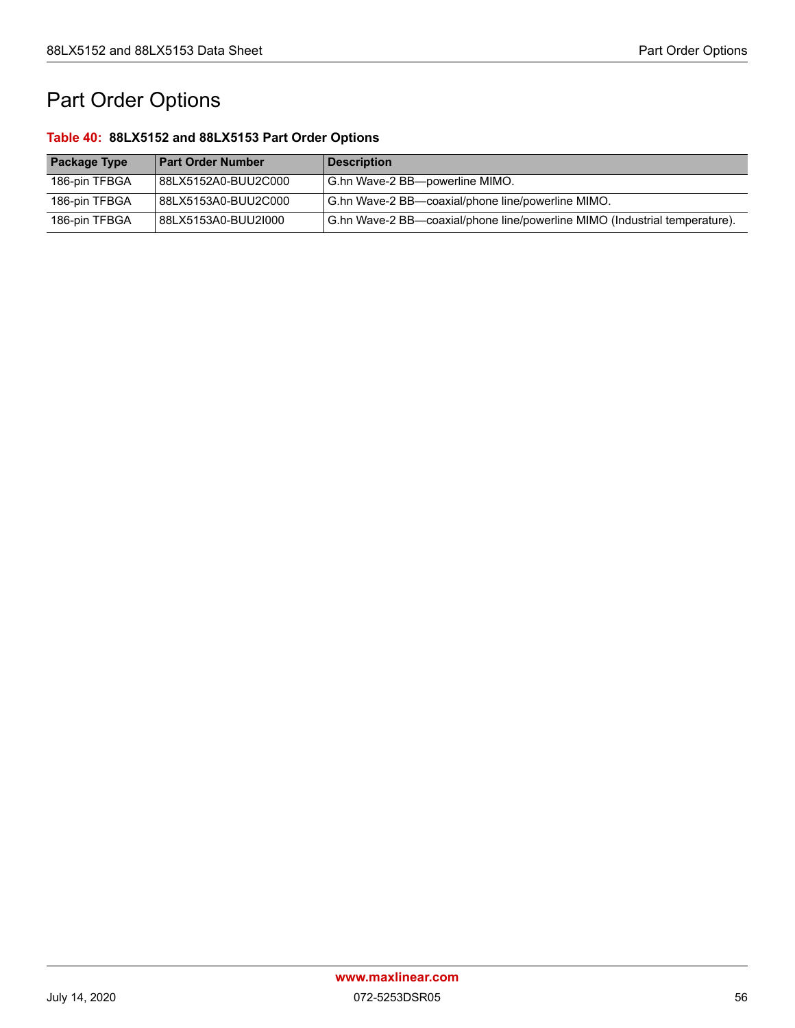# Part Order Options

**Table 40: 88LX5152 and 88LX5153 Part Order Options**

| Package Type | Part Order Number | Description |
|---|---|---|
| 186-pin TFBGA | 88LX5152A0-BUU2C000 | G.hn Wave-2 BB—powerline MIMO. |
| 186-pin TFBGA | 88LX5153A0-BUU2C000 | G.hn Wave-2 BB—coaxial/phone line/powerline MIMO. |
| 186-pin TFBGA | 88LX5153A0-BUU2I000 | G.hn Wave-2 BB—coaxial/phone line/powerline MIMO (Industrial temperature). |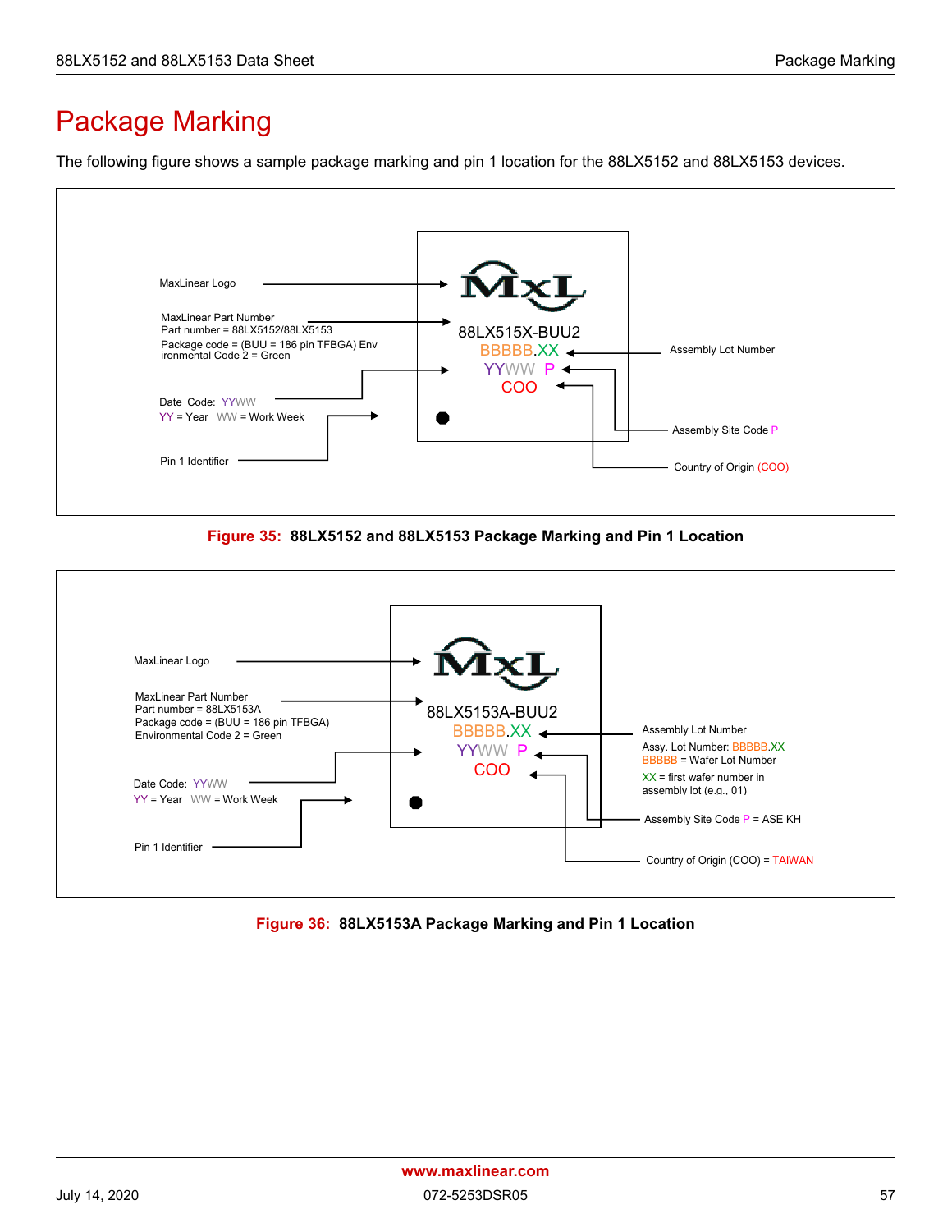# Package Marking

The following figure shows a sample package marking and pin 1 location for the 88LX5152 and 88LX5153 devices.

MaxLinear Logo

MaxLinear Part Number
Part number = 88LX5152/88LX5153
Package code = (BUU = 186 pin TFBGA) Environmental Code 2 = Green

Date Code: YYWW
YY = Year WW = Work Week

Pin 1 Identifier

88LX515X-BUU2
BBBBB.XX
YYWW P
COO

Assembly Lot Number

Assembly Site Code P

Country of Origin (COO)

**Figure 35: 88LX5152 and 88LX5153 Package Marking and Pin 1 Location**

MaxLinear Logo

MaxLinear Part Number
Part number = 88LX5153A
Package code = (BUU = 186 pin TFBGA)
Environmental Code 2 = Green

Date Code: YYWW
YY = Year WW = Work Week

Pin 1 Identifier

88LX5153A-BUU2
BBBBB.XX
YYWW P
COO

Assembly Lot Number
Assy. Lot Number: BBBBB.XX
BBBBB = Wafer Lot Number
XX = first wafer number in assembly lot (e.g., 01)

Assembly Site Code P = ASE KH

Country of Origin (COO) = TAIWAN

**Figure 36: 88LX5153A Package Marking and Pin 1 Location**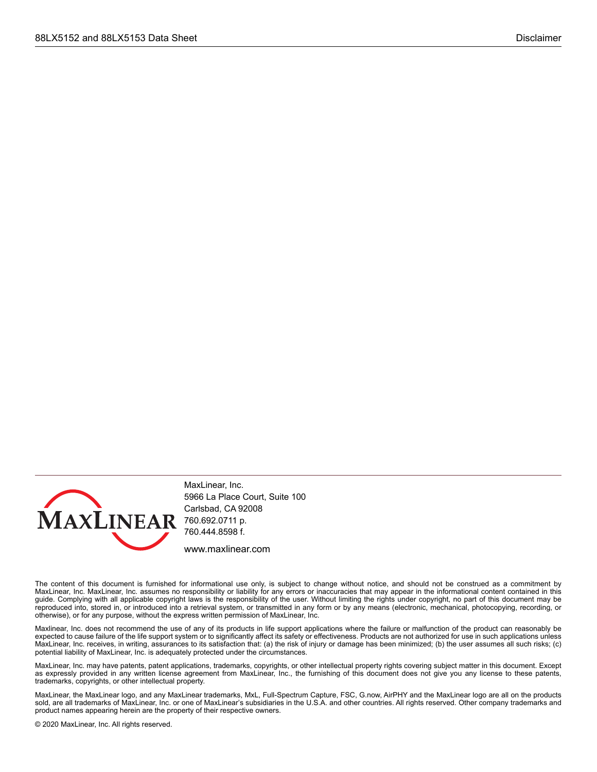MaxLinear, Inc.
5966 La Place Court, Suite 100
Carlsbad, CA 92008
760.692.0711 p.
760.444.8598 f.

www.maxlinear.com

The content of this document is furnished for informational use only, is subject to change without notice, and should not be construed as a commitment by MaxLinear, Inc. MaxLinear, Inc. assumes no responsibility or liability for any errors or inaccuracies that may appear in the informational content contained in this guide. Complying with all applicable copyright laws is the responsibility of the user. Without limiting the rights under copyright, no part of this document may be reproduced into, stored in, or introduced into a retrieval system, or transmitted in any form or by any means (electronic, mechanical, photocopying, recording, or otherwise), or for any purpose, without the express written permission of MaxLinear, Inc.

Maxlinear, Inc. does not recommend the use of any of its products in life support applications where the failure or malfunction of the product can reasonably be expected to cause failure of the life support system or to significantly affect its safety or effectiveness. Products are not authorized for use in such applications unless MaxLinear, Inc. receives, in writing, assurances to its satisfaction that: (a) the risk of injury or damage has been minimized; (b) the user assumes all such risks; (c) potential liability of MaxLinear, Inc. is adequately protected under the circumstances.

MaxLinear, Inc. may have patents, patent applications, trademarks, copyrights, or other intellectual property rights covering subject matter in this document. Except as expressly provided in any written license agreement from MaxLinear, Inc., the furnishing of this document does not give you any license to these patents, trademarks, copyrights, or other intellectual property.

MaxLinear, the MaxLinear logo, and any MaxLinear trademarks, MxL, Full-Spectrum Capture, FSC, G.now, AirPHY and the MaxLinear logo are all on the products sold, are all trademarks of MaxLinear, Inc. or one of MaxLinear's subsidiaries in the U.S.A. and other countries. All rights reserved. Other company trademarks and product names appearing herein are the property of their respective owners.

© 2020 MaxLinear, Inc. All rights reserved.